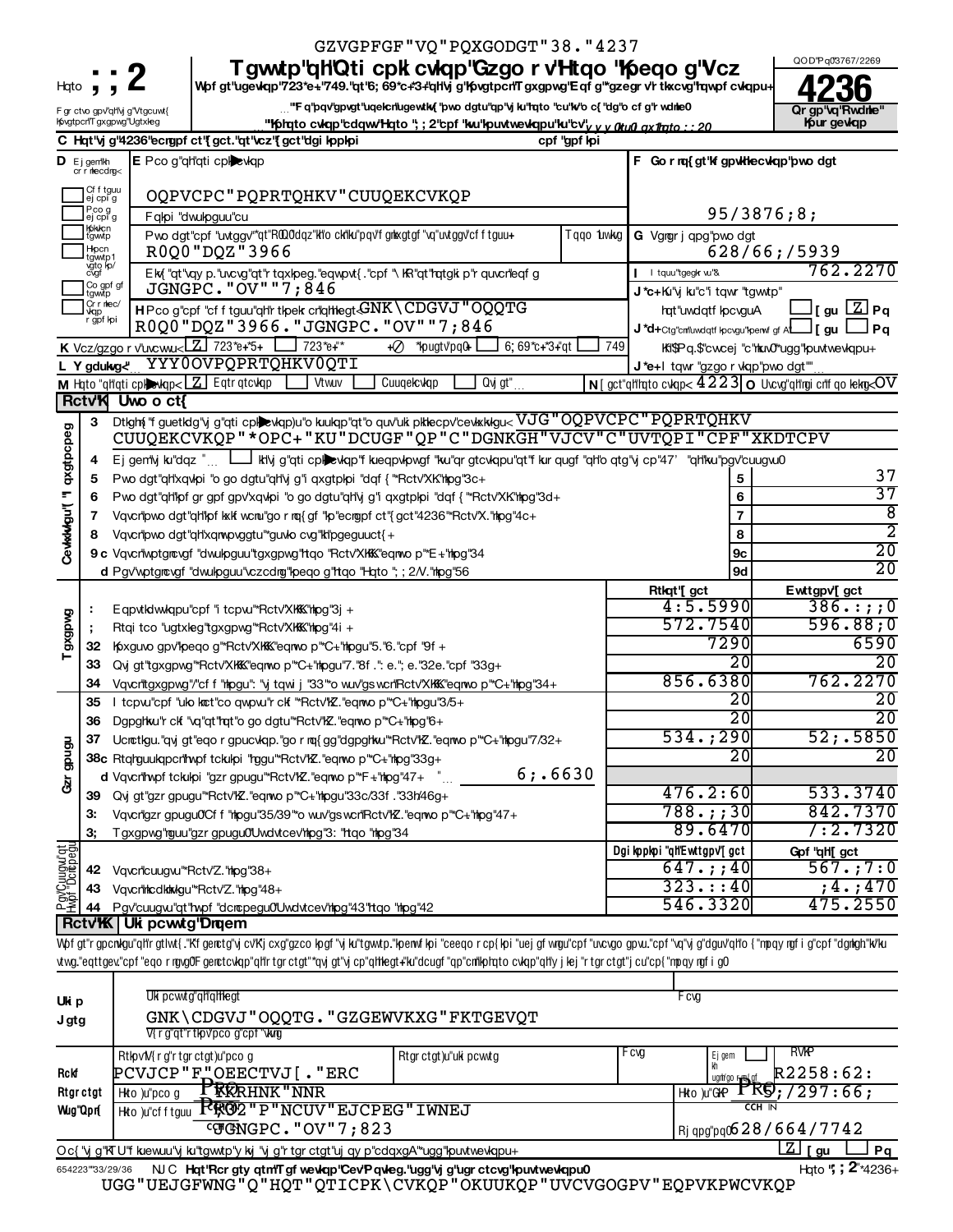GZVGPFGF"VQ"PQXGODGT"38."4237

Hqto **;;2**

**Tgwtp"qh"Qti cpk cvkqp"Gzgo r v"Htqo "Kpeqo g"Vcz**

**Wpf gt"ugevkqp"723*e+."749."qt"6;69*c+*3+"qh"vj g"Kpvgtpcn"Tgxgpwg"Eqf g"*gzegr v"rtkxcvg"hqwpf cvkqpu+**

F gr ctvo gpv"qh"vj g"Vtgcuwt{ Kpvgtpcn"Tgxgpwg"Ugtxkeg

…"F q"pqv"gpvgt"uqekcn"ugewtkv{"pwo dgtu"qp"vj ku"hqto "cu"kv"o c{"dg"o cf g"rwdnke0

…"Kphqto cvkqp"cdqwv"Hqto ";;2"cpf "ku"kpuvtwevkqpu"ku"cv"y y y 0ktu0 qx1hqto ;;20

QOD"Pq03767/2269

**4236**

**Qr gp"vq"Rwdnke" Kpur gevkqp**

C Hqt"vj g"4236"ecngpf ct"{ gct."qt"vcz"{ gct"dgi kppkpi … cpf "gpf kpi

| D Ej gem"kh cr r necdng< | E Pco g"qh"qti cpk cvkqp | F Go r nq{ gt"kf gpvkhecvkqp"pwo dgt |
|---|---|---|
| Cf f tguu ej cpi g | OQPVCPC"PQPRTQHKV"CUUQEKCVKQP | |
| Pco g ej cpi g | Fqkpi "dwukpguu"cu | 95/3876;8; |
| Kpkvkcn tgwtp | Pwo dgt"cpf "uvtggv"*qt"RQ0"dqz"kh"o ckn"ku"pqv"f gnkxgtgf "vq"uvtggv"cf f tguu+ Tqqo 1uwkvg R0Q0"DQZ"3966 | G Vgngr j qpg"pwo dgt 628/66;/5939 |
| Hkpcn tgwtp1 vgto kp/ cvgf | Ekv{ "qt"vqy p."uvcvg"qt"rtqxkpeg."eqwpvt{ ."cpf "\ KR"qt"hqtgki p"rquvcn"eqf g JGNGPC."OV""7;846 | I I tquu"tgegkr vu"& 762.2270 |
| Co gpf gf tgwtp | | J*c+ Ku"vj ku"c"i tqwr "tgwtp" hqt"uwdqtf kpcvguA [gu Z Pq |
| Cr r nkec/ vkqp r gpf kpi | H Pco g"cpf "cf f tguu"qh"r tkpekr cn"qhhkegt< GNK\CDGVJ "OQQTG R0Q0"DQZ"3966."JGNGPC."OV""7;846 | J*d+ Ctg"cnn"uwdqtf kpcvgu"kpenwf gf A [gu Pq |
| | | Kh"$Pq.$"cvvcej "c"nkuv0"*ugg"kpuvtwevkqpu+ |

K Vcz/gzgo r v"uvcvwu< Z 723*e+*5+ 723*e+*" + …*kpugtv"pq0+ 6;69*c+*3+"qt 749

L Y gdukvg< … YYY0OVPQPRTQHKV0QTI

J*e+ I tqwr "gzgo r vkqp"pwo dgt "…

M Hqto "qh"qti cpk cvkqp< Z Eqtrqtcvkqp Vtwuv Cuuqekcvkqp Qvj gt …

N [ gct"qh"hqto cvkqp< 4223 O Uvcvg"qh"ngi cn"f qo kekng< OV

## Rctv"K Uwo o ct{

| | | | Rtkqt"[ gct | Ewttgpv"[ gct |
|---|---|---|---|---|
| 3 | Dtkgh{ "f guetkdg"vj g"qti cpk cvkqp)u"o kuukqp"qt"o quv"uki pkhecpv"cevkxkvkgu< VJG"OQPVCPC"PQPRTQHKV CUUQEKCVKQP"*OPC+"KU"DCUGF"QP"C"DGNKGH"VJCV"C"UVTQPI"CPF"XKDTCPV | | | |
| 4 | Ej gem"vj ku"dqz "… "kh"vj g"qti cpk cvkqp"f kueqpvkpwgf "kvu"qr gtcvkqpu"qt"f kur qugf "qh"o qtg"vj cp"47' "qh"kvu"pgv"cuugvu0 | | | |
| 5 | Pwo dgt"qh"xqvkpi "o go dgtu"qh"vj g"i qxgtpkpi "dqf { "*Rctv"XK."nkpg"3c+ | 5 | | 37 |
| 6 | Pwo dgt"qh"kpf gr gpf gpv"xqvkpi "o go dgtu"qh"vj g"i qxgtpkpi "dqf { "*Rctv"XK."nkpg"3d+ | 6 | | 37 |
| 7 | Vqvcn"pwo dgt"qh"kpf kxkf wcnu"go r nq{ gf "kp"ecngpf ct"{ gct"4236"*Rctv"X."nkpg"4c+ | 7 | | 8 |
| 8 | Vqvcn"pwo dgt"qh"xqnwpvggtu"*guvko cvg"kh"pgeguuct{ + | 8 | | 2 |
| 9c | Vqvcn"wptgncvgf "dwukpguu"tgxgpwg"htqo "Rctv"XKKK."eqnwo p"*E+."nkpg"34 | 9c | | 20 |
| d | Pgv"wptgncvgf "dwukpguu"vczcdng"kpeqo g"htqo "Hqto ";;2/V."nkpg"56 | 9d | | 20 |
| : | Eqpvtkdwvkqpu"cpf "i tcpvu"*Rctv"XKKK."nkpg"3j + | | 4:5.5990 | 386.:;;0 |
| ; | Rtqi tco "ugtxkeg"tgxgpwg"*Rctv"XKKK."nkpg"4i + | | 572.7540 | 596.88;0 |
| 32 | Kpxguvo gpv"kpeqo g"*Rctv"XKKK."eqnwo p"*C+."nkpgu"5."6."cpf "9f + | | 7290 | 6590 |
| 33 | Qvj gt"tgxgpwg"*Rctv"XKKK."eqnwo p"*C+."nkpgu"7."8f ."": e."; e."32e."cpf "33g+ | | 20 | 20 |
| 34 | Vqvcn"tgxgpwg"/"cf f "nkpgu": "vj tqwi j "33"*o wuv"gs wcn"Rctv"XKKK."eqnwo p"*C+."nkpg"34+ | | 856.6380 | 762.2270 |
| 35 | I tcpvu"cpf "uko knct"co qwpvu"r ckf "*Rctv"KZ."eqnwo p"*C+."nkpgu"3/5+ | | 20 | 20 |
| 36 | Dgpghkvu"r ckf "vq"qt"hqt"o go dgtu"*Rctv"KZ."eqnwo p"*C+."nkpg"6+ | | 20 | 20 |
| 37 | Ucnctkgu."qvj gt"eqo r gpucvkqp."go r nq{ gg"dgpghkvu"*Rctv"KZ."eqnwo p"*C+."nkpgu"7/32+ | | 534.;290 | 52;.5850 |
| 38c | Rtqhguukqpcn"hwpf tckukpi "hggu"*Rctv"KZ."eqnwo p"*C+."nkpg"33g+ | | 20 | 20 |
| d | Vqvcn"hwpf tckukpi "gzr gpugu"*Rctv"KZ."eqnwo p"*F +."nkpg"47+ "… 6;.6630 | | | |
| 39 | Qvj gt"gzr gpugu"*Rctv"KZ."eqnwo p"*C+."nkpgu"33c/33f ."33h/46g+ | | 476.2:60 | 533.3740 |
| 3: | Vqvcn"gzr gpugu0"Cf f "nkpgu"35/39"*o wuv"gs wcn"Rctv"KZ."eqnwo p"*C+."nkpg"47+ | | 788.;;30 | 842.7370 |
| 3; | Tgxgpwg"nguu"gzr gpugu0"Uwdvtcev"nkpg"3: "htqo "nkpg"34 | | 89.6470 | /:2.7320 |
| | | | Dgi kppkpi "qh"Ewttgpv"[ gct | Gpf "qh"[ gct |
| 42 | Vqvcn"cuugvu"*Rctv"Z."nkpg"38+ | | 647.;;40 | 567.;7:0 |
| 43 | Vqvcn"nkcdknkvkgu"*Rctv"Z."nkpg"48+ | | 323.::40 | ;4.;470 |
| 44 | Pgv"cuugvu"qt"hwpf "dcncpegu0"Uwdvtcev"nkpg"43"htqo "nkpg"42 | | 546.3320 | 475.2550 |

## Rctv"KK Uki pcwtg"Drqem

Wpf gt"r gpcnvkgu"qh"r gtlwt{ ."K"f genctg"vj cv"K"j cxg"gzco kpgf "vj ku"tgwtp."kpenwf kpi "ceeqo r cp{ kpi "uej gf wngu"cpf "uvcvgo gpvu."cpf "vq"vj g"dguv"qh"o { "mpqy ngf i g"cpf "dgnkgh."kv"ku vtwg."eqttgev."cpf "eqo r ngvg0"F genctcvkqp"qh"rtgr ctgt"*qvj gt"vj cp"qhhkegt+"ku"dcugf "qp"cnn"kphqto cvkqp"qh"y j kej "rtgr ctgt"j cu"cp{ "mpqy ngf i g0

| | | |
|---|---|---|
| Uki p Jgtg | Uki pcwtg"qh"qhhkegt GNK\CDGVJ "OQQTG."GZGEWVKXG"FKTGEVQT V{ r g"qt"r tkpv"pco g"cpf "vkvng | Fcvg |

| | | | | | |
|---|---|---|---|---|---|
| Rckf Rtgr ctgt Wug"Qpn{ | Rtkpv1V{ r g"r tgr ctgt)u"pco g PCVJCP"F"OEECTVJ[."ERC | Rtgr ctgt)u"uki pcwtg | Fcvg | Ej gem kh ugnh/go r nq{ gf | RVKP R2258:62: |
| | Hkto )u"pco g "…" RKRHNK"NNR | | | Hkto )u"GKP | "…" ;/297:66; |
| | Hkto )u"cf f tguu "…" R0Q0"DQZ"3966 "…" JGNGPC."OV""7;823 | | | Rj qpg"pq0 | 628/664/7742 |

Oc{ "vj g"KTU"f kuewuu"vj ku"tgwtp"y kvj "vj g"r tgr ctgt"uj qy p"cdqxgA"*ugg"kpuvtwevkqpu+ Z [gu Pq

654223"33/29/36 NJ C **Hqt"Rcr gty qtm"Tgf wevkqp"Cev"Pqvkeg."ugg"vj g"ugr ctcvg"kpuvtwevkqpu0** Hqto ";;2"*4236+

UGG"UEJGFWNG"Q"HQT"QTICPK\CVKQP"OKUUKQP"UVCVGOGPV"EQPVKPWCVKQP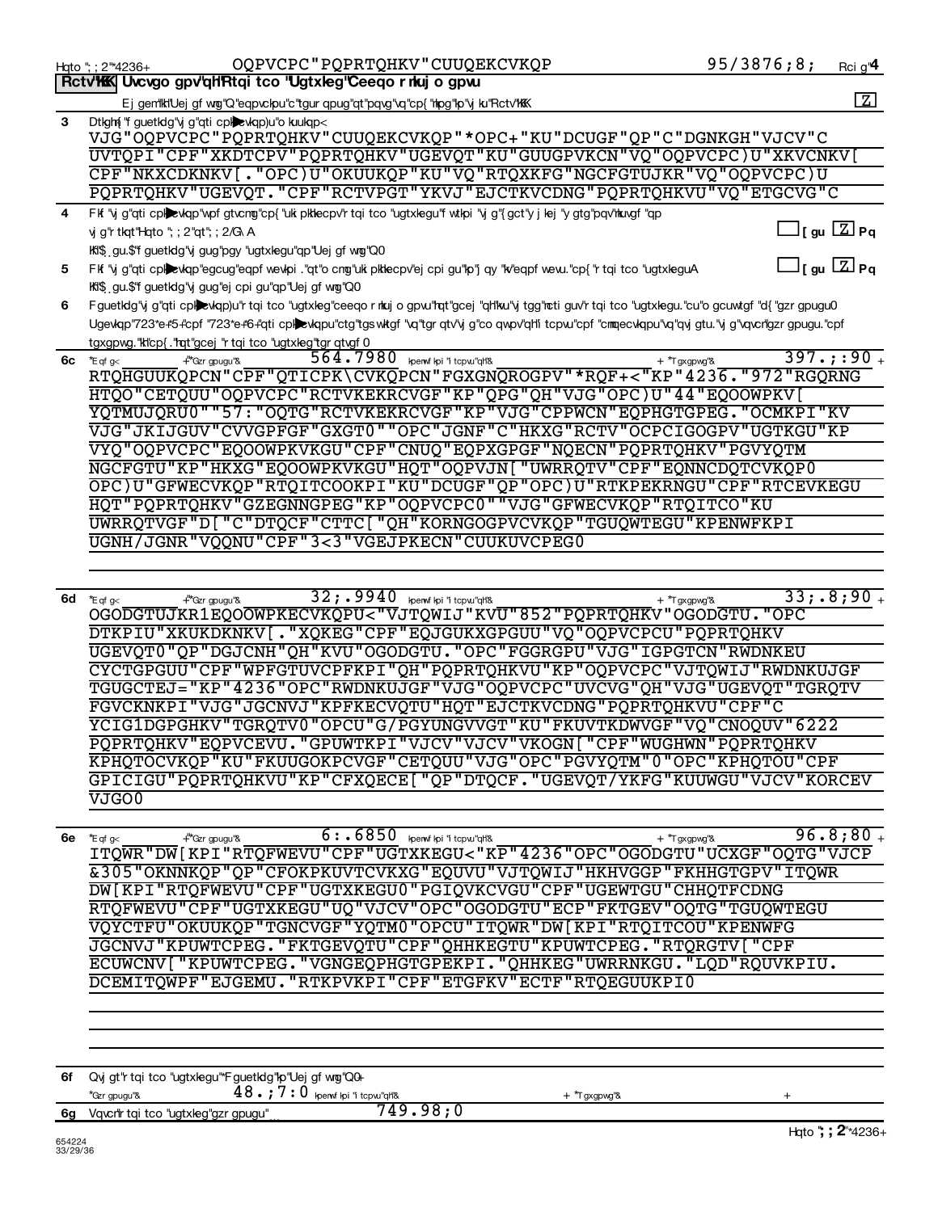**Part III Statement of Program Service Accomplishments**

Check if Schedule O contains a response or note to any line in this Part III [X]

**1** Briefly describe the organization's mission:

THE MONTANA NONPROFIT ASSOCIATION (MNA) IS BASED ON A BELIEF THAT A STRONG AND VIBRANT NONPROFIT SECTOR IS ESSENTIAL TO MONTANA'S VITALITY AND LIVABILITY, MNA'S MISSION IS TO PROVIDE LEADERSHIP TO MONTANA'S NONPROFIT SECTOR, AND PARTNER WITH CHARITABLE NONPROFITS TO CREATE A

**2** Did the organization undertake any significant program services during the year which were not listed on the prior Form 990 or 990-EZ? Yes [ ] No [X]

If "Yes," describe these new services on Schedule O.

**3** Did the organization cease conducting, or make significant changes in how it conducts, any program services? Yes [ ] No [X]

If "Yes," describe these changes on Schedule O.

**4** Describe the organization's program service accomplishments for each of its three largest program services, as measured by expenses. Section 501(c)(3) and 501(c)(4) organizations are required to report the amount of grants and allocations to others, the total expenses, and revenue, if any, for each program service reported.

**4a** (Code: ) (Expenses $ 342,576. including grants of $ ) (Revenue $ 175,987.)

PROFESSIONAL AND ORGANIZATIONAL DEVELOPMENT (POD): IN 2014, 750 PEOPLE FROM ACROSS MONTANA PARTICIPATED IN ONE OF THE MNA'S 22 COMMUNITY WORKSHOPS. 358 MORE PARTICIPATED IN THE ANNUAL CONFERENCE, MAKING IT THE HIGHEST ATTENDED EVER. MNA HELD A FIVE PART MANAGEMENT SERIES IN TWO MONTANA COMMUNITIES AND ALSO CONVENED LOCAL NONPROFIT NETWORK LEADERS IN FIVE COMMUNITIES FOR MONTHLY SUPPORT AND COLLABORATION. MNA'S EDUCATION PROGRAMMING IS BASED ON MNA'S PRINCIPLES AND PRACTICES FOR NONPROFIT EXCELLENCE IN MONTANA. THE EDUCATION PROGRAM IS SUPPORTED BY A BROAD ARRAY OF IMPLEMENTATION RESOURCES INCLUDING SELF-HELP TOOLS AND 1:1 TECHNICAL ASSISTANCE.

**4b** (Code: ) (Expenses $ 109,772. including grants of $ ) (Revenue $ 119,697.)

MEMBERSHIP/COMMUNICATIONS: THROUGH ITS 630 NONPROFIT MEMBERS, MNA BRINGS VISIBILITY, VOICE AND COHESIVENESS TO MONTANAS NONPROFIT SECTOR. ON BEHALF OF ITS MEMBERS, MNA DEEPENS THE GENERAL PUBLICS AWARENESS AND UNDERSTANDING OF NONPROFITS IN MONTANA THROUGH PUBLISHED RESEARCH; IN 2014 MNA PUBLISHED THE MONTANA STATE OF THE SECTOR REPORT DETAILING THE HEALTH INDICATORS FOR CHARITABLE NONPROFITS AND A WAGE/BENEFIT REPORT. MNAS E-NEWSLETTER IS DISTRIBUTED TO ALMOST 4000 NONPROFIT CONTACTS, ENSURING THAT THAT TIMELY AND USEFUL NONPROFIT INFORMATION IS DISSEMINATED ACROSS THE MNA NETWORK. MNA INFORMS AND ENGAGES NONPROFITS IN ADVOCACY ON BROAD, SECTOR-WIDE ISSUES THAT IMPACT THEM.

**4c** (Code: ) (Expenses $ 48,463. including grants of $ ) (Revenue $ 74,696.)

GROUP BUYING PRODUCTS AND SERVICES: IN 2014 MNA MEMBERS SAVED MORE THAN $1.3 MILLION ON ADMINISTRATIVE COSTS THROUGH FIFTEEN DIFFERENT GROUP BUYING PRODUCTS AND SERVICES. NEGOTIATES AND SECURES AFFORDABLE PRODUCTS AND SERVICES SO THAT MNA MEMBERS CAN DIRECT MORE RESOURCES TOWARDS MISSION RELATED WORK. MNAS GROUP BUYING PROGRAMS INCLUDE HEALTH INSURANCE, DIRECTORS AND OFFICERS INSURANCE, PROPERTY AND CASUALTY INSURANCE, TELECONFERENCING, OFFICE SUPPLIES, JOB POSTINGS, BACKGROUND CHECKS, PRINTING AND CREDIT CARD PROCESSING.

**4d** Other program services (Describe in Schedule O.)

(Expenses $ 26,958. including grants of $ ) (Revenue $ )

**4e** Total program service expenses ▶ 527,769.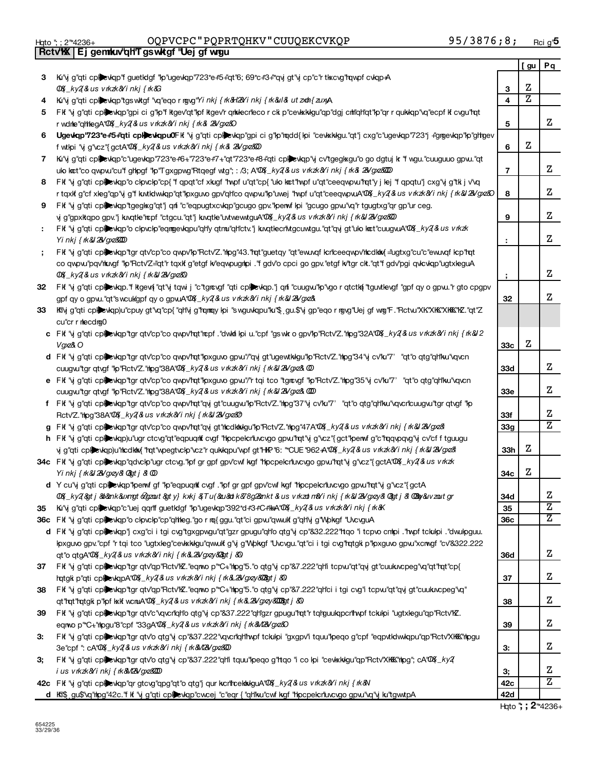| Rcvt\KX | Ej gemmuv'qhT gswktgf 'Uej gf wrgu | | [ gu | Pq |
|---|---|---|---|---|
| 3 | Ku"vj g"qti cpl̈̃evkqp"f guetkdgf "kp"ugevkqp"723*e+*5+"qt"6;69*c+*3+"*qvj gt"vj cp"c"r tkxcvg"hqwpf cvkqp+A *O%_ky2(&us vrkzk&Yi nkj {rk&G | 3 | Z | |
| 4 | Ku"vj g"qti cpl̈̃evkqp"tgs wktgf "vq"eqo r ngvg"Yi nkj {rk&H2&Yi nkj {rk&ul& utzxh{ zuxy&A | 4 | Z | |
| 5 | Fkf "vj g"qti cpl̈̃evkqp"gpi ci g"kp"f ktgev"qt"kpf ktgev"r qnkvlecn"eco r cki p"cevkxkvkgu"qp"dgj cnh"qh"qt"kp"qr r qukvkqp"vq"ecpf kf cvgu"hqt r wdnke"qhhleg A"*O%_ky2(&us vrkzk&Yi nkj {rk& 2&Vgxz&O | 5 | | Z |
| 6 | **Ugevkqp"723*e+*5+"qti cpl̈̃evkqpu0** Fkf "vj g"qti cpl̈̃evkqp"gpi ci g"kp"nqdd{kpi "cevkxkvkgu."qt"j cxg"c"ugevkqp"723*j +"grgevkqp"kp"ghhgev f wtkpi "vj g"vcz"{gct A"*O%_ky2(&us vrkzk&Yi nkj {rk& 2&Vgxz&OO | 6 | Z | |
| 7 | Ku"vj g"qti cpl̈̃evkqp"c"ugevkqp"723*e+*6+."723*e+*7+."qt"723*e+*8+"qti cpl̈̃evkqp"vj cv"tgegkxgu"o go dgtuj kr "f wgu."cuuguuo gpvu."qt uko kct"co qwpvu"cu"f ghkpgf "kp"Tgxgpwg"Rtqegf wtg"; : /3; A"*O%_ky2(&us vrkzk&Yi nkj {rk& 2&Vgxz&OOO | 7 | | Z |
| 8 | Fkf "vj g"qti cpl̈̃evkqp"o ckpvckp"cp{ "f qpqt"cf xkugf "hwpf u"qt"cp{ "uko kct"hwpf u"qt"ceeqwpvu"hqt"y j kej "f qpqtu"j cxg"vj g"tki j v"vq r tqxkf g"cf xkeg"qp"vj g"f kuvtkdwkqp"qt"kpxguvo gpv"qh"co qwpvu"kp"uwej "hwpf u"qt"ceeqwpvuA"*O%_ky2(&us vrkzk&Yi nkj {rk&I 2&Vgxz&O | 8 | | Z |
| 9 | Fkf "vj g"qti cpl̈̃evkqp"tgegkxg"qt"j qnf "c"eqpugtxcvkqp"gcugo gpv."kpenwf kpi "gcugo gpvu"vq"r tgugtxg"qr gp"ur ceg. vj g"gpxktqpo gpv."j kuvqtke"ncpf "ctgcu."qt"j kuvqtke"uvtwewtguA"*O%_ky2(&us vrkzk&Yi nkj {rk&I 2&Vgxz&OO | 9 | | Z |
| : | Fkf "vj g"qti cpl̈̃evkqp"o ckpvckp"eqmgevkqpu"qh"y qtmu"qh"ctv."j kuvqtkecn"vtgcuwtgu."qt"qvj gt"uko kct"cuugvuA"*O%_ky2(&us vrkzk Yi nkj {rk&I 2&Vgxz&OOO | : | | Z |
| ; | Fkf "vj g"qti cpl̈̃evkqp"tgr qtv"cp"co qwpv"kp"Rctv"Z."nkpg"43."hqt"guetqy "qt"ewuvqf kcn"ceeqwpv"nkcdkkv{ ="ugtxg"cu"c"ewuvqf kcp"hqt co qwpvu"pqv"nkuvgf "kp"Rctv"Z="qt"r tqxkf g"etgf kv"eqwpugnkpi ."f gdv"o cpci go gpv."etgf kv"tgr ckt."qt"f gdv"pgi qvkcvkqp"ugtxkeguA *O%_ky2(&us vrkzk&Yi nkj {rk&I 2&Vgxz&O | ; | | Z |
| 32 | Fkf "vj g"qti cpl̈̃evkqp."f ktgevn{ "qt"vj tqwi j "c"tgncvgf "qti cpl̈̃evkqp."j qnf "cuugvu"kp"vgo r qtctkn{ "tguvtkevgf "gpf qy o gpvu."r gto cpgpv gpf qy o gpvu."qt"s wcuk/gpf qy o gpvuA"*O%_ky2(&us vrkzk&Yi nkj {rk&I 2&Vgxz& | 32 | | Z |
| 33 | Kh"vj g"qti cpl̈̃evkqp)u"cpuy gt"vq"cp{ "qh"vj g"hqmqy kpi "s wguvkqpu"ku"$ ˛gu.$"vj gp"eqo r ngvg"Uej gf wrg"F."Rctvu"XK."XKK."XKKK."KZ."qt"Z cu"cr r nkecdng0 | | | |
| c | Fkf "vj g"qti cpl̈̃evkqp"tgr qtv"cp"co qwpv"hqt"ncpf ."dwkf kpi u."cpf "gs wkr o gpv"kp"Rctv"Z."nkpg"32A"*O%_ky2(&us vrkzk&Yi nkj {rk&I 2 Vgxz&.O | 33c | Z | |
| d | Fkf "vj g"qti cpl̈̃evkqp"tgr qtv"cp"co qwpv"hqt"kpxguvo gpvu"/"qvj gt"ugewtkkgu"kp"Rctv"Z."nkpg"34"vj cv"ku"7' "qt"o qtg"qh"ku"vqvcn cuugvu"tgr qtvgf "kp"Rctv"Z."nkpg"38A"*O%_ky2(&us vrkzk&Yi nkj {rk&I 2&Vgxz&.OO | 33d | | Z |
| e | Fkf "vj g"qti cpl̈̃evkqp"tgr qtv"cp"co qwpv"hqt"kpxguvo gpvu"/"r tqi tco "tgncvgf "kp"Rctv"Z."nkpg"35"vj cv"ku"7' "qt"o qtg"qh"ku"vqvcn cuugvu"tgr qtvgf "kp"Rctv"Z."nkpg"38A"*O%_ky2(&us vrkzk&Yi nkj {rk&I 2&Vgxz&.OOO | 33e | | Z |
| f | Fkf "vj g"qti cpl̈̃evkqp"tgr qtv"cp"co qwpv"hqt"qvj gt"cuugvu"kp"Rctv"Z."nkpg"37"vj cv"ku"7' "qt"o qtg"qh"ku"vqvcn"cuugvu"tgr qtvgf "kp Rctv"Z."nkpg"38A"*O%_ky2(&us vrkzk&Yi nkj {rk&I 2&Vgxz&.OB | 33f | | Z |
| g | Fkf "vj g"qti cpl̈̃evkqp"tgr qtv"cp"co qwpv"hqt"qvj gt"nkcdkkvkgu"kp"Rctv"Z."nkpg"47A"*O%_ky2(&us vrkzk&Yi nkj {rk&I 2&Vgxz& | 33g | | Z |
| h | Fkf "vj g"qti cpl̈̃evkqp)u"ugr ctcvg"qt"eqpuqnkf cvgf "hkpcpekcn"uvcvgo gpvu"hqt"vj g"vcz"{ gct"kpenwf g"c"hqqvpqvg"vj cv"cf f tguugu vj g"qti cpl̈̃evkqp)u"nkcdkkv{ "hqt"wpegtvckp"vcz"r qukvkqpu"wpf gt"HKP"6: "*CUE"962+A"*O%_ky2(&us vrkzk&Yi nkj {rk&I 2&Vgxz& | 33h | Z | |
| 34c | Fkf "vj g"qti cpl̈̃evkqp"qdvckp"ugr ctcvg."kpf gr gpf gpv"cwf kgf "hkpcpekcn"uvcvgo gpvu"hqt"vj g"vcz"{ gct A"*O%_ky2(&us vrkzk Yi nkj {rk&I 2&Vgxzy&.Ogtj &.OO | 34c | Z | |
| d | Y cu"vj g"qti cpl̈̃evkqp"kpenwf gf "kp"eqpuqnkf cvgf ."kpf gr gpf gpv"cwf kgf "hkpcpekcn"uvcvgo gpvu"hqt"vj g"vcz"{ gctA *O%_ky2(&gtj &b&nk&uxmgt&gzout &gty} kxkj &Tu(&u&ot k&78g2&nkt &us vrkzo m&Yi nkj {rk&I 2&Vgxzy&.Ogtj &.OO&y&uvzout gr | 34d | | Z |
| 35 | Ku"vj g"qti cpl̈̃evkqp"c"uej qqn"f guetkdgf "kp"ugevkqp"392*d+*3+*C+*kk+A"*O%_ky2(&us vrkzk&Yi nkj {rk&K | 35 | | Z |
| 36c | Fkf "vj g"qti cpl̈̃evkqp"o ckpvckp"cp"qhhleg."go r nq{ ggu."qt"ci gpvu"qwvukf g"qh"vj g"Wpkvgf "UvcvguA | 36c | | Z |
| d | Fkf "vj g"qti cpl̈̃evkqp"j cxg"ci i tgi cvg"tgxgpwgu"qt"gzr gpugu"qh"o qtg"vj cp"&32.222"htqo "i tcpvo cmkpi ."hwpf tckukpi ."dwukpguu. kpxguvo gpv."cpf "r tqi tco "ugtxkeg"cevkxkvkgu"qwvukf g"vj g"Wpkvgf "Uvcvgu."qt"ci i tgi cvg"hqtgki p"kpxguvo gpvu"xcnwgf "cv"&322.222 qt"o qtgA"*O%_ky2(&us vrkzk&Yi nkj {rk&L2&Vgxy&.Ogtj &.O | 36d | | Z |
| 37 | Fkf "vj g"qti cpl̈̃evkqp"tgr qtv"qp"Rctv"KZ."eqnwo p"*C+."nkpg"5."o qtg"vj cp"&7.222"qh"i tcpvu"qt"qvj gt"cuukuvcpeg"vq"qt"hqt"cp{ hqtgki p"qti cpl̈̃evkqpA"*O%_ky2(&us vrkzk&Yi nkj {rk&L2&Vgxy&.OOgtj &.O | 37 | | Z |
| 38 | Fkf "vj g"qti cpl̈̃evkqp"tgr qtv"qp"Rctv"KZ."eqnwo p"*C+."nkpg"5."o qtg"vj cp"&7.222"qh"ci i tgi cvg"i tcpvu"qt"qvj gt"cuukuvcpeg"vq" qt"hqt"hqtgki p"kpf kkf wcnuA"*O%_ky2(&us vrkzk&Yi nkj {rk&L2&Vgxy&.OOOgtj &.O | 38 | | Z |
| 39 | Fkf "vj g"qti cpl̈̃evkqp"tgr qtv"c"vqvcn"qh"o qtg"vj cp"&37.222"qh"gzr gpugu"hqt"r tqhguukqpcn"hwpf tckukpi "ugtxkegu"qp"Rctv"KZ. eqnwo p"*C+."nkpgu"8"cpf "33gA"*O%_ky2(&us vrkzk&Yi nkj {rk&M2&Vgxz&O | 39 | | Z |
| 3: | Fkf "vj g"qti cpl̈̃evkqp"tgr qtv"o qtg"vj cp"&37.222"vqvcn"qh"hwpf tckukpi "gxgpv"i tquu"kpeqo g"cpf "eqpvtkdwvkqpu"qp"Rctv"XKKK."nkpgu 3e"cpf "; cA"*O%_ky2(&us vrkzk&Yi nkj {rk&M2&Vgxz&OO | 3: | | Z |
| 3; | Fkf "vj g"qti cpl̈̃evkqp"tgr qtv"o qtg"vj cp"&37.222"qh"i tquu"kpeqo g"htqo "i co kpi "cevkxkvkgu"qp"Rctv"XKKK."nkpg"; cA"*O%_ky2( i us vrkzk&Yi nkj {rk&M2&Vgxz&OOO | 3; | | Z |
| 42c | Fkf "vj g"qti cpl̈̃evkqp"qr gtcvg"qpg"qt"o qtg"j qur kvcn"hcekkkkguA"*O%_ky2(&us vrkzk&Yi nkj {rk&N | 42c | | Z |
| d | Kh"$ ˛gu$"vq"nkpg"42c."f kf "vj g"qti cpl̈̃evkqp"cwcej "c"eqr { "qh"ku"cwf kgf "hkpcpekcn"uvcvgo gpvu"vq"vj ku"tgwtpA | 42d | | |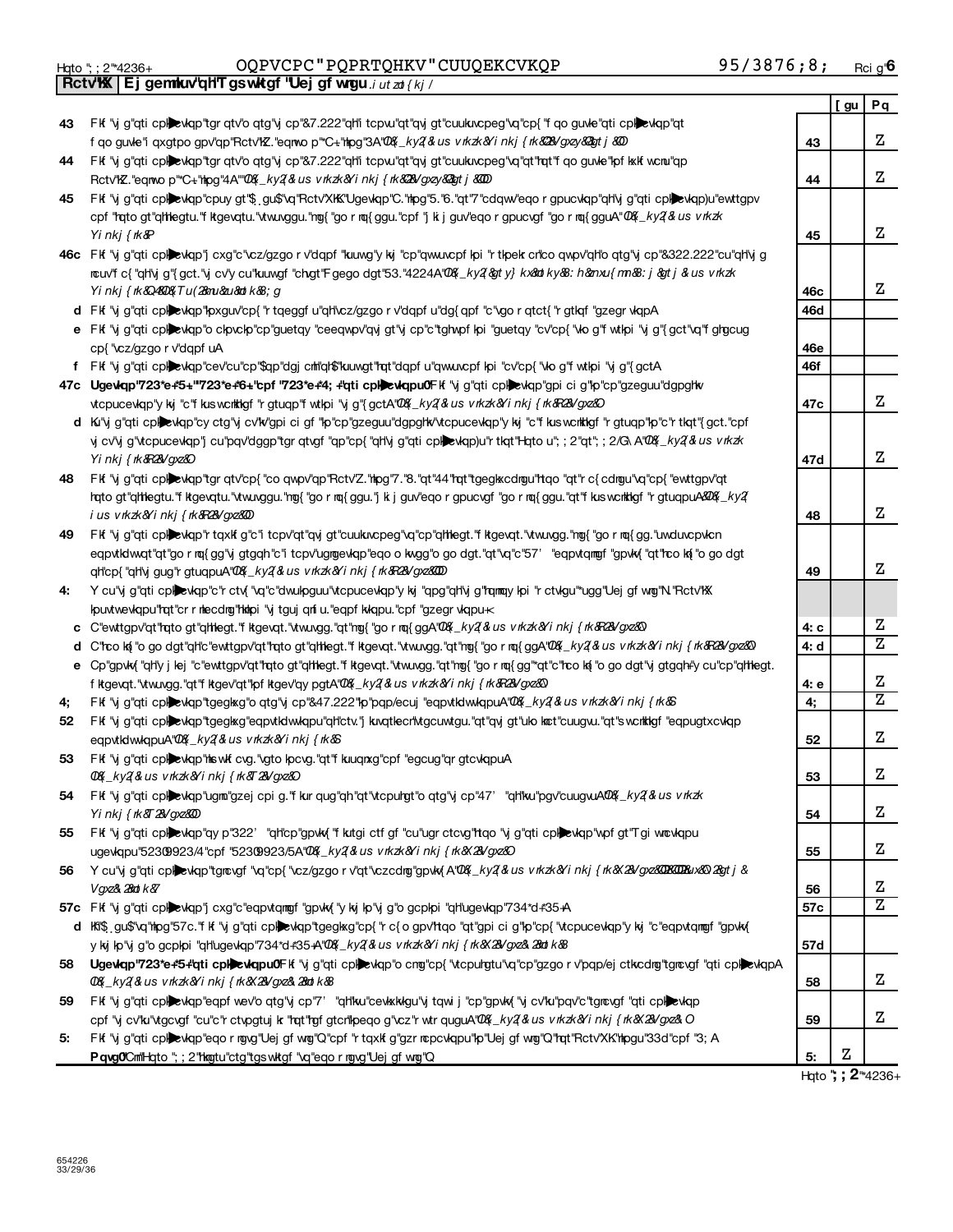**RctvKX | Ej gemkuv'qh'Tgswktgf "Uej gf wrgu** *.i utzd{kj /*

| | | | [ gu | Pq |
|---|---|---|---|---|
| 43 | Fkf "vj g"qti cpl◆cvkqp"tgr qtv'o qtg"vj cp"&7.222"qh"i tcpvu"qt"qvj gt"cuukuvcpeg"vq"cp{ "f qo guvke"qti cpl◆cvkqp"qt f qo guvke"i qxgtpo gpv"qp"RctvK."eqnwo p"\*C+"hpg"3A"ÇÐ(_ky2(&us vrkzk&Yi nkj {rk&2&Vgxzy&Qgtj &Ð | 43 | | Z |
| 44 | Fkf "vj g"qti cpl◆cvkqp"tgr qtv'o qtg"vj cp"&7.222"qh"i tcpvu"qt"qvj gt"cuukuvcpeg"vq"qt"hqt"f qo guvke"lpf kxkf wcnu"qp RctvK."eqnwo p"\*C+"hpg"4A"ÇÐ(_ky2(&us vrkzk&Yi nkj {rk&2&Vgxzy&Qgtj &ÐÐ | 44 | | Z |
| 45 | Fkf "vj g"qti cpl◆cvkqp"cpuy gt"\$ .gu\$"vq"RctvXKK."Ugevkqp"C."hpg"5."6."qt"7"cdqwv"eqo r gpucvkqp"qh"vj g"qti cpl◆cvkqp)u"ewttgpv cpf "hqto gt"qhhlegtu."f ktgevqtu."vtwuvggu."mg{ "go r nq{ ggu."cpf "j ki j guv"eqo r gpucvgf "go r nq{ gguA"ÇÐ(_ky2(&us vrkzk Yi nkj {rk&P | 45 | | Z |
| 46c | Fkf "vj g"qti cpl◆cvkqp"j cxg"c"vcz/gzgo r v"dqpf "kuuwg"y kj "cp"qwvuvcpf kpi "r tlpek cn"co qwpv"qh"o qtg"vj cp"&322.222"cu"qh"vj g ncuv"f c{ "qh"vj g"{gct."vj cv"y cu"kuuwgf "chgt"F gego dgt"53."4224A"ÇÐ(_ky2(&gty} kx&d ky&: h&nxu{ mn&: j &gtj &us vrkzk Yi nkj {rk&Q4&Ð(Tu(2&nu&u&d k&; g | 46c | | Z |
| d | Fkf "vj g"qti cpl◆cvkqp"lpxguv"cp{ "r tqeggf u"qh"vcz/gzgo r v"dqpf u"dg{ qpf "c"vgo r qtct{ "r gtkqf "gzegr vkqpA | 46d | | |
| e | Fkf "vj g"qti cpl◆cvkqp"o ckpvckp"cp"guetqy "ceeqwpv"qvj gt"vj cp"c"tghwpf kpi "guetqy "cv"cp{ "\kog "f wtkpi "vj g"{gct"vq"f ghgcug cp{ "vcz/gzgo r v"dqpf uA | 46e | | |
| f | Fkf "vj g"qti cpl◆cvkqp"cev"cu"cp"\$qp"dgj cm"qh\$"kuuwgt"hqt"dqpf u"qwvuvcpf kpi "cv"cp{ "\kog "f wtkpi "vj g"{gctA | 46f | | |
| 47c | **Ugevkqp"723\*e+\*5+"'723\*e+\*6+"cpf "723\*e+\*4; +"qti cpl◆cvkqpu0**Fkf "vj g"qti cpl◆cvkqp"gpi ci g"lp"cp"gzeguu"dgpghkv vtcpucevkqp"y kj "c"f kus wcnkhkgf "r gtuqp"f wtkpi "vj g"{gctA"ÇÐ(_ky2(&us vrkzk&Yi nkj {rk&R2&Vgxz&Ð | 47c | | Z |
| d | Ku"vj g"qti cpl◆cvkqp"cy ctg"vj cv"kv"gpi ci gf "lp"cp"gzeguu"dgpghkv"vtcpucevkqp"y kj "c"f kus wcnkhkgf "r gtuqp"lp"c"r tkqt"{gct."cpf vj cv"vj g"vtcpucevkqp"j cu"pqv"dggp"tgr qtvgf "qp"cp{ "qh"vj g"qti cpl◆cvkqp)u"r tkqt"Hqto u"; ; 2"qt"; ; 2/G\ A"ÇÐ(_ky2(&us vrkzk Yi nkj {rk&R2&Vgxz&Ð | 47d | | Z |
| 48 | Fkf "vj g"qti cpl◆cvkqp"tgr qtv"cp{ "co qwpv"qp"RctvZ."hpg"7."8."qt"44"hqt"tgegkxcdrgu"htqo "qt"r c{ cdrgu"vq"cp{ "ewttgpv"qt hqto gt"qhhlegtu."f ktgevqtu."vtwuvggu."mg{ "go r nq{ ggu."j ki j guv"eqo r gpucvgf "go r nq{ ggu."qt"f kus wcnkhkgf "r gtuqpuA&Ð(_ky2( i us vrkzk&Yi nkj {rk&R2&Vgxz&ÐÐ | 48 | | Z |
| 49 | Fkf "vj g"qti cpl◆cvkqp"r tqxkf g"c"i tcpv"qt"qvj gt"cuukuvcpeg"vq"qhhlegt."f ktgevqt."vtwuvgg."mg{ "go r nq{ gg."uwduvcpvkcn eqpvtkdwvqt"qt"go r nq{ gg"vj gtgqh"c"i tcpv"ugmgevkqp"eqo o kwgg"o go dgt."qt"vq"c"57' "eqpvtqmgf "gpvkv{ "qt"hco kn{ "o go dgt qh"cp{ "qh"vj gug"r gtuqpuA"ÇÐ(_ky2(&us vrkzk&Yi nkj {rk&R2&Vgxz&ÐÐÐ | 49 | | Z |
| 4: | Y cu"vj g"qti cpl◆cvkqp"c"r ctv{ "vq"c"dwukpguu"vtcpucevkqp"y kj "qpg"qh"vj g"hqmqy kpi "r ctvkgu"\*ugg"Uej gf wrg"N."RctvKX kpuvtwevkqpu"hqt"cr r nlecdmg"hkkpi "vj tguj qrf u."eqpf kkqpu."cpf "gzegr vkqpu+< | | | |
| c | C"ewttgpv"qt"hqto gt"qhhlegt."f ktgevqt."vtwuvgg."qt"mg{ "go r nq{ ggA"ÇÐ(_ky2(&us vrkzk&Yi nkj {rk&R2&Vgxz&Ð | 4: c | | Z |
| d | C"hco kn{ "o go dgt"qh"c"ewttgpv"qt"hqto gt"qhhlegt."f ktgevqt."vtwuvgg."qt"mg{ "go r nq{ ggA"ÇÐ(_ky2(&us vrkzk&Yi nkj {rk&R2&Vgxz&Ð | 4: d | | Z |
| e | Cp"gpvkv{ "qh"y j kej "c"ewttgpv"qt"hqto gt"qhhlegt."f ktgevqt."vtwuvgg."qt"mg{ "go r nq{ gg"\*qt"c"hco kn{ "o go dgt"vj gtgqh+"y cu"cp"qhhlegt. f ktgevqt."vtwuvgg."qt"f ktgev"qt"kpf ktgev"qy pgtA"ÇÐ(_ky2(&us vrkzk&Yi nkj {rk&R2&Vgxz&Ð | 4: e | | Z |
| 4; | Fkf "vj g"qti cpl◆cvkqp"tgegkxg"o qtg"vj cp"&47.222"lp"pqp/ecuj "eqpvtkdwvkqpuA"ÇÐ(_ky2(&us vrkzk&Yi nkj {rk&S | 4; | | Z |
| 52 | Fkf "vj g"qti cpl◆cvkqp"tgegkxg"eqpvtkdwvkqpu"qh"ctv."j kuvqtkecn"vtgcuwtgu."qt"qvj gt"ulo kct"cuugvu."qt"s wcnkhkgf "eqpugtxcvkqp eqpvtkdwvkqpuA"ÇÐ(_ky2(&us vrkzk&Yi nkj {rk&S | 52 | | Z |
| 53 | Fkf "vj g"qti cpl◆cvkqp"nks wkf cvg."vgto lpcvg."qt"f kuuqnxg"cpf "egcug"qr gtcvkqpuA ÇÐ(_ky2(&us vrkzk&Yi nkj {rk&T2&Vgxz&Ð | 53 | | Z |
| 54 | Fkf "vj g"qti cpl◆cvkqp"ugmi"gzej cpi g."f kur qug"qh"qt"vtcpuhgt"o qtg"vj cp"47' "qh"ku"pgv"cuugvuA"ÇÐ(_ky2(&us vrkzk Yi nkj {rk&T2&Vgxz&ÐÐ | 54 | | Z |
| 55 | Fkf "vj g"qti cpl◆cvkqp"qy p"322' "qh"cp"gpvkv{ "f kutgi ctf gf "cu"ugr ctcvg"htqo "vj g"qti cpl◆cvkqp"wpf gt"Tgi wncvkqpu ugevkqpu"5230923/4"cpf "5230923/5A"ÇÐ(_ky2(&us vrkzk&Yi nkj {rk&X2&Vgxz&Ð | 55 | | Z |
| 56 | Y cu"vj g"qti cpl◆cvkqp"tgncvgf "vq"cp{ "vcz/gzgo r v"qt"vczcdng"gpvkv{ A"ÇÐ(_ky2(&us vrkzk&Yi nkj {rk&X2&Vgxz&ÐÐ&ÐÐ&ux&Ð2&gtj & Vgxz&2&d k&7 | 56 | | Z |
| 57c | Fkf "vj g"qti cpl◆cvkqp"j cxg"c"eqpvtqmgf "gpvkv{ "y kj kp"vj g"o gcpkpi "qh"ugevkqp"734\*d+\*35+A | 57c | | Z |
| d | Kh"\$ .gu\$"vq"hpg"57c."f kf "vj g"qti cpl◆cvkqp"tgegkxg"cp{ "r c{ o gpv"htqo "qt"gpi ci g"lp"cp{ "vtcpucevkqp"y kj "c"eqpvtqmgf "gpvkv{ y kj kp"vj g"o gcpkpi "qh"ugevkqp"734\*d+\*35+A"ÇÐ(_ky2(&us vrkzk&Yi nkj {rk&X2&Vgxz&2&d k&8 | 57d | | |
| 58 | **Ugevkqp"723\*e+\*5+"qti cpl◆cvkqpu0**Fkf "vj g"qti cpl◆cvkqp"o cmg"cp{ "vtcpuhgtu"vq"cp"gzgo r v"pqp/ej ctkvcdng"tgncvgf "qti cpl◆cvkqpA ÇÐ(_ky2(&us vrkzk&Yi nkj {rk&X2&Vgxz&2&d k&8 | 58 | | Z |
| 59 | Fkf "vj g"qti cpl◆cvkqp"eqpf wev"o qtg"vj cp"7' "qh"ku"cevkxkkgu"vj tqwi j "cp"gpvkv{ "vj cv"ku"pqv"c"tgncvgf "qti cpl◆cvkqp cpf "vj cv"ku"vtgcvgf "cu"c"r ctvpgtuj kr "hqt"hgf gtcn"lpeqo g"vcz"r wtr qugu"ÇÐ(_ky2(&us vrkzk&Yi nkj {rk&X2&Vgxz&O | 59 | | Z |
| 5: | Fkf "vj g"qti cpl◆cvkqp"eqo r ngvg"Uej gf wrg"Q"cpf "r tqxkf g"gzr ncpcvkqpu"lp"Uej gf wrg"Q"hqt"RctvXK."hpgu"33d"cpf "3; A **Pqvg0**Cm"Hqto "; ; 2"hkgtu"ctg"tgs wktgf "vq"eqo r ngvg"Uej gf wrg"Q | 5: | Z | |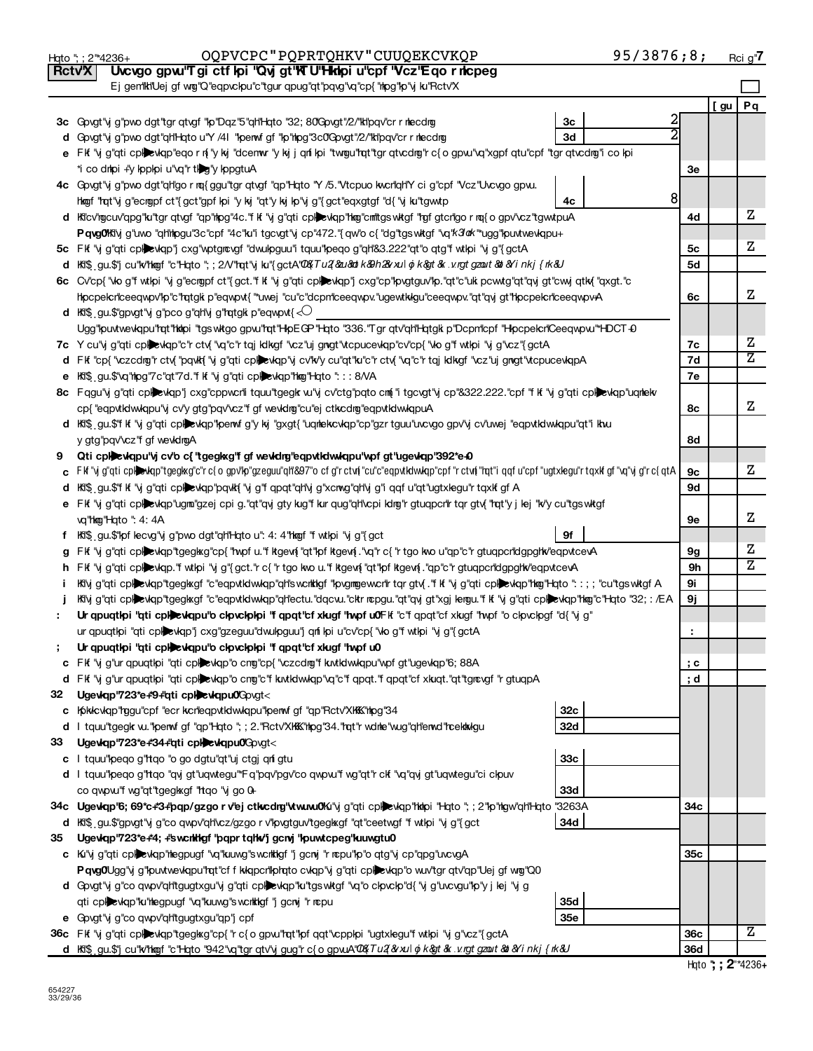**Rctv"X** **Uvcvgo gpvu"Tgi ctfkpi "Qvj gt"KTU"Hkrkpi u"cpf "Vcz"Eqo r rkcpeg**

Ej gemkh"Uej gf wrg"Q"eqpvckpu"c"tgur qpug"qt"pqvg"vq"cp{ "rkpg"kp"vj ku"Rctv"X ☐

| | | | | | [ gu | Pq |
|---|---|---|---|---|---|---|
| **3c** | Gpvgt"vj g"pwo dgt"tgr qtvgf"kp"Dqz"5"qh"Hqto "32; 80Gpvgt"/2/"kh"pqv"cr r nkecdng | 3c | 2 | | | |
| **d** | Gpvgt"vj g"pwo dgt"qh"Hqto u"Y /4I "kpenwf gf "kp"nkpg"3c0Gpvgt"/2/"kh"pqv"cr r nkecdng | 3d | 2 | | | |
| **e** | Fkf "vj g"qti cpk▶cvkqp"eqo r n{"y kvj "dcemwr "y kvj j qnf kpi "twngu"hqt"tgr qtvcdng"r c{ o gpvu"vq"xgpf qtu"cpf "tgr qtvcdng"i co kpi "*i co dnkpi +"y kppkpi u"vq"r tk▶g"y kppgtuA | | | 3e | | |
| **4c** | Gpvgt"vj g"pwo dgt"qh"go r m{ggu"tgr qtvgf"qp"Hqto "Y /5."Vtcpuo kwcn"qh"Y ci g"cpf "Vcz"Uvcvgo gpvu. hkngf "hqt"vj g"ecngpf ct"{gct"gpf kpi "y kvj "qt"y kvj kp"vj g"{gct"eqxgtgf "d{"vj ku"tgwtp | 4c | 8 | | | |
| **d** | Kh"cv"ngcuv"qpg"ku"tgr qtvgf "qp"nkpg"4c."f kf "vj g"qti cpk▶cvkqp"hkng"cm"tgswktgf "hgf gtcn"go r m{o gpv"vcz"tgwtpuA | | | 4d | | Z |
| | **Pqvg0** Kh"vj g"uwo "qh"nkpgu"3c"cpf "4c"ku"i tgcvgt"vj cp"472."{qw"o c{ "dg"tgswktgf "vq"*g/hkng+"ugg"kpuvtwevkqpu+ | | | | | |
| **5c** | Fkf "vj g"qti cpk▶cvkqp"j cxg"wptgncvgf "dwukpguu"i tquu"kpeqo g"qh"&3.222"qt"o qtg"f wtkpi "vj g"{gctA | | | 5c | | Z |
| **d** | Kh"\$[gu.\$"j cu"kv"hkngf "c"Hqto ";; 2/V"hqt"vj ku"{gctA"*Kh"\$Pq.\$"rtqxkfg"cp"gzrncpcvkqp"kp"Uej gfwrg"Q+ | | | 5d | | |
| **6c** | Cv"cp{ "vko g"f wtkpi "vj g"ecngpf ct"{gct."f kf "vj g"qti cpk▶cvkqp"j cxg"cp"kpvgtguv"kp."qt"c"uki pcvwtg"qt"qvj gt"cwvj qtkv{ "qxgt."c hkpcpekcn"ceeqwpv"kp"c"hqtgki p"eqwpvt{ "*uwej "cu"c"dcpm"ceeqwpv."ugewtkvkgu"ceeqwpv."qt"qvj gt"hkpcpekcn"ceeqwpv+A | | | 6c | | Z |
| **d** | Kh"\$[gu.\$"gpvgt"vj g"pco g"qh"vj g"hqtgki p"eqwpvt{ <○ Ugg"kpuvtwevkqpu"hqt"hkrkpi "tgswktgo gpvu"hqt"HkpEGP"Hqto "336."Tgr qtv"qh"Hqtgki p"Dcpm"cpf "Hkpcpekcn"Ceeqwpvu"*HDCT+0 | | | | | |
| **7c** | Y cu"vj g"qti cpk▶cvkqp"c"rctv{ "vq"c"rtqj kdkvgf "vcz"uj gnvgt"vtcpucevkqp"cv"cp{ "vko g"f wtkpi "vj g"vcz"{gctA | | | 7c | | Z |
| **d** | Fkf "cp{ "vczcdng"rctv{ "pqvkh{ "vj g"qti cpk▶cvkqp"vj cv"kv"y cu"qt"ku"c"rctv{ "vq"c"rtqj kdkvgf "vcz"uj gnvgt"vtcpucevkqpA | | | 7d | | Z |
| **e** | Kh"\$[gu.\$"vq"nkpg"7c"qt"7d."f kf "vj g"qti cpk▶cvkqp"hkng"Hqto ": : : 8/VA | | | 7e | | |
| **8c** | Fqgu"vj g"qti cpk▶cvkqp"j cxg"cppwcn"i tquu"tgegkr vu"vj cv"ctg"pqto cm{"i tgcvgt"vj cp"&322.222."cpf "f kf "vj g"qti cpk▶cvkqp"uqrkekv cp{ "eqpvtkdwvkqpu"vj cv"y gtg"pqv"vcz"f gf wevkdng"cu"ej ctkvcdng"eqpvtkdwvkqpuA | | | 8c | | Z |
| **d** | Kh"\$[gu.\$"f kf "vj g"qti cpk▶cvkqp"kpenwf g"y kvj "gxgt{ "uqrkekvcvkqp"cp"gzrtguu"uvcvgo gpv"vj cv"uwej "eqpvtkdwvkqpu"qt"i khvu y gtg"pqv"vcz"f gf wevkdngA | | | 8d | | |
| **9** | **Qti cpk▶cvkqpu"vj cv"o c{ "tgegkxg"f gf wevkdng"eqpvtkdwvkqpu"wpf gt"ugevkqp"392\*e+0** | | | | | |
| **c** | Fkf "vj g"qti cpk▶cvkqp"tgegkxg"c"r c{ o gpv"kp"gzeguu"qh"&97"o cf g"r ctvn{"cu"c"eqpvtkdwvkqp"cpf "r ctvn{"hqt"i qqf u"cpf "ugtxkegu"r tqxkf gf "vq"vj g"r c{qtA | | | 9c | | Z |
| **d** | Kh"\$[gu.\$"f kf "vj g"qti cpk▶cvkqp"pqvkh{ "vj g"f qpqt"qh"vj g"xcnwg"qh"vj g"i qqf u"qt"ugtxkegu"r tqxkf gf A | | | 9d | | |
| **e** | Fkf "vj g"qti cpk▶cvkqp"ugm."gzej cpi g."qt"qvj gty kug"f kur qug"qh"vcpi kdng"r gtuqpcn"r tqr gtv{ "hqt"y j kej "kv"y cu"tgswktgf vq"hkng"Hqto "; 4: 4A | | | 9e | | Z |
| **f** | Kh"\$[gu.\$"kpf kecvg"vj g"pwo dgt"qh"Hqto u"; 4: 4"hkngf "f wtkpi "vj g"{gct | 9f | | | | |
| **g** | Fkf "vj g"qti cpk▶cvkqp"tgegkxg"cp{ "hwpf u."f ktgevn{ "qt"kpf ktgevn{ ."vq"r c{ "r tgo kwo u"qp"c"r gtuqpcn"dgpghkv"eqpvtcevA | | | 9g | | Z |
| **h** | Fkf "vj g"qti cpk▶cvkqp."f wtkpi "vj g"{gct."r c{ "r tgo kwo u."f ktgevn{ "qt"kpf ktgevn{ ."qp"c"r gtuqpcn"dgpghkv"eqpvtcevA | | | 9h | | Z |
| **i** | Kh"vj g"qti cpk▶cvkqp"tgegkxgf "c"eqpvtkdwvkqp"qh"s wcnkhkgf "kpvgmgevwcn"r tqr gtv{ ."f kf "vj g"qti cpk▶cvkqp"hkng"Hqto ": : ; ; "cu"tgswktgf A | | | 9i | | |
| **j** | Kh"vj g"qti cpk▶cvkqp"tgegkxgf "c"eqpvtkdwvkqp"qh"ectu."dqcvu."cktr ncpgu."qt"qvj gt"xgj kengu."f kf "vj g"qti cpk▶cvkqp"hkng"c"Hqto "32; : /EA | | | 9j | | |
| **:** | **Ur qpuqtkpi "qti cpk▶cvkqpu"o ckpvckpkpi "f qpqt"cf xkugf "hwpf u0** Fkf "c"f qpqt"cf xkugf "hwpf "o ckpvckpgf "d{"vj g" ur qpuqtkpi "qti cpk▶cvkqp"j cxg"gzeguu"dwukpguu"j qnf kpi u"cv"cp{ "vko g"f wtkpi "vj g"{gctA | | | : | | |
| **;** | **Ur qpuqtkpi "qti cpk▶cvkqpu"o ckpvckpkpi "f qpqt"cf xkugf "hwpf u0** | | | | | |
| **c** | Fkf "vj g"ur qpuqtkpi "qti cpk▶cvkqp"o cmg"cp{ "vczcdng"f kuvtkdwvkqpu"wpf gt"ugevkqp"6; 88A | | | ; c | | |
| **d** | Fkf "vj g"ur qpuqtkpi "qti cpk▶cvkqp"o cmg"c"f kuvtkdwvkqp"vq"c"f qpqt."f qpqt"cf xkuqt."qt"tgncvgf "r gtuqpA | | | ; d | | |
| **32** | **Ugevkqp"723\*e+\*9+"qti cpk▶cvkqpu0** Gpvgt< | | | | | |
| **c** | Kpkvkcvkqp"hggu"cpf "ecr kvcn"eqpvtkdwvkqpu"kpenwf gf "qp"Rctv"XKKK."nkpg"34 | 32c | | | | |
| **d** | I tquu"tgegkr vu."kpenwf gf "qp"Hqto "; ; 2."Rctv"XKKK."nkpg"34."hqt"r wdnke"wug"qh"enwd"hcekrkvkgu | 32d | | | | |
| **33** | **Ugevkqp"723\*e+\*34+"qti cpk▶cvkqpu0** Gpvgt< | | | | | |
| **c** | I tquu"kpeqo g"htqo "o go dgtu"qt"uj ctgj qnf gtu | 33c | | | | |
| **d** | I tquu"kpeqo g"htqo "qvj gt"uqwtegu"\*Fq"pqv"pgv"co qwpvu"f wg"qt"r ckf "vq"qvj gt"uqwtegu"ci ckpuv co qwpvu"f wg"qt"tgegkxgf "htqo "vj go 0+ | 33d | | | | |
| **34c** | **Ugevkqp"6; 69\*c+\*3+"pqp/gzgo r v"ej ctkvcdng"vtwuvu0** Ku"vj g"qti cpk▶cvkqp"hkrkpi "Hqto "; ; 2"kp"nkgw"qh"Hqto "3263A | | | 34c | | |
| **d** | Kh"\$[gu.\$"gpvgt"vj g"co qwpv"qh"vcz/gzgo r v"kpvgtguv"tgegkxgf "qt"ceetwgf "f wtkpi "vj g"{gct | 34d | | | | |
| **35** | **Ugevkqp"723\*e+\*4; +"s wcnkhkgf "pqpr tqhkv"j gcnvj "kpuwtcpeg"kuuwgtu0** | | | | | |
| **c** | Ku"vj g"qti cpk▶cvkqp"nkegpugf "vq"kuuwg"s wcnkhkgf "j gcnvj "r ncpu"kp"o qtg"vj cp"qpg"uvcvgA | | | 35c | | |
| | **Pqvg0** Ugg"vj g"kpuvtwevkqpu"hqt"cf f kvkqpcn"kphqto cvkqp"vj g"qti cpk▶cvkqp"o wuv"tgr qtv"qp"Uej gf wng"Q0 | | | | | |
| **d** | Gpvgt"vj g"co qwpv"qh"tgugtxgu"vj g"qti cpk▶cvkqp"ku"tgswktgf "vq"o ckpvckp"d{ "vj g"uvcvgu"kp"y j kej "vj g qti cpk▶cvkqp"ku"nkegpugf "vq"kuuwg"s wcnkhkgf "j gcnvj "r ncpu | 35d | | | | |
| **e** | Gpvgt"vj g"co qwpv"qh"tgugtxgu"qp"j cpf | 35e | | | | |
| **36c** | Fkf "vj g"qti cpk▶cvkqp"tgegkxg"cp{ "r c{ o gpvu"hqt"kpf qqt"vcppkpi "ugtxkegu"f wtkpi "vj g"vcz"{gctA | | | 36c | | Z |
| **d** | Kh"\$[gu.\$"j cu"kv"hkngf "c"Hqto "942"vq"tgr qtv"vj gug"r c{ o gpvuA"\*Kh"\$Pq.\$"r tqxkf g"cp"gzr ncpcvkqp"kp"Uej gf wng"Q+ | | | 36d | | |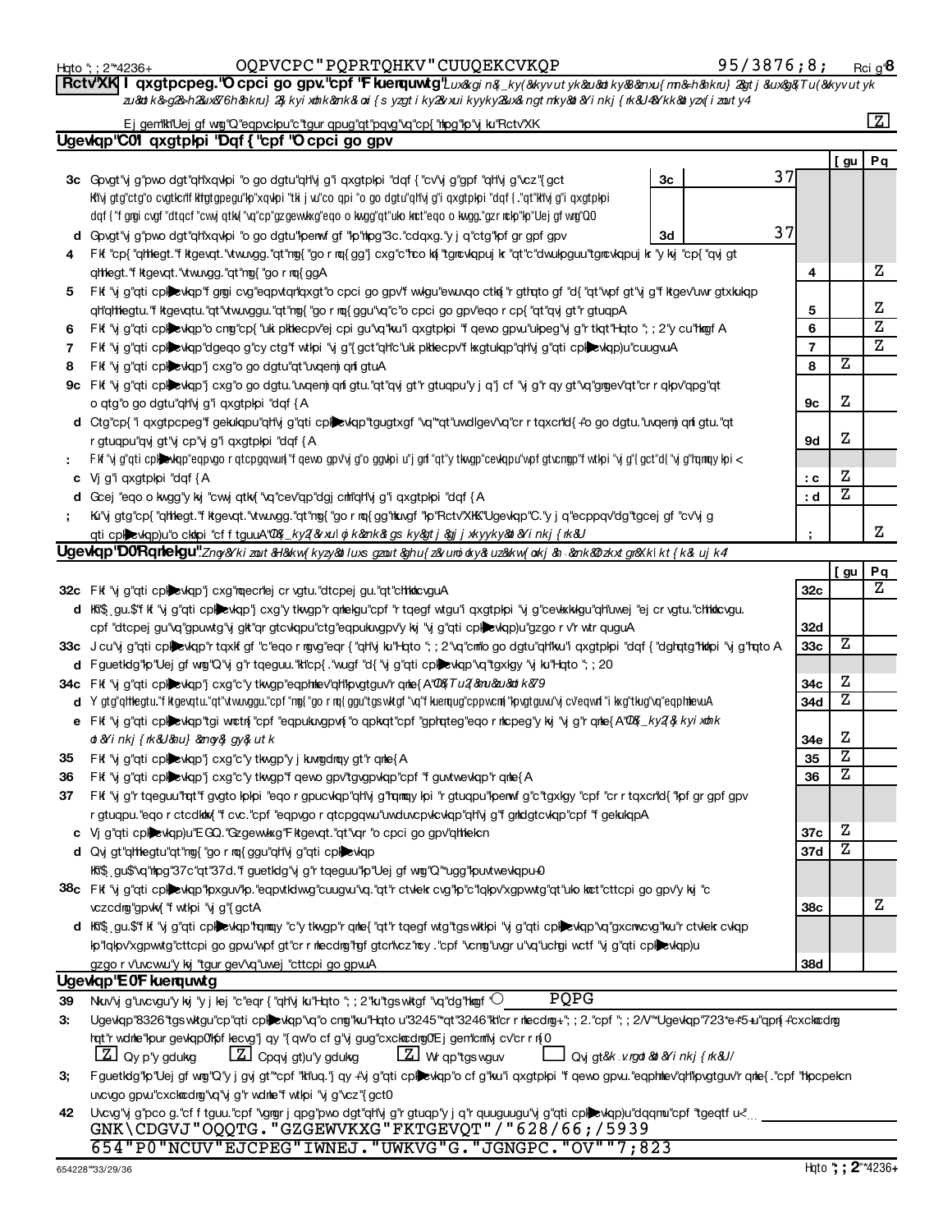**Part VI** **Governance, Management, and Disclosure** *For each "Yes" response to lines 2 through 7b below, and for a "No" response to line 8a, 8b, or 10b below, describe the circumstances, processes, or changes in Schedule O. See instructions.*

Check if Schedule O contains a response or note to any line in this Part VI ☒

## Section A. Governing Body and Management

| | | | | Yes | No |
|---|---|---|---|---|---|
| **1a** | Enter the number of voting members of the governing body at the end of the tax year. If there are material differences in voting rights among members of the governing body, or if the governing body delegated broad authority to an executive committee or similar committee, explain in Schedule O. | 1a 15 | | | |
| **b** | Enter the number of voting members included in line 1a, above, who are independent | 1b 15 | | | |
| **2** | Did any officer, director, trustee, or key employee have a family relationship or a business relationship with any other officer, director, trustee, or key employee? | | 2 | | X |
| **3** | Did the organization delegate control over management duties customarily performed by or under the direct supervision of officers, directors or trustees, or key employees to a management company or other person? | | 3 | | X |
| **4** | Did the organization make any significant changes to its governing documents since the prior Form 990 was filed? | | 4 | | X |
| **5** | Did the organization become aware during the year of a significant diversion of the organization's assets? | | 5 | | X |
| **6** | Did the organization have members or stockholders? | | 6 | X | |
| **7a** | Did the organization have members, stockholders, or other persons who had the power to elect or appoint one or more members of the governing body? | | 7a | X | |
| **b** | Are any governance decisions of the organization reserved to (or subject to approval by) members, stockholders, or persons other than the governing body? | | 7b | X | |
| **8** | Did the organization contemporaneously document the meetings held or written actions undertaken during the year by the following: | | | | |
| **a** | The governing body? | | 8a | X | |
| **b** | Each committee with authority to act on behalf of the governing body? | | 8b | X | |
| **9** | Is there any officer, director, trustee, or key employee listed in Part VII, Section A, who cannot be reached at the organization's mailing address? If "Yes," provide the names and addresses in Schedule O | | 9 | | X |

## Section B. Policies *(This Section B requests information about policies not required by the Internal Revenue Code.)*

| | | | Yes | No |
|---|---|---|---|---|
| **10a** | Did the organization have local chapters, branches, or affiliates? | 10a | | X |
| **b** | If "Yes," did the organization have written policies and procedures governing the activities of such chapters, affiliates, and branches to ensure their operations are consistent with the organization's exempt purposes? | 10b | | |
| **11a** | Has the organization provided a complete copy of this Form 990 to all members of its governing body before filing the form? | 11a | X | |
| **b** | Describe in Schedule O the process, if any, used by the organization to review this Form 990. | | | |
| **12a** | Did the organization have a written conflict of interest policy? If "No," go to line 13 | 12a | X | |
| **b** | Were officers, directors, or trustees, and key employees required to disclose annually interests that could give rise to conflicts? | 12b | X | |
| **c** | Did the organization regularly and consistently monitor and enforce compliance with the policy? If "Yes," describe in Schedule O how this was done | 12c | X | |
| **13** | Did the organization have a written whistleblower policy? | 13 | X | |
| **14** | Did the organization have a written document retention and destruction policy? | 14 | X | |
| **15** | Did the process for determining compensation of the following persons include a review and approval by independent persons, comparability data, and contemporaneous substantiation of the deliberation and decision? | | | |
| **a** | The organization's CEO, Executive Director, or top management official | 15a | X | |
| **b** | Other officers or key employees of the organization | 15b | X | |
| | If "Yes" to line 15a or 15b, describe the process in Schedule O (see instructions). | | | |
| **16a** | Did the organization invest in, contribute assets to, or participate in a joint venture or similar arrangement with a taxable entity during the year? | 16a | | X |
| **b** | If "Yes," did the organization follow a written policy or procedure requiring the organization to evaluate its participation in joint venture arrangements under applicable federal tax law, and take steps to safeguard the organization's exempt status with respect to such arrangements? | 16b | | |

## Section C. Disclosure

**17** List the states with which a copy of this Form 990 is required to be filed NONE

**18** Section 6104 requires an organization to make its Forms 1023 (or 1024 if applicable), 990, and 990-T (Section 501(c)(3)s only) available for public inspection. Indicate how you made these available. Check all that apply.

☒ Own website ☒ Another's website ☒ Upon request ☐ Other *(explain in Schedule O)*

**19** Describe in Schedule O whether (and if so, how) the organization made its governing documents, conflict of interest policy, and financial statements available to the public during the tax year.

**20** State the name, address, and telephone number of the person who possesses the organization's books and records:

ELIZABETH MOORE, EXECUTIVE DIRECTOR - 406-449-3717
432 N LAST CHANCE GULCH, SUITE E, HELENA, MT 59601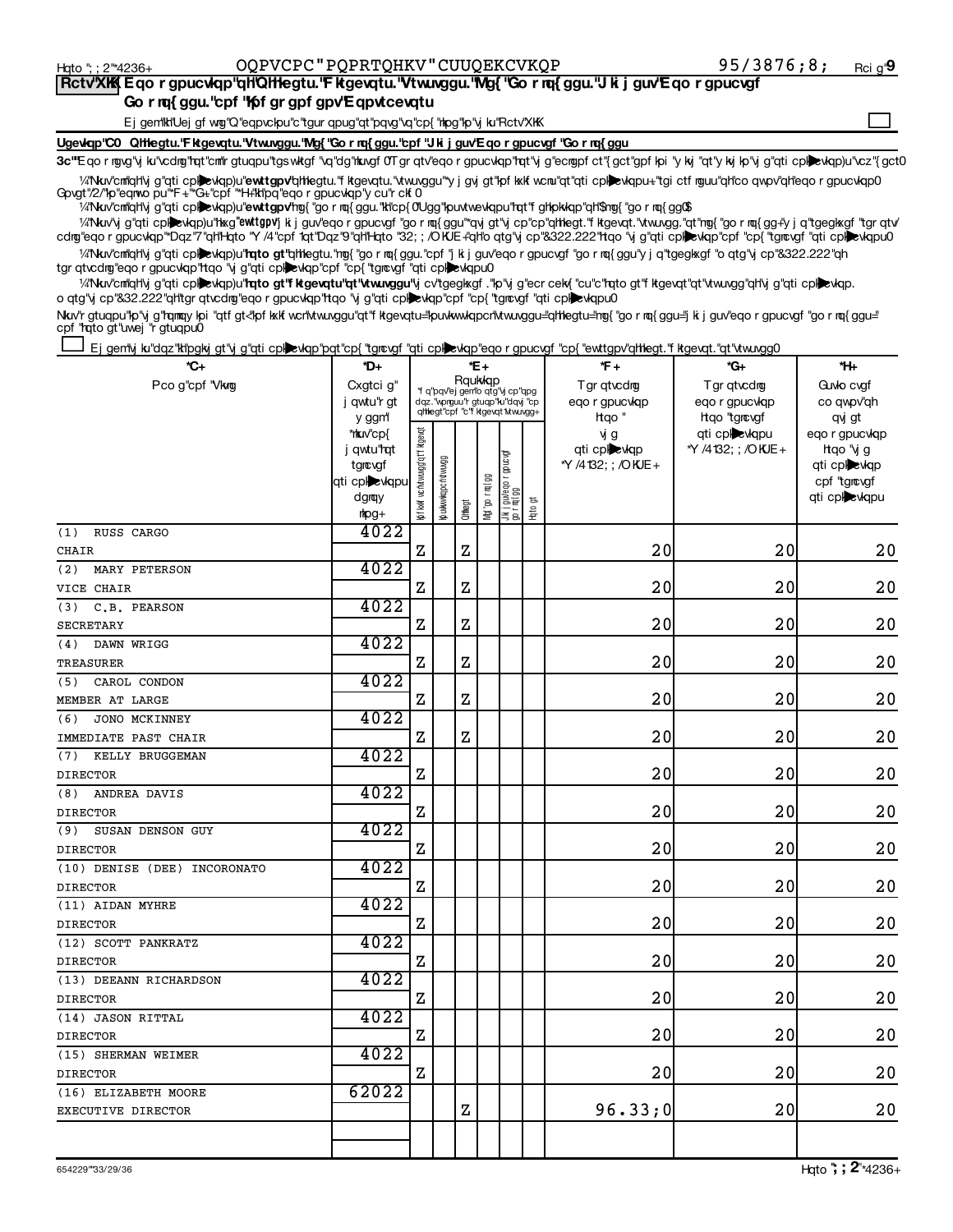MONTANA NONPROFIT ASSOCIATION 73-1654969

**Part VII Compensation of Officers, Directors, Trustees, Key Employees, Highest Compensated Employees, and Independent Contractors**

Check if Schedule O contains a response or note to any line in this Part VII ☐

**Section A. Officers, Directors, Trustees, Key Employees, and Highest Compensated Employees**

**1a** Complete this table for all persons required to be listed. Report compensation for the calendar year ending with or within the organization's tax year.

- List all of the organization's **current** officers, directors, trustees (whether individuals or organizations), regardless of amount of compensation. Enter -0- in columns (D), (E), and (F) if no compensation was paid.
- List all of the organization's **current** key employees, if any. See instructions for definition of "key employee."
- List the organization's five **current** highest compensated employees (other than an officer, director, trustee, or key employee) who received reportable compensation (Box 5 of Form W-2 and/or Box 7 of Form 1099-MISC) of more than $100,000 from the organization and any related organizations.
- List all of the organization's **former** officers, key employees, and highest compensated employees who received more than $100,000 of reportable compensation from the organization and any related organizations.
- List all of the organization's **former directors or trustees** that received, in the capacity as a former director or trustee of the organization, more than $10,000 of reportable compensation from the organization and any related organizations.

List persons in the following order: individual trustees or directors; institutional trustees; officers; key employees; highest compensated employees; and former such persons.

☐ Check this box if neither the organization nor any related organization compensated any current officer, director, or trustee.

| (A) Name and Title | (B) Average hours per week (list any hours for related organizations below dotted line) | (C) Position (do not check more than one box, unless person is both an officer and a director/trustee): Individual trustee or director | Institutional trustee | Officer | Key employee | Highest compensated employee | Former | (D) Reportable compensation from the organization (W-2/1099-MISC) | (E) Reportable compensation from related organizations (W-2/1099-MISC) | (F) Estimated amount of other compensation from the organization and related organizations |
|---|---|---|---|---|---|---|---|---|---|---|
| (1) RUSS CARGO<br>CHAIR | 2.00 | X | | X | | | | 0. | 0. | 0. |
| (2) MARY PETERSON<br>VICE CHAIR | 2.00 | X | | X | | | | 0. | 0. | 0. |
| (3) C.B. PEARSON<br>SECRETARY | 2.00 | X | | X | | | | 0. | 0. | 0. |
| (4) DAWN WRIGG<br>TREASURER | 2.00 | X | | X | | | | 0. | 0. | 0. |
| (5) CAROL CONDON<br>MEMBER AT LARGE | 2.00 | X | | X | | | | 0. | 0. | 0. |
| (6) JONO MCKINNEY<br>IMMEDIATE PAST CHAIR | 2.00 | X | | X | | | | 0. | 0. | 0. |
| (7) KELLY BRUGGEMAN<br>DIRECTOR | 2.00 | X | | | | | | 0. | 0. | 0. |
| (8) ANDREA DAVIS<br>DIRECTOR | 2.00 | X | | | | | | 0. | 0. | 0. |
| (9) SUSAN DENSON GUY<br>DIRECTOR | 2.00 | X | | | | | | 0. | 0. | 0. |
| (10) DENISE (DEE) INCORONATO<br>DIRECTOR | 2.00 | X | | | | | | 0. | 0. | 0. |
| (11) AIDAN MYHRE<br>DIRECTOR | 2.00 | X | | | | | | 0. | 0. | 0. |
| (12) SCOTT PANKRATZ<br>DIRECTOR | 2.00 | X | | | | | | 0. | 0. | 0. |
| (13) DEEANN RICHARDSON<br>DIRECTOR | 2.00 | X | | | | | | 0. | 0. | 0. |
| (14) JASON RITTAL<br>DIRECTOR | 2.00 | X | | | | | | 0. | 0. | 0. |
| (15) SHERMAN WEIMER<br>DIRECTOR | 2.00 | X | | | | | | 0. | 0. | 0. |
| (16) ELIZABETH MOORE<br>EXECUTIVE DIRECTOR | 40.00 | | | X | | | | 74,119. | 0. | 0. |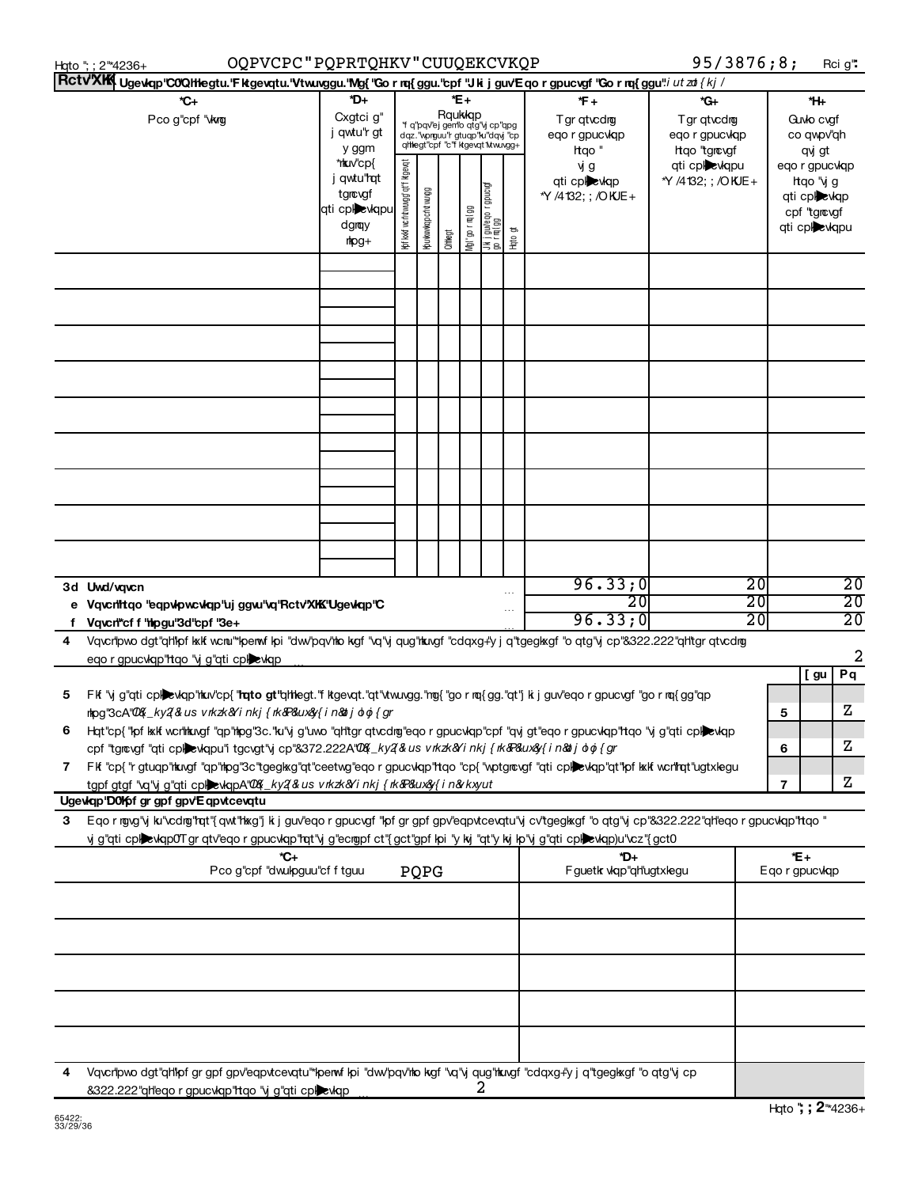**Rctv'XKK** **Ugevkqp'C0'Qhhkegtu.'Fktgevqtu.'Vtwuvggu.'Mg{'Go rnq{ggu.'cpf'Jki jguv'Eqo rgpucvgf'Go rnq{ggu** *i utzd {kj /*

| *C+ Pco g"cpf "vkvng | *D+ Cxgtci g"j qwtu"rgt"y ggm "nkuv"cp{ "j qwtu"hqt"tgncvgf"qti cpk▶cvkqpu"dgmqy"nkpg+ | *E+ Rqukvkqp ("f q"pqv"ej gem"o qtg"vj cp"qpg"dqz."wpnguu"rgtuqp"ku"dqvj "cp"qhhkegt"cpf "c"fktgevqt1vtwuvgg+) Kpf kxkf wcn"vtwuvgg"qt"fktgevqt | | | | | | *F+ Tgr qtvcdng eqo rgpucvkqp htqo "vj g qti cpk▶cvkqp *Y /4132; ; /OKUE+ | *G+ Tgr qtvcdng eqo rgpucvkqp htqo "tgncvgf qti cpk▶cvkqpu *Y /4132; ; /OKUE+ | *H+ Guvko cvgf co qwpv"qh qvj gt eqo rgpucvkqp htqo "vj g qti cpk▶cvkqp cpf "tgncvgf qti cpk▶cvkqpu |
|---|---|---|---|---|---|---|---|---|---|---|
| | | Kpf kxkf wcn"vtwuvgg"qt"fktgevqt | Kpuvkvwvkqpcn"vtwuvgg | Qhhkegt | Mg{"go rnq{gg | Jki jguv"eqo rgpucvgf go rnq{gg | Hqto gt | | | |
| | | | | | | | | | | |
| | | | | | | | | | | |
| | | | | | | | | | | |
| | | | | | | | | | | |
| | | | | | | | | | | |
| | | | | | | | | | | |
| | | | | | | | | | | |
| | | | | | | | | | | |
| | | | | | | | | | | |

| | | | |
|---|---|---|---|
| **3d Uwd/vqvcn** | 96.33;0 | 20 | 20 |
| **e Vqvcn'htqo 'eqpvkpwcvkqp'uj ggvu'vq'Rctv'XKK.'Ugevkqp'C** | 20 | 20 | 20 |
| **f Vqvcn'*cff 'nkpgu'3d'cpf '3e+** | 96.33;0 | 20 | 20 |

**4** Vqvcn'pwo dgt'qh'kpf kxkf wcnu'*kpenwf kpi 'dwv'pqv'nko kvgf 'vq'vj qug'nkuvgf 'cdqxg+'y j q'tgegkxgf 'o qtg'vj cp'&322.222'qh'tgr qtvcdng eqo rgpucvkqp'htqo 'vj g'qti cpk▶cvkqp ... 2

| | | [ gu | Pq |
|---|---|---|---|
| **5** Fkf 'vj g'qti cpk▶cvkqp'nkuv'cp{ '**hqto gt**'qhhkegt.'fktgevqt.'qt'vtwuvgg.'mg{ 'go rnq{gg.'qt'j ki jguv'eqo rgpucvgf 'go rnq{gg'qp nkpg'3cA'*Kh'%[ gu.%'eqo rngvg'Uej gf wng'L'hqt'uwej 'kpf kxkf wcn* | 5 | | Z |
| **6** Hqt'cp{ 'kpf kxkf wcn'nkuvgf 'qp'nkpg'3c.'ku'vj g'uwo 'qh'tgr qtvcdng'eqo rgpucvkqp'cpf 'qvj gt'eqo rgpucvkqp'htqo 'vj g'qti cpk▶cvkqp cpf 'tgncvgf 'qti cpk▶cvkqpu'i tgcvgt'vj cp'&372.222A'*Kh'%[ gu.%'eqo rngvg'Uej gf wng'L'hqt'uwej 'kpf kxkf wcn* | 6 | | Z |
| **7** Fkf 'cp{ 'r gtuqp'nkuvgf 'qp'nkpg'3c'tgegkxg'qt'ceetwg'eqo rgpucvkqp'htqo 'cp{ 'wptgncvgf 'qti cpk▶cvkqp'qt'kpf kxkf wcn'hqt'ugtxkegu tgpf gtgf 'vq'vj g'qti cpk▶cvkqpA'*Kh'%[ gu.%'eqo rngvg'Uej gf wng'L'hqt'uwej 'r gtuqp* | 7 | | Z |

**Ugevkqp'D0'Kpf gr gpf gpv'Eqpvtcevqtu**

**3** Eqo rngvg'vj ku'vcdng'hqt'[ qwt'hkxg'j ki jguv'eqo rgpucvgf 'kpf gr gpf gpv'eqpvtcevqtu'vj cv'tgegkxgf 'o qtg'vj cp'&322.222'qh'eqo rgpucvkqp'htqo 'vj g'qti cpk▶cvkqp0'Tgr qtv'eqo rgpucvkqp'hqt'vj g'ecngpf ct'{ gct'gpf kpi 'y kvj 'qt'y kvj kp'vj g'qti cpk▶cvkqp)u'vcz'{ gct0

| *C+ Pco g"cpf "dwukpguu"cf f tguu | *D+ Fguetkr vkqp"qh"ugtxkegu | *E+ Eqo rgpucvkqp |
|---|---|---|
| PQPG | | |
| | | |
| | | |
| | | |
| | | |
| | | |

**4** Vqvcn'pwo dgt'qh'kpf gr gpf gpv'eqpvtcevqtu'*kpenwf kpi 'dwv'pqv'nko kvgf 'vq'vj qug'nkuvgf 'cdqxg+'y j q'tgegkxgf 'o qtg'vj cp &322.222'qh'eqo rgpucvkqp'htqo 'vj g'qti cpk▶cvkqp ... 2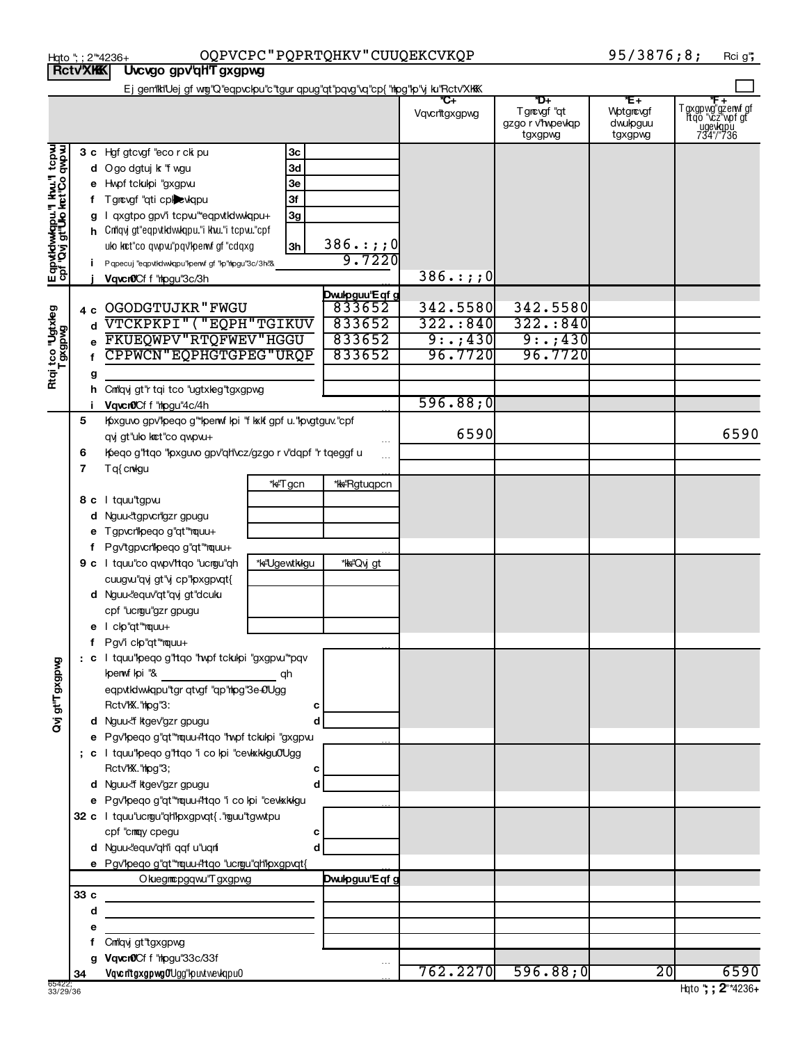Hqto ";;2"*4236+ OQPVCPC"PQPRTQHKV"CUUQEKCVKQP 95/3876;8; Rci g";

**Rctv'XKKK** **Uvcvgo gpv'qh'T gxgpwg**

Ej gem'kh'Uej gf wrg"Q"eqpvckpu"c"tgur qpug"qt"pqvg"vq"cp{ "nkpg"kp"vj ku"Rctv'XKKK ☐

| | | | | *C+ Vqvcn'tgxgpwg | *D+ Tgncvgf "qt gzgo r v'hwpevkqp tgxgpwg | *E+ Wptgncvgf dwukpguu tgxgpwg | *F+ Tgxgpwg"gzenwf gf htqo "vcz"wpf gt ugevkqpu 734"/"736 |
|---|---|---|---|---|---|---|---|
| Eqpvtkdwvkqpu."Ikhvu."Itcpvu"cpf "Qvj gt"Ukoknct"Co qwpvu | 3 c | Hgf gtcvgf "eco r ckipu | 3c | | | | |
| | d | Ogo dgtuj kr "f wgu | 3d | | | | |
| | e | Hwpf tcukpi "gxgpvu | 3e | | | | |
| | f | Tgncvgf "qti cpk▶cvkqpu | 3f | | | | |
| | g | I qxgtpo gpv'i tcpvu"*eqpvtkdwvkqpu+ | 3g | | | | |
| | h | Cnn'qvj gt"eqpvtkdwvkqpu."i khvu."i tcpvu."cpf ukoknct"co qwpvu"pqv'kpenwf gf "cdqxg | 3h 386.:;;0 | | | | |
| | i | Pqpecuj "eqpvtkdwvkqpu"kpenwf gf "kp"nkpgu"3c/3h"&"9.7220 | | | | | |
| | j | **Vqvcn0**Cf f "nkpgu"3c/3h | | 386.:;;0 | | | |
| Rtqi tco "Ugtxkeg Tgxgpwg | | | Dwukpguu"Eqf g | | | | |
| | 4 c | OGODGTUJKR"FWGU | 833652 | 342.5580 | 342.5580 | | |
| | d | VTCKPKPI"("EQPH"TGIKUV | 833652 | 322.:840 | 322.:840 | | |
| | e | FKUEQWPV"RTQFWEV"HGGU | 833652 | 9:.;430 | 9:.;430 | | |
| | f | CPPWCN"EQPHGTGPEG"URQP | 833652 | 96.7720 | 96.7720 | | |
| | g | | | | | | |
| | h | Cnn'qvj gt"r tqi tco "ugtxkeg"tgxgpwg | | | | | |
| | i | **Vqvcn0**Cf f "nkpgu"4c/4h | | 596.88;0 | | | |
| Qvj gt"Tgxgpwg | 5 | Kpxguvo gpv'kpeqo g"*kpenwf kpi "f kxkf gpf u."kpvgtguv."cpf qvj gt"ukoknct"co qwpvu+ | | 6590 | | | 6590 |
| | 6 | Kpeqo g"htqo "kpxguvo gpv'qh'vcz/gzgo r v'dqpf "r tqeggf u | | | | | |
| | 7 | Tq{cnvkgu | | | | | |
| | | | *k+"Tgcn / *kk+"Rgtuqpcn | | | | |
| | 8 c | I tquu"tgpvu | | | | | |
| | d | Nguu<"tgpvcn'gzr gpugu | | | | | |
| | e | Tgpvcn'kpeqo g"qt"*nquu+ | | | | | |
| | f | Pgv'tgpvcn'kpeqo g"qt"*nquu+ | | | | | |
| | 9 c | I tquu"co qwpv'htqo "ucngu"qh cuugvu"qvj gt"vj cp"kpxgpvqt{ | *k+"Ugewtkvkgu / *kk+"Qvj gt | | | | |
| | d | Nguu<"equv'qt"qvj gt"dcuku cpf "ucngu"gzr gpugu | | | | | |
| | e | I ckp"qt"*nquu+ | | | | | |
| | f | Pgv'i ckp"qt"*nquu+ | | | | | |
| | : c | I tquu"kpeqo g"htqo "hwpf tckukpi "gxgpvu"*pqv kpenwf kpi "&"___ qh eqpvtkdwvkqpu"tgr qtvgf "qp"nkpg"3e+0"Ugg Rctv'KX."nkpg"3: | c | | | | |
| | d | Nguu<"f ktgev'gzr gpugu | d | | | | |
| | e | Pgv'kpeqo g"qt"*nquu+"htqo "hwpf tckukpi "gxgpvu | | | | | |
| | ; c | I tquu"kpeqo g"htqo "i co kpi "cevkxkvkgu0"Ugg Rctv'KX."nkpg"3; | c | | | | |
| | d | Nguu<"f ktgev'gzr gpugu | d | | | | |
| | e | Pgv'kpeqo g"qt"*nquu+"htqo "i co kpi "cevkxkvkgu | | | | | |
| | 32 c | I tquu"ucngu"qh'kpxgpvqt{."nguu"tgwtpu cpf "cmqy cpegu | c | | | | |
| | d | Nguu<"equv'qh'i qqf u"uqnf | d | | | | |
| | e | Pgv'kpeqo g"qt"*nquu+"htqo "ucngu"qh'kpxgpvqt{ | | | | | |
| | | Okuegmcpgqwu"Tgxgpwg | Dwukpguu"Eqf g | | | | |
| | 33 c | | | | | | |
| | d | | | | | | |
| | e | | | | | | |
| | f | Cnn'qvj gt"tgxgpwg | | | | | |
| | g | **Vqvcn0**Cf f "nkpgu"33c/33f | | | | | |
| | 34 | **Vqvcn'tgxgpwg0**"Ugg"kpuvtwevkqpu0 | | 762.2270 | 596.88;0 | 20 | 6590 |

65422; 33/29/36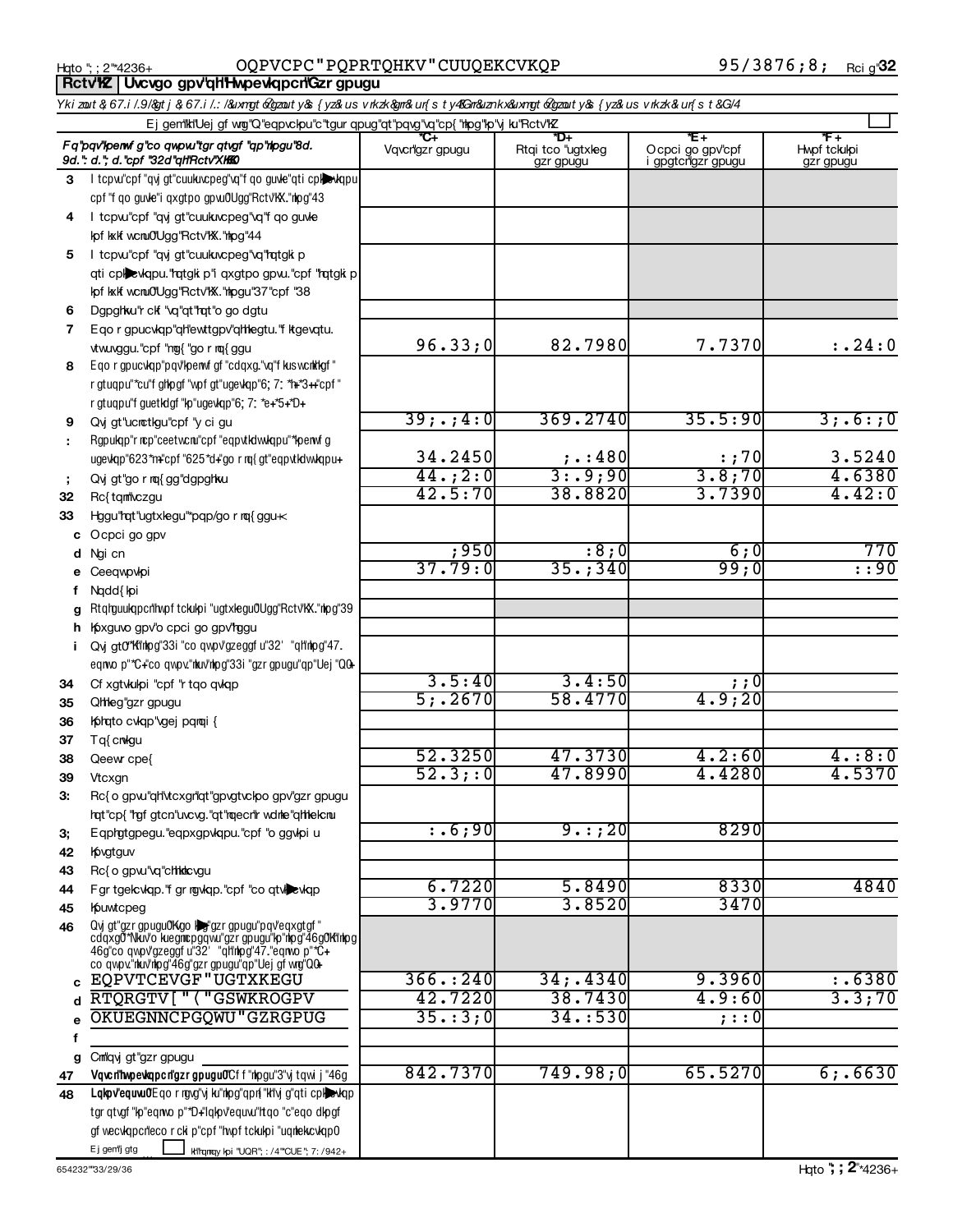## RctvKZ | Uvcvgo gpv'qh'Hwpevkqpcn'Gzr gpugu

*Ykizout & 67.i /.9/&gt j & 67.i /.: /&uxmgt 6&gzout y&s {yz&us vrkzk&gm&ur{s t y4&Gm&uznkx&uxmgt 6&gzout y&s {yz&us vrkzk&ur{s t &G/4*

Ej gem'kh'Uej gf wng'Q"eqpvckpu"c"tgur qpug"qt"pqvg"vq"cp{"nkpg"kp"vj ku"RctvKZ ☐

| | ***Fq"pqv"kpenwf g"co qwpvu"tgr qtvgf "qp"nkpgu"8d. 9d."; d."; d."cpf "32d"qh"Rctv"XKKO*** | **\*C+** Vqvcn'gzr gpugu | **\*D+** Rtqi tco "ugtxkeg gzr gpugu | **\*E+** Ocpci go gpv'cpf i gpgtcn'gzr gpugu | **\*F+** Hwpf tckukpi gzr gpugu |
|---|---|---|---|---|---|
| 3 | I tcpvu"cpf "qvj gt"cuukuvcpeg"vq"f qo guvke"qti cpk▶vkqpu cpf "f qo guvke"i qxgtpo gpvu0Ugg"RctvKX."nkpg"43 | | | | |
| 4 | I tcpvu"cpf "qvj gt"cuukuvcpeg"vq"f qo guvke kpf kxkf wcnu0Ugg"RctvKX."nkpg"44 | | | | |
| 5 | I tcpvu"cpf "qvj gt"cuukuvcpeg"vq"hqtgki p qti cpk▶vkqpu."hqtgki p"i qxgtpo gpvu."cpf "hqtgki p kpf kxkf wcnu0Ugg"RctvKX."nkpgu"37"cpf "38 | | | | |
| 6 | Dgpghkvu"r ckf "vq"qt"hqt"o go dgtu | | | | |
| 7 | Eqo r gpucvkqp"qh"ewttgpv"qhhkegtu."f ktgevqtu. vtwuvggu."cpf "mg{"go r nq{ggu | 96.33;0 | 82.7980 | 7.7370 | :.24:0 |
| 8 | Eqo r gpucvkqp"pqv"kpenwf gf "cdqxg."vq"f kusWcnkhkgf " r gtuqpu"*cu"f ghkpgf "wpf gt"ugevkqp"6; 7: *h+*3+cpf " r gtuqpu"f guetkdgf "kp"ugevkqp"6; 7: *e+*5+*D+ | | | | |
| 9 | Qvj gt"ucnctkgu"cpf "y ci gu | 39;.;4:0 | 369.2740 | 35.5:90 | 3;.6:;0 |
| : | Rgpukqp"r ncp"ceetwcnu"cpf "eqpvtkdwvkqpu"*kpenwf g ugevkqp"623*m+"cpf "625*d+"go r nq{gt"eqpvtkdwvkqpu+ | 34.2450 | ;.:480 | :;70 | 3.5240 |
| ; | Qvj gt"go r nq{gg"dgpghkvu | 44.;2:0 | 3:.9;90 | 3.8;70 | 4.6380 |
| 32 | Rc{tqm"vczgu | 42.5:70 | 38.8820 | 3.7390 | 4.42:0 |
| 33 | Hggu"hqt"ugtxkegu"*pqp/go r nq{ggu+< | | | | |
| c | Ocpci go gpv | | | | |
| d | Ngi cn | ;950 | :8;0 | 6;0 | 770 |
| e | Ceeqwpvkpi | 37.79:0 | 35.;340 | 99;0 | ::90 |
| f | Nqdd{kpi | | | | |
| g | Rtqhguukqpcn"hwpf tckukpi "ugtxkegu0Ugg"RctvKX."nkpg"39 | | | | |
| h | Kpxguvo gpv"o cpci go gpv"hggu | | | | |
| i | Qvj gt0"*Kh"nkpg"33i "co qwpv"gzeggf u"32' "qh"nkpg"47. eqnwo p"*C+"co qwpv."nkuv"nkpg"33i "gzr gpugu"qp"Uej "Q0+ | | | | |
| 34 | Cf xgtvkukpi "cpf "r tqo qvkqp | 3.5:40 | 3.4:50 | ;;0 | |
| 35 | Qhhkeg"gzr gpugu | 5;.2670 | 58.4770 | 4.9;20 | |
| 36 | Kphqto cvkqp"vgej pqnqi { | | | | |
| 37 | Tq{cnvkgu | | | | |
| 38 | Qeewr cpe{ | 52.3250 | 47.3730 | 4.2:60 | 4.:8:0 |
| 39 | Vtcxgn | 52.3;:0 | 47.8990 | 4.4280 | 4.5370 |
| 3: | Rc{o gpvu"qh"vtcxgn"qt"gpvgtvckpo gpv"gzr gpugu hqt"cp{"hgf gtcn."uvcvg."qt"nqecn"r wdnke"qhhkekcnu | | | | |
| 3; | Eqphgtgpegu."eqpxgpvkqpu."cpf "o ggvkpi u | :.6;90 | 9.:;20 | 8290 | |
| 42 | Kpvgtguv | | | | |
| 43 | Rc{o gpvu"vq"chhkkcvgu | | | | |
| 44 | Fgr tgekcvkqp."f gr ngvkqp."cpf "co qtvk▶vkqp | 6.7220 | 5.8490 | 8330 | 4840 |
| 45 | Kpuwtcpeg | 3.9770 | 3.8520 | 3470 | |
| 46 | Qvj gt"gzr gpugu0Kvgo k▶g"gzr gpugu"pqv"eqxgtgf " cdqxg0"*Nkuv"o kuegmcpgqwu"gzr gpugu"kp"nkpg"46g0Kh"nkpg 46g"co qwpv"gzeggf u"32' "qh"nkpg"47."eqnwo p"*C+ co qwpv."nkuv"nkpg"46g"gzr gpugu"qp"Uej gf wng"Q0+ | | | | |
| c | EQPVTCEVGF"UGTXKEGU | 366.:240 | 34;.4340 | 9.3960 | :.6380 |
| d | RTQRGTV["("GSWKROGPV | 42.7220 | 38.7430 | 4.9;60 | 3.3;70 |
| e | OKUEGNNCPGQWU"GZRGPUG | 35.:3;0 | 34.:530 | ;::0 | |
| f | | | | | |
| g | Cm"qvj gt"gzr gpugu | | | | |
| 47 | **Vqvcn"hwpevkqpcn"gzr gpugu0**Cf f "nkpgu"3"vj tqwi j "46g | 842.7370 | 749.98;0 | 65.5270 | 6;.6630 |
| 48 | **Lqkpv"equvu0**Eqo r ngvg"vj ku"nkpg"qpn{"kh"vj g"qti cpk▶vkqp tgr qtvgf "kp"eqnwo p"*D+"lqkpv"equvu"htqo "c"eqo dkpgf gf wecvkqpcn"eco r ckip"cpf "hwpf tckukpi "uqnkekcvkqp0 Ej gem"j gtg ☐ kh"hqmqy kpi "UQR"; :/4"*CUE"; 7: /942+ | | | | |

654232"33/29/36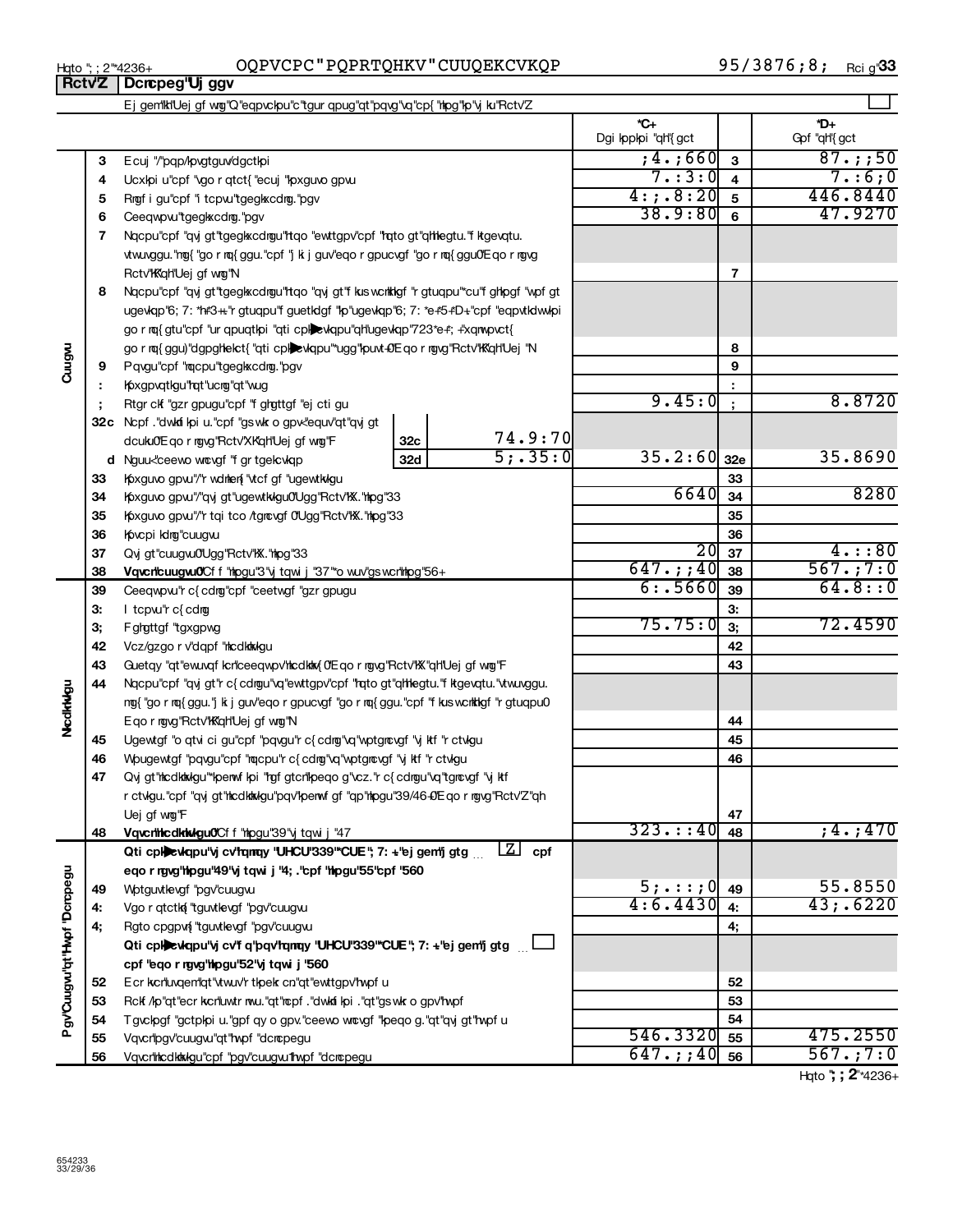## Rctv"Z | Dcrcpeg"Uj ggv

Ej gen"kh"Uej gf wng"Q"eqpvckpu"c"tgur qpug"qt"pqvg"vq"cp{ "nkpg"kp"vj ku"Rctv"Z ☐

| | | | | | *C+ Dgi kppkpi "qh"{ gct | | *D+ Gpf "qh"{ gct |
|---|---|---|---|---|---|---|---|
| **Cuugvu** | 3 | Ecuj "/"pqp/kpvgtguv/dgctkpi | | | ;4.;660 | 3 | 87.;;50 |
| | 4 | Ucxkpi u"cpf "vgo r qtct{ "ecuj "kpxguvo gpvu | | | 7.:3:0 | 4 | 7.:6;0 |
| | 5 | Rngf i gu"cpf "i tcpvu"tgegkxcdng."pgv | | | 4:;.8:20 | 5 | 446.8440 |
| | 6 | Ceeqwpvu"tgegkxcdng."pgv | | | 38.9:80 | 6 | 47.9270 |
| | 7 | Nqcpu"cpf "qvj gt"tgegkxcdngu"htqo "ewttgpv"cpf "hqto gt"qhhkegtu."f ktgevqtu. vtwuvggu."mg{ "go r nq{ ggu."cpf "j ki j guv"eqo r gpucvgf "go r nq{ ggu0"Eqo r ngvg Rctv"KK"qh"Uej gf wng"N | | | | 7 | |
| | 8 | Nqcpu"cpf "qvj gt"tgegkxcdngu"htqo "qvj gt"f kus wcnkhkgf "r gtuqpu"*cu"f ghkpgf "wpf gt ugevkqp"6;7: *h+*3++."r gtuqpu"f guetkdgf "kp"ugevkqp"6;7: *e+*5+*D+"cpf "eqpvtkdwvkpi go r nq{ gtu"cpf "ur qpuqtkpi "qti cpk̃evkqpu"qh"ugevkqp"723*e+*; +"xqnwpvct{ go r nq{ gganeficiary"qti cpk̃evkqpu"*ugg"kpuvt+0"Eqo r ngvg"Rctv"KK"qh"Uej "N | | | | 8 | |
| | 9 | Pqvgu"cpf "nqcpu"tgegkxcdng."pgv | | | | 9 | |
| | : | Kpxgpvqtkgu"hqt"ucng"qt"wug | | | | : | |
| | ; | Rtgr ckf "gzr gpugu"cpf "f ghgttgf "ej cti gu | | | 9.45:0 | ; | 8.8720 |
| | 32c | Ncpf ."dwkf kpi u."cpf "gs wkr o gpv<"equv"qt"qvj gt dcuku0"Eqo r ngvg"Rctv"XK"qh"Uej gf wng"F | 32c | 74.9:70 | | | |
| | d | Nguu<"ceewo wncvgf "f gr tgekcvkqp | 32d | 5;.35:0 | 35.2:60 | 32e | 35.8690 |
| | 33 | Kpxguvo gpvu"/"r wdnkern{ "vtcf gf "ugewtkvkgu | | | | 33 | |
| | 34 | Kpxguvo gpvu"/"qvj gt"ugewtkvkgu0"Ugg"Rctv"KX."nkpg"33 | | | 6640 | 34 | 8280 |
| | 35 | Kpxguvo gpvu"/"r tqi tco /tgncvgf 0"Ugg"Rctv"KX."nkpg"33 | | | | 35 | |
| | 36 | Kpvcpi kdng"cuugvu | | | | 36 | |
| | 37 | Qvj gt"cuugvu0"Ugg"Rctv"KX."nkpg"33 | | | 20 | 37 | 4.::80 |
| | 38 | **Vqvcn"cuugvu0"**Cf f "nkpgu"3"vj tqwi j "37"*o wuv"gs wcn"nkpg"56+ | | | 647.;;40 | 38 | 567.;7:0 |
| **Nkcdknkvkgu** | 39 | Ceeqwpvu"r c{ cdng"cpf "ceetwgf "gzr gpugu | | | 6:.5660 | 39 | 64.8::0 |
| | 3: | I tcpvu"r c{ cdng | | | | 3: | |
| | 3; | F ghgttgf "tgxgpwg | | | 75.75:0 | 3; | 72.4590 |
| | 42 | Vcz/gzgo r v"dqpf "nkcdknkvkgu | | | | 42 | |
| | 43 | Guetqy "qt"ewuvqf kcn"ceeqwpv"nkcdknkv{ 0"Eqo r ngvg"Rctv"KX"qh"Uej gf wng"F | | | | 43 | |
| | 44 | Nqcpu"cpf "qvj gt"r c{ cdngu"vq"ewttgpv"cpf "hqto gt"qhhkegtu."f ktgevqtu."vtwuvggu. mg{ "go r nq{ ggu."j ki j guv"eqo r gpucvgf "go r nq{ ggu."cpf "f kus wcnkhkgf "r gtuqpu0 Eqo r ngvg"Rctv"KK"qh"Uej gf wng"N | | | | 44 | |
| | 45 | Ugewtgf "o qtvi ci gu"cpf "pqvgu"r c{ cdng"vq"wptgncvgf "vj ktf "r ctvkgu | | | | 45 | |
| | 46 | Wpugewtgf "pqvgu"cpf "nqcpu"r c{ cdng"vq"wptgncvgf "vj ktf "r ctvkgu | | | | 46 | |
| | 47 | Qvj gt"nkcdknkvkgu"*kpenwf kpi "hgf gtcn"kpeqo g"vcz."r c{ cdngu"vq"tgncvgf "vj ktf r ctvkgu."cpf "qvj gt"nkcdknkvkgu"pqv"kpenwf gf "qp"nkpgu"39/46+0"Eqo r ngvg"Rctv"Z"qh Uej gf wng"F | | | | 47 | |
| | 48 | **Vqvcn"nkcdknkvkgu0"**Cf f "nkpgu"39"vj tqwi j "47 | | | 323.::40 | 48 | ;4.;470 |
| **Pgv"Cuugvu"qt"Hwpf "Dcncpegu** | | **Qti cpk̃evkqpu"vj cv"hqnnqy "UHCU"339"*CUE"; 7: +."ej gen"j gtg** ☒ **cpf eqo r ngvg"nkpgu"49"vj tqwi j "4; ."cpf "nkpgu"55"cpf "560** | | | | | |
| | 49 | Wptguvtkevgf "pgv"cuugvu | | | 5;.:::;0 | 49 | 55.8550 |
| | 4: | Vgo r qtctkn{ "tguvtkevgf "pgv"cuugvu | | | 4:6.4430 | 4: | 43;.6220 |
| | 4; | Rgto cpgpvn{ "tguvtkevgf "pgv"cuugvu | | | | 4; | |
| | | **Qti cpk̃evkqpu"vj cv"f q"pqv"hqnnqy "UHCU"339"*CUE"; 7: +."ej gen"j gtg** ☐ **cpf "eqo r ngvg"nkpgu"52"vj tqwi j "560** | | | | | |
| | 52 | Ecr kvcn"uvqem"qt"vtwuv"r tkpekr cn."qt"ewttgpv"hwpf u | | | | 52 | |
| | 53 | Rckf /kp"qt"ecr kvcn"uwtr nwu."qt"ncpf ."dwkf kpi ."qt"gs wkr o gpv"hwpf | | | | 53 | |
| | 54 | Tgvckpgf "gctpkpi u."gpf qy o gpv."ceewo wncvgf "kpeqo g."qt"qvj gt"hwpf u | | | | 54 | |
| | 55 | Vqvcn"pgv"cuugvu"qt"hwpf "dcncpegu | | | 546.3320 | 55 | 475.2550 |
| | 56 | Vqvcn"nkcdknkvkgu"cpf "pgv"cuugvu1hwpf "dcncpegu | | | 647.;;40 | 56 | 567.;7:0 |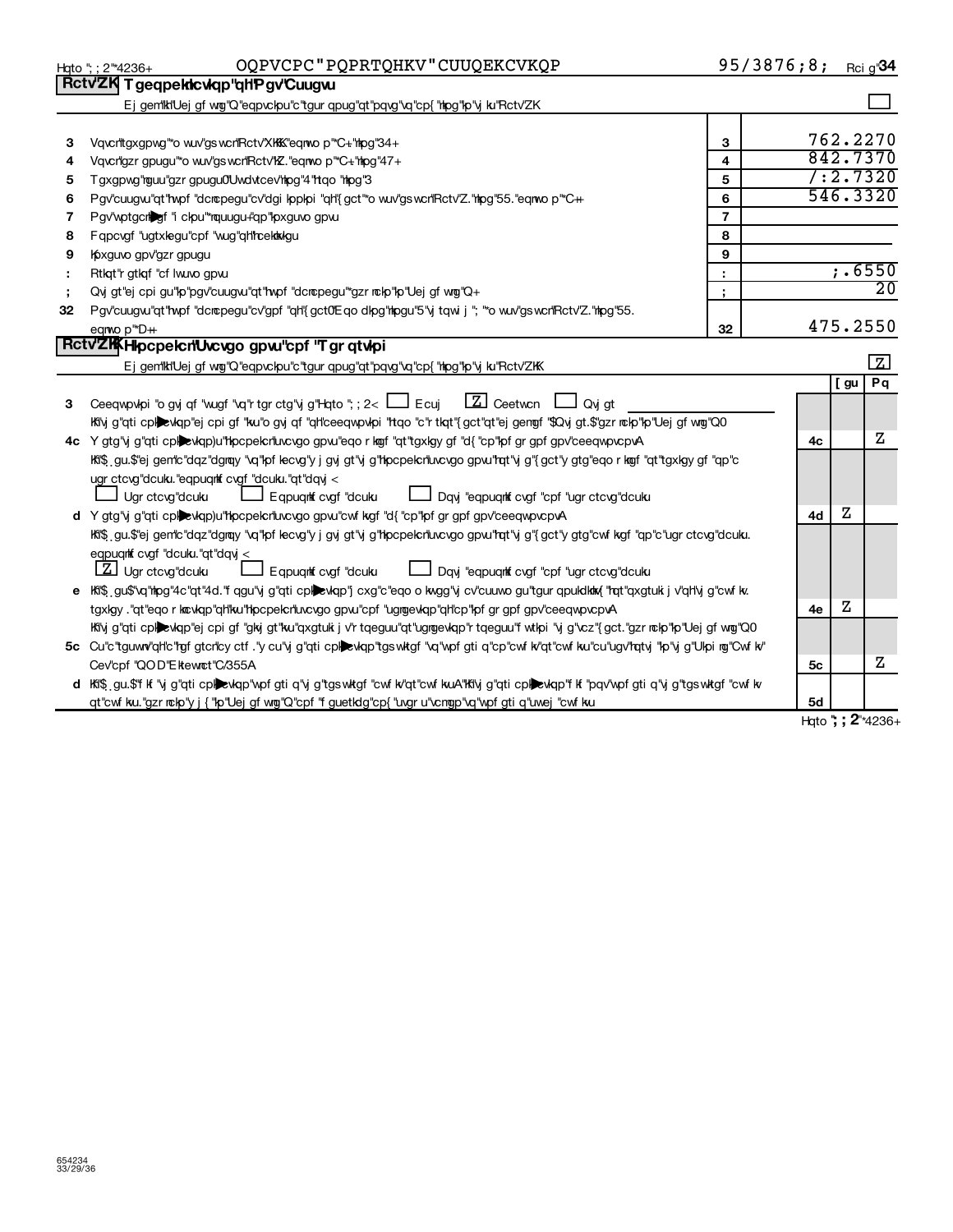Hqto ";;2"*4236+ OQPVCPC"PQPRTQHKV"CUUQEKCVKQP 95/3876;8; Rci g"34

**Rctv"ZK Tgeqpekkcvkqp"qh"Pgv"Cuugvu**

Ej gem"kh"Uej gf wrg"Q"eqpvckpu"c"tgur qpug"qt"pqvg"vq"cp{ "rkpg"kp"vj ku"Rctv"ZK ☐

| | | | |
|---|---|---|---|
| 3 | Vqvcn"tgxgpwg"\*o wuv"gs wcn"Rctv"XKKK."eqnwo p"\*C+."nkpg"34+ | 3 | 762.2270 |
| 4 | Vqvcn"gzr gpugu"\*o wuv"gs wcn"Rctv"KZ."eqnwo p"\*C+."nkpg"47+ | 4 | 842.7370 |
| 5 | Tgxgpwg"nguu"gzr gpugu0"Uwdvtcev"nkpg"4"htqo "nkpg"3 | 5 | /:2.7320 |
| 6 | Pgv"cuugvu"qt"hwpf "dcncpegu"cv"dgi kppkpi "qh"{ gct"\*o wuv"gs wcn"Rctv"Z."nkpg"55."eqnwo p"\*C++ | 6 | 546.3320 |
| 7 | Pgv"wptgcnkgf "i ckpu"\*nquugu+"qp"kpxguvo gpvu | 7 | |
| 8 | Fqpcvgf "ugtxkegu"cpf "wug"qh"hcekrkvkgu | 8 | |
| 9 | Kpxguvo gpv"gzr gpugu | 9 | |
| : | Rtkqt"r gtkqf "cf lwuvo gpvu | : | ;.6550 |
| ; | Qvj gt"ej cpi gu"kp"pgv"cuugvu"qt"hwpf "dcncpegu"\*gzr nckp"kp"Uej gf wrg"Q+ | ; | 20 |
| 32 | Pgv"cuugvu"qt"hwpf "dcncpegu"cv"gpf "qh"{ gct0"Eqo dkpg"nkpgu"5"vj tqwi j "; "\*o wuv"gs wcn"Rctv"Z."nkpg"55."eqnwo p"\*D++ | 32 | 475.2550 |

**Rctv"ZKK Hkpcpekcn"Uvcvgo gpvu"cpf "Tgr qtvkpi**

Ej gem"kh"Uej gf wrg"Q"eqpvckpu"c"tgur qpug"qt"pqvg"vq"cp{ "nkpg"kp"vj ku"Rctv"ZKK ☒

| | | | [ gu | Pq |
|---|---|---|---|---|
| 3 | Ceeqwpvkpi "o gvj qf "wugf "vq"r tgr ctg"vj g"Hqto ";;2< ☐ Ecuj ☒ Ceetwcn ☐ Qvj gt<br>Kh"vj g"qti cpk|cvkqp"ej cpi gf "kvu"o gvj qf "qh"ceeqwpvkpi "htqo "c"r tkqt"{ gct"qt"ej gemgf "\$Qvj gt.\$"gzr nckp"kp"Uej gf wrg"Q0 | | | |
| 4c | Y gtg"vj g"qti cpk|cvkqp)u"hkpcpekcn"uvcvgo gpvu"eqo r krgf "qt"tgxkgy gf "d{ "cp"kpf gr gpf gpv"ceeqwpvcpvA<br>Kh"\$[ gu.\$"ej gem"c"dqz"dgmqy "vq"kpf kecvg"y j gvj gt"vj g"hkpcpekcn"uvcvgo gpvu"hqt"vj g"{ gct"y gtg"eqo r krgf "qt"tgxkgy gf "qp"c ugr ctcvg"dcuku."eqpuqnkf cvgf "dcuku."qt"dqvj <<br>☐ Ugr ctcvg"dcuku ☐ Eqpuqnkf cvgf "dcuku ☐ Dqvj "eqpuqnkf cvgf "cpf "ugr ctcvg"dcuku | 4c | | Z |
| d | Y gtg"vj g"qti cpk|cvkqp)u"hkpcpekcn"uvcvgo gpvu"cwf kvgf "d{ "cp"kpf gr gpf gpv"ceeqwpvcpvA<br>Kh"\$[ gu.\$"ej gem"c"dqz"dgmqy "vq"kpf kecvg"y j gvj gt"vj g"hkpcpekcn"uvcvgo gpvu"hqt"vj g"{ gct"y gtg"cwf kvgf "qp"c"ugr ctcvg"dcuku. eqpuqnkf cvgf "dcuku."qt"dqvj <<br>☒ Ugr ctcvg"dcuku ☐ Eqpuqnkf cvgf "dcuku ☐ Dqvj "eqpuqnkf cvgf "cpf "ugr ctcvg"dcuku | 4d | Z | |
| e | Kh"\$[ gu\$"vq"nkpg"4c"qt"4d."f qgu"vj g"qti cpk|cvkqp"j cxg"c"eqo o kvvgg"vj cv"cuuwo gu"tgur qpukdkrkv{ "hqt"qxgtuki j v"qh"vj g"cwf kv. tgxkgy ."qt"eqo r krcvkqp"qh"kvu"hkpcpekcn"uvcvgo gpvu"cpf "ugrgevkqp"qh"cp"kpf gr gpf gpv"ceeqwpvcpvA<br>Kh"vj g"qti cpk|cvkqp"ej cpi gf "gkvj gt"kvu"qxgtuki j v"r tqeguu"qt"ugrgevkqp"r tqeguu"f wtkpi "vj g"vcz"{ gct."gzr nckp"kp"Uej gf wrg"Q0 | 4e | Z | |
| 5c | Cu"c"tguwnv"qh"c"hgf gtcn"cy ctf ."y cu"vj g"qti cpk|cvkqp"tgs wktgf "vq"wpf gti q"cp"cwf kv"qt"cwf kvu"cu"ugv"hqtvj "kp"vj g"Ukpi ng"Cwf kv Cev"cpf "QOD"Ektewnct"C/355A | 5c | | Z |
| d | Kh"\$[ gu.\$"f kf "vj g"qti cpk|cvkqp"wpf gti q"vj g"tgs wktgf "cwf kv"qt"cwf kuA"Kh"vj g"qti cpk|cvkqp"f kf "pqv"wpf gti q"vj g"tgs wktgf "cwf kv qt"cwf kvu."gzr nckp"y j {"kp"Uej gf wrg"Q"cpf "f guetkdg"cp{ "uvgr u"vcmgp"vq"wpf gti q"uwej "cwf kvu | 5d | | |

Hqto ";;2"\*4236+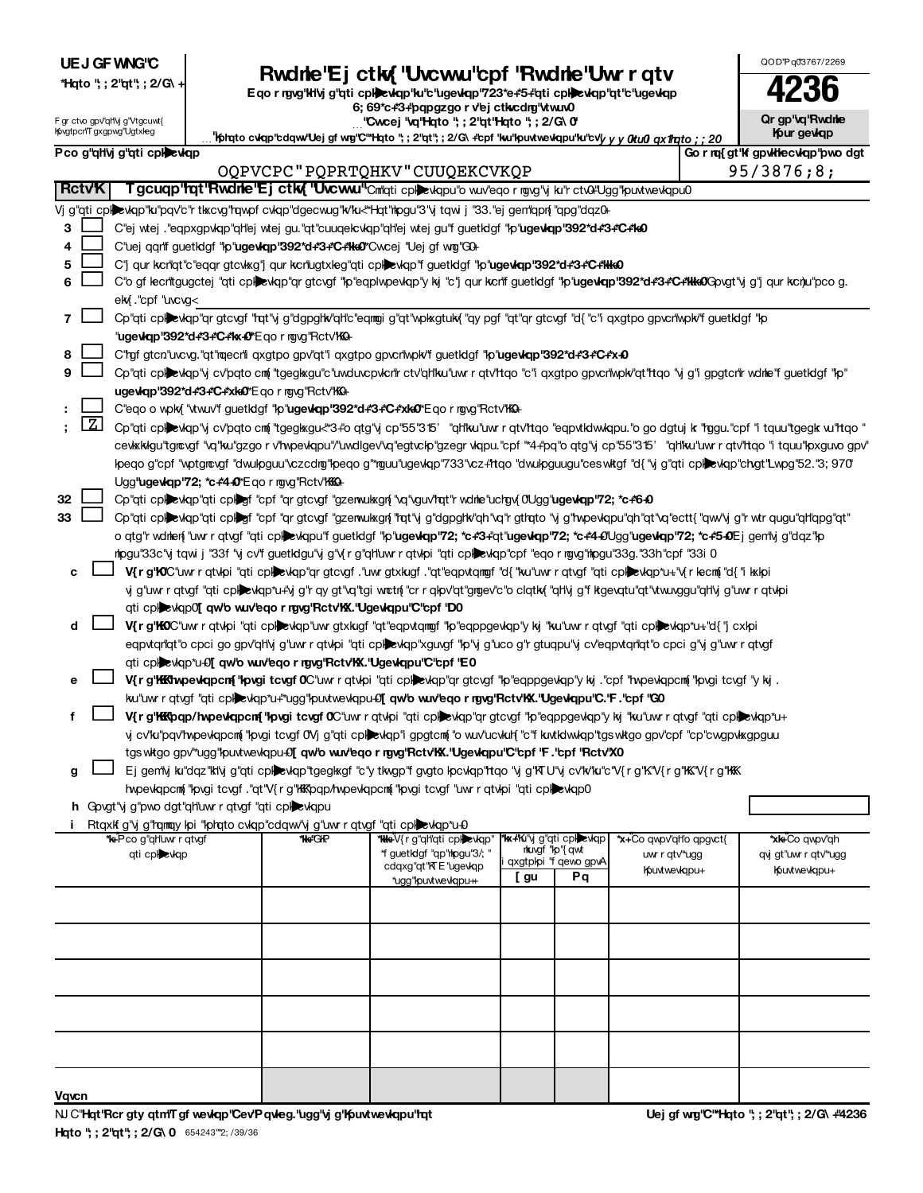**UEJ GFWNG'C**
**\*Hqto "; ; 2"qt"; ; 2/G\ +**

F gr ctvo gpv"qh"vj g"Vtgcuwt{
Kpvgtpcn"T gxgpwg"Ugtxkeg

# Rwdnke'Ej ctk{"Uvcwu"cpf"Rwdnke'Uwr r qtv

**Eqo rngvg"kh"vj g"qti cpk ▶ cvkqp"ku"c"ugevkqp"723\*e+\*5+"qti cpk ▶ cvkqp"qt"c"ugevkqp 6; 69\*c+\*3+"pqpgzgo r v"ej ctkvcdng"vtwuv0**

▶ **"Cwcej "vq"Hqto "; ; 2"qt"Hqto "; ; 2/G\ 0"**

▶ **"Kphqto cvkqp"cdqwv"Uej gf wng"C"\*Hqto "; ; 2"qt"; ; 2/G\ +"cpf "kw"kpuvtwevkqpu"ku"cv"y y y 0ktu0 qx1hqto ; ; 20**

QOD"Pq03767/2269

**4236**

**Qr gp"vq"Rwdnke Kpur gevkqp**

| Pco g"qh"vj g"qti cpk ▶ cvkqp | Go r nq{ gt"kf gpvkhecvkqp"pwo dgt |
|---|---|
| OQPVCPC"PQPRTQHKV"CUUQEKCVKQP | 95/3876;8; |

**Rctv"K** **Tgcuqp"hqt"Rwdnke"Ej ctk{"Uvcwu"** *\*Cm"qti cpk ▶ cvkqpu"o wuv"eqo rngvg"vj ku"rctv0+"Ugg"kpuvtwevkqpu0*

Vj g"qti cpk ▶ cvkqp"ku"pqv"c"r tkxcvg"hqwpf cvkqp"dgecwug"kv"ku<"\*Hqt"nkpgu"3"vj tqwi j "33."ej gem"qpn{ "qpg"dqz0+

3 ☐ C"ej wtej ."eqpxgpvkqp"qh"ej wtej gu."qt"cuuqekcvkqp"qh"ej wtej gu"f guetkdgf "kp"**ugevkqp"392\*d+\*3+\*C+\*k+0**

4 ☐ C"uej qqn"f guetkdgf "kp"**ugevkqp"392\*d+\*3+\*C+\*kk+0"**Cwcej "Uej gf wng"G0+

5 ☐ C"j qurkvcn"qt"c"eqqr gtcvkxg"j qurkvcn"ugtxkeg"qti cpk ▶ cvkqp"f guetkdgf "kp"**ugevkqp"392\*d+\*3+\*C+\*kkk+0**

6 ☐ C"o gf kecn"tgugctej "qti cpk ▶ cvkqp"qr gtcvgf "kp"eqplwpevkqp"y kj "c"j qurkvcn"f guetkdgf "kp"**ugevkqp"392\*d+\*3+\*C+\*kkk+0**Gpvgt"vj g"j qurkvcnu"pco g. ekv{ ."cpf "uvcvg<

7 ☐ Cp"qti cpk ▶ cvkqp"qr gtcvgf "hqt"vj g"dgpghkv"qh"c"eqmgi g"qt"wpkxgtukv{ "qy pgf "qt"qr gtcvgf "d{ "c"i qxgtpo gpvcn"wpkv"f guetkdgf "kp "**ugevkqp"392\*d+\*3+\*C+\*kx+0"**Eqo rngvg"Rctv"KK0+

8 ☐ C"hgf gtcn"uvcvg."qt"nqecn"i qxgtpo gpv"qt"i qxgtpo gpvcn"wpkv"f guetkdgf "kp"**ugevkqp"392\*d+\*3+\*C+\*x+0**

9 ☐ Cp"qti cpk ▶ cvkqp"vj cv"pqto cm{ "tgegkxgu"c"uwduvcpvkcn"rctv"qh"kwu"uwr r qtv"htqo "c"i qxgtpo gpvcn"wpkv"qt"htqo "vj g"i gpgtcn"r wdnke"f guetkdgf "kp" **ugevkqp"392\*d+\*3+\*C+\*xk+0"**Eqo rngvg"Rctv"KK0+

: ☐ C"eqo o wpkv{ "vtwuv"f guetkdgf "kp"**ugevkqp"392\*d+\*3+\*C+\*xk+0"**Eqo rngvg"Rctv"KK0+

; ☒ Cp"qti cpk ▶ cvkqp"vj cv"pqto cm{ "tgegkxgu<"\*3+"o qtg"vj cp"55"3'5' "qh"kwu"uwr r qtv"htqo "eqpvtkdwvkqpu."o go dgtuj kr "hggu."cpf "i tquu"tgegkr vu"htqo " cevkxkvkgu"tgrcvgf "vq"kwu"gzgo r v"hwpevkqpu"/"uwdlgev"vq"egtvckp"gzegr vkqpu."cpf "\*4+"pq"o qtg"vj cp"55"3'5' "qh"kwu"uwr r qtv"htqo "i tquu"kpxguvo gpv" kpeqo g"cpf "wptgncvgf "dwukpguu"vczcdng"kpeqo g"\*nguu"ugevkqp"733"vcz+"htqo "dwukpguugu"ces wktgf "d{ "vj g"qti cpk ▶ cvkqp"chvgt"Lwpg"52."3; 970" Ugg"**ugevkqp"72; \*c+\*4+0"**Eqo rngvg"Rctv"KKK0+

32 ☐ Cp"qti cpk ▶ cvkqp"qti cpk ▶ gf "cpf "qr gtcvgf "gzenwukxgn{ "vq"vguv"hqt"r wdnke"uchgv{ 0"Ugg"**ugevkqp"72; \*c+\*6+0**

33 ☐ Cp"qti cpk ▶ cvkqp"qti cpk ▶ gf "cpf "qr gtcvgf "gzenwukxgn{ "hqt"vj g"dgpghkv"qh."vq"r gthqto "vj g"hwpevkqpu"qh."qt"vq"ecttf{ "qwv"vj g"r wtr qugu"qh"qpg"qt" o qtg"r wdnken{ "uwr r qtvgf "qti cpk ▶ cvkqpu"f guetkdgf "kp"**ugevkqp"72; \*c+\*3+"qt"ugevkqp"72; \*c+\*4+0"**Ugg"**ugevkqp"72; \*c+\*5+0"**Ej gem"vj g"dqz"kp nkpgu"33c"vj tqwi j "33f "vj cv"f guetkdgu"vj g"v{r g"qh"uwr r qtvkpi "qti cpk ▶ cvkqp"cpf "eqo rngvg"nkpgu"33g."33h"cpf "33i 0

c ☐ **V{r g"K0"**C"uwr r qtvkpi "qti cpk ▶ cvkqp"qr gtcvgf ."uwr gtxkugf ."qt"eqpvtqmgf "d{ "kwu"uwr r qtvgf "qti cpk ▶ cvkqp\*u+"v{r kecm{ "d{ "i kxkpi vj g"uwr r qtvgf "qti cpk ▶ cvkqp\*u+"vj g"r qy gt"vq"tgi wnctn{ "cr r qkpv"qt"gngev"c"o clqtkv{ "qh"vj g"f ktgevqtu"qt"vtwuvggu"qh"vj g"uwr r qtvkpi qti cpk ▶ cvkqp0**"[ qw"o wuv"eqo rngvg"Rctv"KX."Ugevkqpu"C"cpf "D0**

d ☐ **V{r g"KK0"**C"uwr r qtvkpi "qti cpk ▶ cvkqp"uwr gtxkugf "qt"eqpvtqmgf "kp"eqppgevkqp"y kj "kwu"uwr r qtvgf "qti cpk ▶ cvkqp\*u+"d{ "j cxkpi eqpvtqn"qt"o cpci go gpv"qh"vj g"uwr r qtvkpi "qti cpk ▶ cvkqp"xguvgf "kp"vj g"uco g"r gtuqpu"vj cv"eqpvtqn"qt"o cpci g"vj g"uwr r qtvgf qti cpk ▶ cvkqp\*u+0**"[ qw"o wuv"eqo rngvg"Rctv"KX."Ugevkqpu"C"cpf "E0**

e ☐ **V{r g"KKK"hwpevkqpcm{ "kpvgi tcvgf 0"**C"uwr r qtvkpi "qti cpk ▶ cvkqp"qr gtcvgf "kp"eqppgevkqp"y kj ."cpf "hwpevkqpcm{ "kpvgi tcvgf "y kj . kwu"uwr r qtvgf "qti cpk ▶ cvkqp\*u+"\*ugg"kpuvtwevkqpu+0**"[ qw"o wuv"eqo rngvg"Rctv"KX."Ugevkqpu"C."F ."cpf "G0**

f ☐ **V{r g"KKK"pqp/hwpevkqpcm{ "kpvgi tcvgf 0"**C"uwr r qtvkpi "qti cpk ▶ cvkqp"qr gtcvgf "kp"eqppgevkqp"y kj "kwu"uwr r qtvgf "qti cpk ▶ cvkqp\*u+ vj cv"ku"pqv"hwpevkqpcm{ "kpvgi tcvgf 0"Vj g"qti cpk ▶ cvkqp"i gpgtcm{ "o wuv"ucvkuh{ "c"f kuvtkdwvkqp"tgs wktgo gpv"cpf "cp"cwgpvkxgpguu tgs wktgo gpv"\*ugg"kpuvtwevkqpu+0**"[ qw"o wuv"eqo rngvg"Rctv"KX."Ugevkqpu"C"cpf "F ."cpf "Rctv"X0**

g ☐ Ej gem"vj ku"dqz"kh"vj g"qti cpk ▶ cvkqp"tgegkxgf "c"y tkwgp"f gvgto kpcvkqp"htqo "vj g"KTU"vj cv"kv"ku"c"V{r g"K."V{r g"KK."V{r g"KKK hwpevkqpcm{ "kpvgi tcvgf ."qt"V{r g"KKK"pqp/hwpevkqpcm{ "kpvgi tcvgf "uwr r qtvkpi "qti cpk ▶ cvkqp0

h Gpvgt"vj g"pwo dgt"qh"uwr r qtvgf "qti cpk ▶ cvkqpu

i Rtqxkf g"vj g"hqmqy kpi "kphqto cvkqp"cdqwv"vj g"uwr r qtvgf "qti cpk ▶ cvkqp\*u+0

| \*k+"Pco g"qh"uwr r qtvgf qti cpk ▶ cvkqp | \*kk+"GKP | \*kkk+"V{r g"qh"qti cpk ▶ cvkqp" \*f guetkdgf "qp"nkpgu"3/; " cdqxg"qt"KTE "ugevkqp "\*ugg"kpuvtwevkqpu++ | \*kx+"Ku"vj g"qti cpk ▶ cvkqp nkuvgf "kp"{ qwt i qxgtpkpi "f qewo gpvA [ gu | Pq | \*x+"Co qwpv"qh"o qpgvct{ uwr r qtv"\*ugg kpuvtwevkqpu+ | \*xk+"Co qwpv"qh qvj gt"uwr r qtv"\*ugg kpuvtwevkqpu+ |
|---|---|---|---|---|---|---|
| | | | | | | |
| | | | | | | |
| | | | | | | |
| | | | | | | |
| | | | | | | |
| Vqvcn | | | | | | |

NJ C"**Hqt"Rcr gty qtm"T gf wevkqp"Cev"P qvkeg."ugg"vj g"Kpuvtwevkqpu"hqt Hqto "; ; 2"qt"; ; 2/G\ 0** 654243""2; /39/36

**Uej gf wng"C"\*Hqto "; ; 2"qt"; ; 2/G\ +"4236**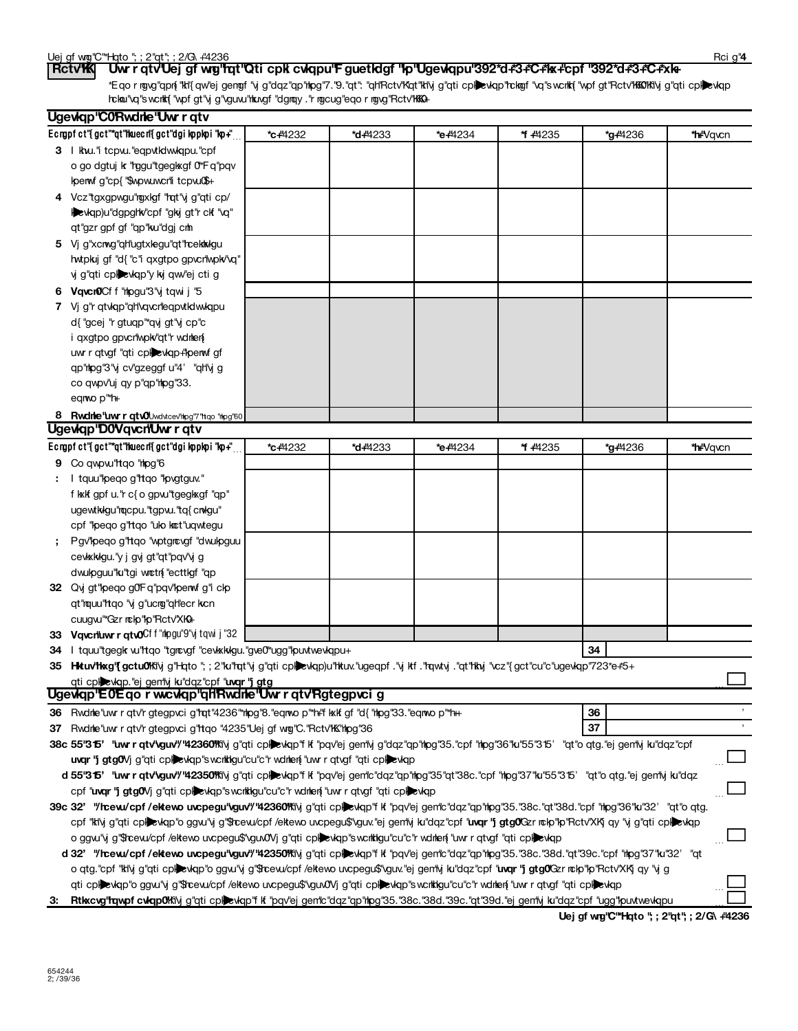**Rctv'KK** **Uwr r qtv'Uej gf wng'hqt'Qti cpk cvkqpu'F guetkdgf 'kp'Ugevkqpu'392\*d+\*3+\*C+\*kx+'cpf '392\*d+\*3+\*C+\*xk+**

\*Eqo r ngvg'qpn{ 'kh'{ qw'ej gemgf 'vj g'dqz'qp'nkpg'7.'9.'qt': 'qh'Rctv'K'qt'kh'vj g'qti cpk cvkqp'hckngf 'vq'swcnkh{ 'wpf gt'Rctv'KKK0'Kh'vj g'qti cpk cvkqp hckni'vq'swcnkh{ 'wpf gt'vj g'vguvu'nkuvgf 'dgmy .'r ngcug'eqo r ngvg'Rctv'KKK0+

## Ugevkqp'C0Rwdnke'Uwr r qtv

| Ecngpf ct"{ gct"\*qt"hkuecn{ gct"dgi kppkpi "kp+" | \*c+"4232 | \*d+"4233 | \*e+"4234 | \*f +"4235 | \*g+"4236 | \*h+"Vqvcn |
|---|---|---|---|---|---|---|
| **3** I khvu."i tcpvu."eqpvtkdwvkqpu."cpf o go dgtuj kr "hggu"tgegkxgf 0"\*F q"pqv kpenwf g"cp{ "\$wpwuwcn"i tcpvu0\$+ | | | | | | |
| **4** Vcz"tgxgpwgu"ngxkgf "hqt"vj g"qti cp/ kcvkqp)u"dgpghkv"cpf "gkvj gt"r ckf "vq" qt"gzr gpf gf "qp"kvu"dgj cnh | | | | | | |
| **5** Vj g"xcnwg"qh"ugtxkegu"qt"hcekmkkgu hwtpkuj gf "d{ "c"i qxgtpo gpvcn"wpkv"vq" vj g"qti cpk cvkqp"y kvj qwv"ej cti g | | | | | | |
| **6** **Vqvcn0**Cf f "nkpgu"3"vj tqwi j "5 | | | | | | |
| **7** Vj g"r qtvkqp"qh"vqvcn"eqpvtkdwvkqpu d{ "gcej "r gtuqp"\*qvj gt"vj cp"c i qxgtpo gpvcn"wpkv"qt"r wdnken{ uwr r qtvgf "qti cpk cvkqp+"kpenwf gf qp"nkpg"3"vj cv"gzeggf u"4' "qh"vj g co qwpv"uj qy p"qp"nkpg"33. eqnwo p"\*h+ | | | | | | |
| **8** **Rwdnke"uwr r qtv0** Uwdvtcev"nkpg"7"htqo "nkpg"60 | | | | | | |

## Ugevkqp'D0Vqvcn'Uwr r qtv

| Ecngpf ct"{ gct"\*qt"hkuecn{ gct"dgi kppkpi "kp+" | \*c+"4232 | \*d+"4233 | \*e+"4234 | \*f +"4235 | \*g+"4236 | \*h+"Vqvcn |
|---|---|---|---|---|---|---|
| **9** Co qwpvu"htqo "nkpg"6 | | | | | | |
| **:** I tquu"kpeqo g"htqo "kpvgtguv." f kxkf gpf u."r c{ o gpvu"tgegkxgf "qp" ugewtkkgu"nqcpu."tgpvu."tq{ cnkgu" cpf "kpeqo g"htqo "uko knct"uqwtegu | | | | | | |
| **;** Pgv"kpeqo g"htqo "wptgncvgf "dwukpguu cevkxkkgu."y j gvj gt"qt"pqv"vj g dwukpguu"ku"tgi wnctn{ "ecttkgf "qp | | | | | | |
| **32** Qvj gt"kpeqo g0"F q"pqv"kpenwf g"i ckp qt"nquu"htqo "vj g"ucng"qh"ecr kvcn cuugvu"\*Gzr nckp"kp"Rctv"XK0+ | | | | | | |
| **33** **Vqvcn"uwr r qtv0** Cf f "nkpgu"9"vj tqwi j "32 | | | | | | |

**34** I tquu"tgegkr vu"htqo "tgncvgf "cevkxkkgu."gve0"\*ugg"kpuvtwevkqpu+ **34**

**35** **Hktuv"hkxg"{ gctu0**"Kh"vj g"Hqto ";; 2"ku"hqt"vj g"qti cpk cvkqp)u"hktuv."ugeqpf ."vj ktf ."hqwtvj ."qt"hkhvj "vcz"{ gct"cu"c"ugevkqp"723\*e+\*5+ qti cpk cvkqp."ej gem"vj ku"dqz"cpf "**uvqr "j gtg** ☐

## Ugevkqp'E0Eqo r wvcvkqp'qh'Rwdnke'Uwr r qtv'Rgtegpvci g

**36** Rwdnke"uwr r qtv"r gtegpvci g"hqt"4236"\*nkpg"8."eqnwo p"\*h+"f kxkf gf "d{ "nkpg"33."eqnwo p"\*h+\+ **36** '

**37** Rwdnke"uwr r qtv"r gtegpvci g"htqo "4235"Uej gf wng"C."Rctv"KK."nkpg"36 **37** '

**38c** **55"315' "uwr r qtv"vguv"/"4236"**Kh"vj g"qti cpk cvkqp"f kf "pqv"ej gem"vj g"dqz"qp"nkpg"35."cpf "nkpg"36"ku"55"315' "qt"o qtg."ej gem"vj ku"dqz"cpf **uvqr "j gtg0**Vj g"qti cpk cvkqp"s wcnkhkgu"cu"c"r wdnken{ "uwr r qtvgf "qti cpk cvkqp ☐

**d** **55"315' "uwr r qtv"vguv"/"4235"**Kh"vj g"qti cpk cvkqp"f kf "pqv"ej gem"c"dqz"qp"nkpg"35"qt"38c."cpf "nkpg"37"ku"55"315' "qt"o qtg."ej gem"vj ku"dqz cpf "**uvqr "j gtg0**Vj g"qti cpk cvkqp"s wcnkhkgu"cu"c"r wdnken{ "uwr r qtvgf "qti cpk cvkqp ☐

**39c** **32' "/hcevu/cpf /ektewo uvcpegu"vguv"/"4236"**Kh"vj g"qti cpk cvkqp"f kf "pqv"ej gem"c"dqz"qp"nkpg"35."38c."qt"38d."cpf "nkpg"36"ku"32' "qt"o qtg. cpf "kh"vj g"qti cpk cvkqp"o ggvu"vj g"\$hcevu/cpf /ektewo uvcpegu\$"vguv."ej gem"vj ku"dqz"cpf "**uvqr "j gtg0**Gzr nckp"kp"Rctv"XK"j qy "vj g"qti cpk cvkqp o ggvu"vj g"\$hcevu/cpf /ektewo uvcpegu\$"vguv0"Vj g"qti cpk cvkqp"s wcnkhkgu"cu"c"r wdnken{ "uwr r qtvgf "qti cpk cvkqp ☐

**d** **32' "/hcevu/cpf /ektewo uvcpegu"vguv"/"4235"**Kh"vj g"qti cpk cvkqp"f kf "pqv"ej gem"c"dqz"qp"nkpg"35."38c."38d."qt"39c."cpf "nkpg"37"ku"32' "qt o qtg."cpf "kh"vj g"qti cpk cvkqp"o ggvu"vj g"\$hcevu/cpf /ektewo uvcpegu\$"vguv."ej gem"vj ku"dqz"cpf "**uvqr "j gtg0**Gzr nckp"kp"Rctv"XK"j qy "vj g qti cpk cvkqp"o ggvu"vj g"\$hcevu/cpf /ektewo uvcpegu\$"vguv0"Vj g"qti cpk cvkqp"s wcnkhkgu"cu"c"r wdnken{ "uwr r qtvgf "qti cpk cvkqp ☐

**3:** **Rtkxcvg"hqwpf cvkqp0"**Kh"vj g"qti cpk cvkqp"f kf "pqv"ej gem"c"dqz"qp"nkpg"35."38c."38d."39c."qt"39d."ej gem"vj ku"dqz"cpf "ugg"kpuvtwevkqpu ☐

654244
2; /39/36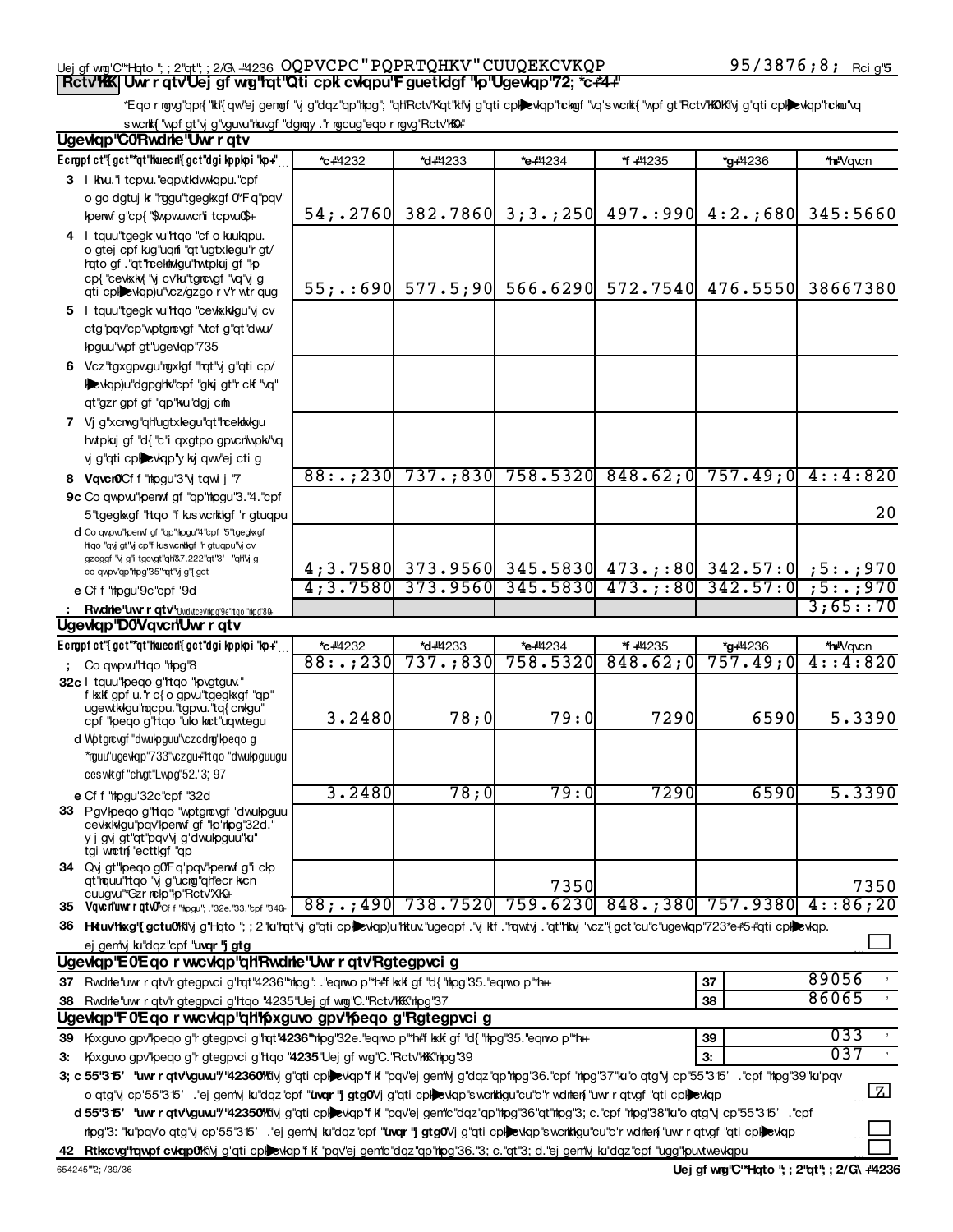Uej gf wrg"C"*Hqto ";;2"qt";;2/G\"+4236 OQPVCPC"PQPRTQHKV"CUUQEKCVKQP 95/3876;8; Rcig"5

**Rctv"KKK** **Uwr rqtv"Uej gf wrg"hqt"Qti cpk cvkqpu"F guetkdgf "kp"Ugevkqp"72; *c+*4+"**

*Eqo r ngvg"qpn{ "kh"{ qw"ej gemgf "vj g"dqz"qp"nkpg"; "qh"Rctv"K"qt"kh"vj g"qti cpk cvkqp"hckngf "vq"s wcnkh{ "wpf gt"Rctv"KK0"Kh"vj g"qti cpk cvkqp"hckn"vq s wcnkh{ "wpf gt"vj g"vguvu"nkuvgf "dgnqy ."r ngcug"eqo r ngvg"Rctv"KK0+

**Ugevkqp"C0"Rwdnke"Uwr rqtv**

| Ecngpf ct"{ gct"*qt"hkuecn"{ gct"dgi kppkpi "kp+" | *c+"4232 | *d+"4233 | *e+"4234 | *f +"4235 | *g+"4236 | *h+"Vqvcn |
|---|---|---|---|---|---|---|
| 3 I khvu."i tcpvu."eqpvtkdwvkqpu."cpf o go dgtuj kr "hggu"tgegkxgf 0"*F q"pqv" kpenwf g"cp{ "\wpwuwcn"i tcpvu0\$+ | 54;.2760 | 382.7860 | 3;3.;250 | 497.:990 | 4:2.;680 | 345:5660 |
| 4 I tquu"tgegk vu"htqo "cf o kuukqpu. o gtej cpf kug"uqnf "qt"ugtxkegu"r gt/ hqto gf ."qt"hcekrkvkgu"hwtpkuj gf "kp cp{ "cevkxkv{ "vj cv"ku"tgncvgf "vq"vj g qti cpk cvkqp)u"vcz/gzgo r v"r wtr qug | 55;.:690 | 577.5;90 | 566.6290 | 572.7540 | 476.5550 | 38667380 |
| 5 I tquu"tgegk vu"htqo "cevkxkvkgu"vj cv ctg"pqv"cp"wptgncvgf "vtcf g"qt"dwu/ kpguu"wpf gt"ugevkqp"735 | | | | | | |
| 6 Vcz"tgxgpwgu"ngxkgf "hqt"vj g"qti cp/ k cvkqp)u"dgpghkv"cpf "gkvj gt"r ckf "vq" qt"gzr gpf gf "qp"kvu"dgj cnh | | | | | | |
| 7 Vj g"xcnwg"qh"ugtxkegu"qt"hcekrkvkgu hwtpkuj gf "d{ "c"i qxgtpo gpvcn"wpkv"vq vj g"qti cpk cvkqp"y kvj qwv"ej cti g | | | | | | |
| 8 **Vqvcn0** Cf f "nkpgu"3"vj tqwi j "7 | 88:.;230 | 737.;830 | 758.5320 | 848.62;0 | 757.49;0 | 4::4:820 |
| 9c Co qwpvu"kpenwf gf "qp"nkpgu"3. "4."cpf 5"tgegkxgf "htqo "f kus wcnkhkgf "r gtuqpu | | | | | | 20 |
| d Co qwpvu"kpenwf gf "qp"nkpgu"4"cpf "5"tgegkxgf htqo "qvj gt"vj cp"f kus wcnkhkgf "r gtuqpu"vj cv gzeggf "vj g"i tgcvgt"qh"&7.222"qt"3' "qh"vj g co qwpv"qp"nkpg"35"hqt"vj g"{ gct | 4;3.7580 | 373.9560 | 345.5830 | 473.;:80 | 342.57:0 | ;5:.;970 |
| e Cf f "nkpgu"9c"cpf "9d | 4;3.7580 | 373.9560 | 345.5830 | 473.;:80 | 342.57:0 | ;5:.;970 |
| : **Rwdnke"uwr rqtv"***Uwdvtcev"nkpg"9e"htqo "nkpg"80+* | | | | | | 3;65::70 |

**Ugevkqp"D0"Vqvcn"Uwr rqtv**

| Ecngpf ct"{ gct"*qt"hkuecn"{ gct"dgi kppkpi "kp+" | *c+"4232 | *d+"4233 | *e+"4234 | *f +"4235 | *g+"4236 | *h+"Vqvcn |
|---|---|---|---|---|---|---|
| ; Co qwpvu"htqo "nkpg"8 | 88:.;230 | 737.;830 | 758.5320 | 848.62;0 | 757.49;0 | 4::4:820 |
| 32c I tquu"kpeqo g"htqo "kpvgtguv." f kxkf gpf u."r c{ o gpvu"tgegkxgf "qp" ugewtkvkgu"nqcpu."tgpvu."tq{ cnvkgu" cpf "kpeqo g"htqo "uko kmct"uqwtegu | 3.2480 | 78;0 | 79:0 | 7290 | 6590 | 5.3390 |
| d Wptgncvgf "dwukpguu"vczcdng"kpeqo g *nguu"ugevkqp"733"vczgu+"htqo "dwukpguugu ceswktgf "chvgt"Lwpg"52."3; 97 | | | | | | |
| e Cf f "nkpgu"32c"cpf "32d | 3.2480 | 78;0 | 79:0 | 7290 | 6590 | 5.3390 |
| 33 Pgv"kpeqo g"htqo "wptgncvgf "dwukpguu cevkxkvkgu"pqv"kpenwf gf "kp"nkpg"32d." y j gvj gt"qt"pqv"vj g"dwukpguu"ku" tgi wnctn{ "ecttkgf "qp | | | | | | |
| 34 Qvj gt"kpeqo g0"F q"pqv"kpenwf g"i ckp qt"nquu"htqo "vj g"ucng"qh"ecr kvcn cuugvu"*Gzr nckp"kp"Rctv"XK0+ | | | 7350 | | | 7350 |
| 35 **Vqvcn"uwr rqtv0** *Cf f "nkpgu"; ."32e."33."cpf "340+* | 88;.;490 | 738.7520 | 759.6230 | 848.;380 | 757.9380 | 4::86;20 |

36 **Hktuv"hkxg"{ gctu0** Kh"vj g"Hqto "; ;2"ku"hqt"vj g"qti cpk cvkqp)u"hktuv."ugeqpf ."vj ktf ."hqwtvj ."qt"hkhvj "vcz"{ gct"cu"c"ugevkqp"723*e+*5+"qti cpk cvkqp. ej gem"vj ku"dqz"cpf "**uvqr "j gtg**

**Ugevkqp"E0"Eqo r wvcvkqp"qh"Rwdnke"Uwr rqtv"Rgtegpvci g**

| | | |
|---|---|---|
| 37 Rwdnke"uwr rqtv"r gtegpvci g"hqt"4236"*nkpg": ."eqnwo p"*h+"f kxkf gf "d{ "nkpg"35."eqnwo p"*h++ | 37 | 89056 ' |
| 38 Rwdnke"uwr rqtv"r gtegpvci g"htqo "4235"Uej gf wng"C."Rctv"KKK."nkpg"37 | 38 | 86065 ' |

**Ugevkqp"F0"Eqo r wvcvkqp"qh"Kpxguvo gpv"Kpeqo g"Rgtegpvci g**

| | | |
|---|---|---|
| 39 Kpxguvo gpv"kpeqo g"r gtegpvci g"hqt"**4236**"*nkpg"32e."eqnwo p"*h+"f kxkf gf "d{ "nkpg"35."eqnwo p"*h++ | 39 | 033 ' |
| 3: Kpxguvo gpv"kpeqo g"r gtegpvci g"htqo "**4235**"Uej gf wng"C."Rctv"KKK."nkpg"39 | 3: | 037 ' |

3; c **55"315' "uwr rqtv"vguvu"/"4236"0** Kh"vj g"qti cpk cvkqp"f kf "pqv"ej gem"vj g"dqz"qp"nkpg"36."cpf "nkpg"37"ku"o qtg"vj cp"55"315' ."cpf "nkpg"39"ku"pqv o qtg"vj cp"55"315' ."ej gem"vj ku"dqz"cpf "**uvqr "j gtg0"**Vj g"qti cpk cvkqp"s wcnkhkgu"cu"c"r wdnken{ "uwr rqtvgf "qti cpk cvkqp [X]

d **55"315' "uwr rqtv"vguvu"/"4235"0** Kh"vj g"qti cpk cvkqp"f kf "pqv"ej gem"c"dqz"qp"nkpg"36"qt"nkpg"3; c."cpf "nkpg"38"ku"o qtg"vj cp"55"315' ."cpf nkpg"3: "ku"pqv"o qtg"vj cp"55"315' ."ej gem"vj ku"dqz"cpf "**uvqr "j gtg0"**Vj g"qti cpk cvkqp"s wcnkhkgu"cu"c"r wdnken{ "uwr rqtvgf "qti cpk cvkqp [ ]

42 **Rtkxcvg"hqwpf cvkqp0** Kh"vj g"qti cpk cvkqp"f kf "pqv"ej gem"c"dqz"qp"nkpg"36. "3; c."qt"3; d."ej gem"vj ku"dqz"cpf "ugg"kpuvtwevkqpu [ ]

654245"'2; /39/36 **Uej gf wng"C"*Hqto "; ;2"qt"; ;2/G\+"4236**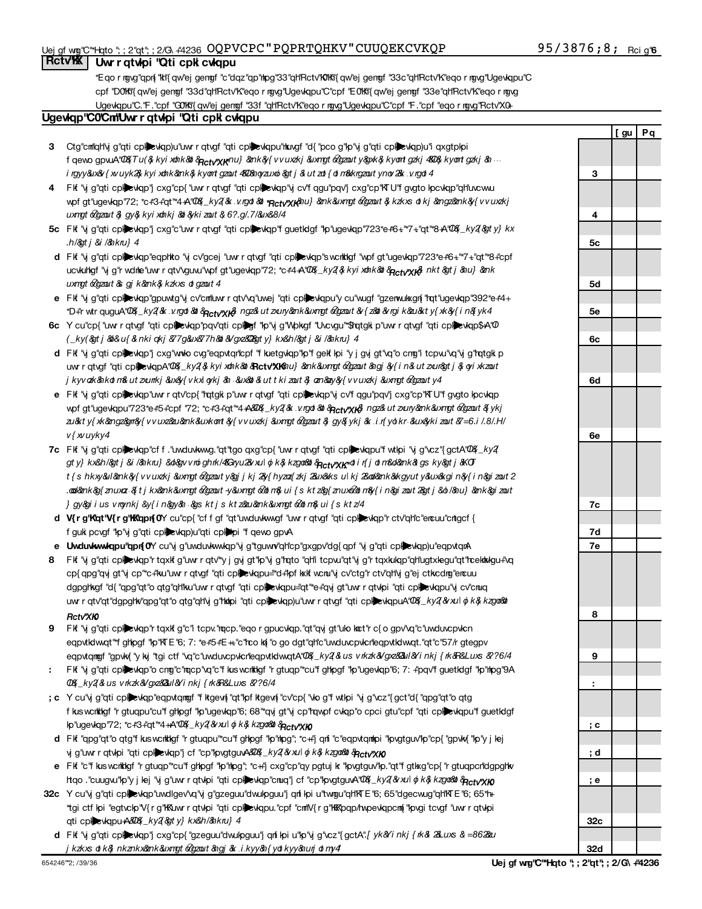**Rctv'KX** **Uwr r qtvkpi "Qti cpk cvkqpu**

*Eqo rngvg"qpn{"kh"{qw"ej gemgf "c"dqz"qp"nkpg"33"qh"Rctv"K0"Kh"{qw"ej gemgf "33c"qh"Rctv"K."eqo rngvg"Ugevkqpu"C cpf "D0"Kh"{qw"ej gemgf "33d"qh"Rctv"K."eqo rngvg"Ugevkqpu"C"cpf "E0"Kh"{qw"ej gemgf "33e"qh"Rctv"K."eqo rngvg Ugevkqpu"C."F."cpf "G0"Kh"{qw"ej gemgf "33f"qh"Rctv"K."eqo rngvg"Ugevkqpu"C"cpf "F."cpf "eqo rngvg"Rctv"X0+*

**Ugevkqp"C0"Cm"Uwr r qtvkpi "Qti cpk cvkqpu**

| | | | [ gu | Pq |
|---|---|---|---|---|
| 3 | Ctg"cm"qh"vj g"qti cpk cvkqp)u"uwr r qtvgf "qti cpk cvkqpu"nkuvgf "d{ "pco g"kp"vj g"qti cpk cvkqp)u"i qxgtpkpi f qewo gpvuA"*Kh"pq."fguetkdg"kp"*Rctv"XK*"jqy "vjg"uwrrqtvgf"qticpk|cvkqpu"ctg"fgukipcvgf0"Kh"fgukipcvgf"d{ engcuu"qt"rwtrqug."fguetkdg"vjg"fgukipcvkqp0+ | 3 | | |
| 4 | Fkf "vj g"qti cpk cvkqp"j cxg"cp{ "uwr r qtvgf "qti cpk cvkqp"vj cv"f qgu"pqv"j cxg"cp"KTU"f gvgto kpcvkqp"qh"uvcvwu wpf gt"ugevkqp"72; *c+*3+"qt"*4+A"*Kh"[gu."gzrnckp"kp"*Rctv"XK*"jqy"vjg"qticpk|cvkqp"ocfg"vjg"fgvgtokpcvkqp"vjcv"vjg"uwrrqtvgf qticpk|cvkqp"ogv"vjg"tgswktgogpvu"qh"ugevkqp"72;*c+*3+"qt"*4+0+ | 4 | | |
| 5c | Fkf "vj g"qti cpk cvkqp"j cxg"c"uwr r qtvgf "qti cpk cvkqp"f guetkdgf "kp"ugevkqp"723*e+*6+."*7+."qt"*8+A"*Kh"[gu."cpuygt *d+"cpf"*e+"dgnqy0+ | 5c | | |
| d | Fkf "vj g"qti cpk cvkqp"eqphkto "vj cv"gcej "uwr r qtvgf "qti cpk cvkqp"s wcnkhkgf "wpf gt"ugevkqp"723*e+*6+."*7+."qt"*8+"cpf ucvkuhkgf "vj g"r wdnke"uwr r qtv"vguvu"wpf gt"ugevkqp"72; *c+*4+A"*Kh"[gu."fguetkdg"kp"*Rctv"XK*"yjgp"cpf"jqy"vjg qticpk|cvkqp"ocfg"vjg"fgvgtokpcvkqp0+ | 5d | | |
| e | Fkf "vj g"qti cpk cvkqp"gpuwtg"vj cv"cm"uwr r qtv"vq"uwej "qti cpk cvkqpu"y cu"wugf "gzenwukxgn{ "hqt"ugevkqp"392*e+*4+ *D+"r wtr qugu A"*Kh"[gu."gzrnckp"kp"*Rctv"XK*"yjcv"eqpvtqnu"vjg"qticpk|cvkqp"rwv"kp"rnceg"vq"gpuwtg"uwej"wug0+ | 5e | | |
| 6c | Y cu"cp{ "uwr r qtvgf "qti cpk cvkqp"pqv"qti cpk gf "kp"vj g"Wpkvgf "Uvcvgu"*$hqtgki p"uwr r qtvgf "qti cpk cvkqp$+A"*Kh"[gu"cpf"kh"{qw"ejgemgf"33c"qt"33d"kp"Rctv"K."cpuygt"*d+"cpf"*e+"dgnqy0+ | 6c | | |
| d | Fkf "vj g"qti cpk cvkqp"j cxg"wnko cvg"eqpvtqn"cpf "f kuetgvkqp"kp"f gekf kpi "y j gvj gt"vq"o cmg"i tcpvu"vq"vj g"hqtgki p uwr r qtvgf "qti cpk cvkqpA"*Kh"[gu."fguetkdg"kp"*Rctv"XK*"jqy"vjg"qticpk|cvkqp"jcf"uwej"eqpvtqn"cpf"fkuetgvkqp fgurkvg"dgkpi"eqpvtqnngf"qt"uwrgtxkugf"d{"qt"kp"eqppgevkqp"ykvj"kvu"uwrrqtvgf"qticpk|cvkqpu0+ | 6d | | |
| e | Fkf "vj g"qti cpk cvkqp"uwr r qtv"cp{ "hqtgki p"uwr r qtvgf "qti cpk cvkqp"vj cv"f qgu"pqv"j cxg"cp"KTU"f gvgto kpcvkqp wpf gt"ugevkqpu"723*e+*5+"cpf "72; *c+*3+"qt"*4+A"*Kh"[gu."gzrnckp"kp"*Rctv"XK*"yjcv"eqpvtqnu"vjg"qticpk|cvkqp"wugf"vq gpuwtg"vjcv"cnn"uwrrqtv"vq"vjg"hqtgkip"uwrrqtvgf"qticpk|cvkqp"ycu"wugf"gzenwukxgn{"hqt"ugevkqp"392*e+*4+*D+ rwtrqugu0+ | 6e | | |
| 7c | Fkf "vj g"qti cpk cvkqp"cf f ."uwduvkvwvg."qt"tgo qxg"cp{ "uwr r qtvgf "qti cpk cvkqpu"f wtkpi "vj g"vcz"{ gctA"*Kh"[gu."cpuygt *d+"cpf"*e+"dgnqy"*kh"crrnkecdng+0"Cnuq."rtqxkfg"fgvcknu"kp"*Rctv"XK.*"kpenwfkpi"*k+"vjg"pcogu"cpf"GKP"pwodgtu"qh vjg"uwrrqtvgf"qticpk|cvkqpu"cffgf."uwduvkvwvgf."qt"tgoqxgf="*kk+"vjg"tgcuqpu"hqt"gcej"uwej"cevkqp="*kkk+"vjg"cwvjqtkv{"wpfgt"vjg qticpk|cvkqp)u"qticpk|kpi"fqewogpv"cwvjqtk|kpi"uwej"cevkqp="cpf"*kx+"jqy"vjg"cevkqp"ycu"ceeqornkujgf"*uwej"cu"d{ cogpfogpv"vq"vjg"qticpk|kpi"fqewogpv+0 | 7c | | |
| d | **V{ r g"K"qt"V{ r g"KK"qpn{ 0** Y cu"cp{ "cf f gf "qt"uwduvkvwvgf "uwr r qtvgf "qti cpk cvkqp"r ctv"qh"c"encuu"cntgcf { f guki pcvgf "kp"vj g"qti cpk cvkqp)u"qti cpk kpi "f qewo gpvA | 7d | | |
| e | **Uwduvkvwvkqpu"qpn{ 0** Y cu"vj g"uwduvkvwvkqp"vj g"tguwnv"qh"cp"gxgpv"dg{ qpf "vj g"qti cpk cvkqp)u"eqpvtqnA | 7e | | |
| 8 | Fkf "vj g"qti cpk cvkqp"r tqxkf g"uwr r qtv"*y j gvj gt"kp"vj g"hqto "qh"i tcpvu"qt"vj g"r tqxkukqp"qh"ugtxkegu"qt"hcekrkvkgu+"vq cp{ qpg"qvj gt"vj cp"*k+"kvu"uwr r qtvgf "qti cpk cvkqpu="*kk+"kpf kxkf wcnu"vj cv"ctg"r ctv"qh"vj g"ej ctkvcdng"encuu dgpghkvgf "d{ "qpg"qt"o qtg"qh"kvu"uwr r qtvgf "qti cpk cvkqpu="qt"*kkk+"qvj gt"uwr r qtvkpi "qti cpk cvkqpu"vj cv"cnuq uwr r qtv"qt"dgpghkv"qpg"qt"o qtg"qh"vj g"hkpi "qti cpk cvkqp)u"uwr r qtvgf "qti cpk cvkqpuA"*Kh"[gu."rtqxkfg"fgvcknu"kp *Rctv"XK0+* | 8 | | |
| 9 | Fkf "vj g"qti cpk cvkqp"r tqxkf g"c"i tcpv."nqcp."eqo r gpucvkqp."qt"qvj gt"uko kct"r c{ o gpv"vq"c"uwduvcpvkcn eqpvtkdwvqt"*f ghkpgf "kp"KTE"6; 7: *e+*5+*E++."c"hco kn{ "o go dgt"qh"c"uwduvcpvkcn"eqpvtkdwvqt."qt"c"57'"eqpvtqnngf gpvkv{ "y kvj "tgi ctf "vq"c"uwduvcpvkcn"eqpvtkdwvqtA"*Kh"[gu."eqorngvg"Rctv"K"qh"Uejgfwng"N"*Hqto";;2"qt";;2/G\+0+* | 9 | | |
| : | Fkf "vj g"qti cpk cvkqp"o cmg"c"nqcp"vq"c"f kus wcnkhkgf "r gtuqp"*cu"f ghkpgf "kp"ugevkqp"6; 7: +"pqv"f guetkdgf "kp"nkpg"9A *Kh"[gu."eqorngvg"Rctv"K"qh"Uejgfwng"N"*Hqto";;2"qt";;2/G\+0+* | : | | |
| ;c | Y cu"vj g"qti cpk cvkqp"eqpvtqnngf "f kgevn{ "qt"kpf kgevn{ "cv"cp{ "vko g"f wtkpi "vj g"vcz"{ gct"d{ "qpg"qt"o qtg f kus wcnkhkgf "r gtuqpu"cu"f ghkpgf "kp"ugevkqp"6; 68"*qvj gt"vj cp"hqwpf cvkqp"o cpci gtu"cpf "qti cpk cvkqpu"f guetkdgf kp"ugevkqp"72; *c+*3+"qt"*4++A"*Kh"[gu."rtqxkfg"fgvcknu"kp"*Rctv"XK0+* | ;c | | |
| d | Fkf "qpg"qt"o qtg"f kus wcnkhkgf "r gtuqpu"*cu"f ghkpgf "kp"nkpg";c+"j qnf "c"eqpvtqmkpi "kpvgtguv"kp"cp{ "gpvkv{ "kp"y j kej vj g"uwr r qtvkpi "qti cpk cvkqp"j cf "cp"kpvgtguvA"*Kh"[gu."rtqxkfg"fgvcknu"kp"*Rctv"XK0+* | ;d | | |
| e | Fkf "c"f kus wcnkhkgf "r gtuqp"*cu"f ghkpgf "kp"nkpg"; c+"j cxg"cp"qy pgtuj kr "kpvgtguv"kp."qt"f gtkxg"cp{ "r gtuqpcn"dgpghkv htqo ."cuugvu"kp"y j kej "vj g"uwr r qtvkpi "qti cpk cvkqp"cnuq"j cf "cp"kpvgtguvA"*Kh"[gu."rtqxkfg"fgvcknu"kp"*Rctv"XK0+* | ;e | | |
| 32c | Y cu"vj g"qti cpk cvkqp"uwdlgev"vq"vj g"gzeguu"dwukpguu"j qnf kpi u"twngu"qh"KTE"6; 65"dgecwug"qh"KTE"6; 65*h+ *tgi ctf kpi "egtvckp"V{ r g"KK"uwr r qtvkpi "qti cpk cvkqpu."cpf "cm"V{ r g"KKK"pqp/hwpevkqpcm{ "kpvgi tcvgf "uwr r qtvkpi qti cpk cvkqpu+A"*Kh"[gu."cpuygt"*d+"dgnqy0+* | 32c | | |
| d | Fkf "vj g"qti cpk cvkqp"j cxg"cp{ "gzeguu"dwukpguu"j qnf kpi u"kp"vj g"vcz"{ gctA"*Wug"Uejgfwng"E."Hqto"6942."vq fgvgtokpg"yjgvjgt"vjg"qticpk|cvkqp"jcf"gzeguu"dwukpguu"jqnfkpiu0+* | 32d | | |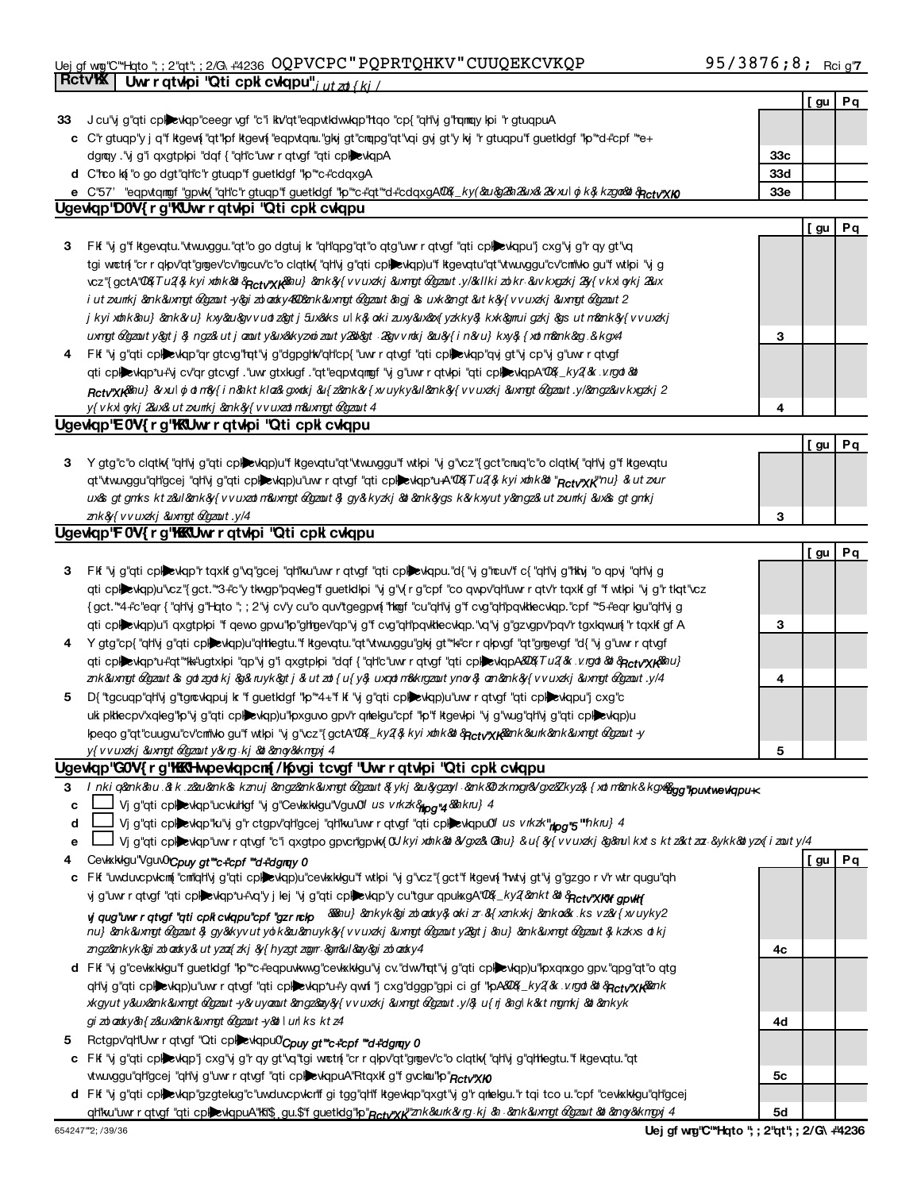OQPVCPC"PQPRTQHKV"CUUQEKCVKQP 95/3876;8;

**Rctv'KX | Uwr rqtvkpi "Qti cpk cvkqpu"** *,i utzo{kj /*

| | | [ gu | Pq |
|---|---|---|---|
| **33** J cu"vj g"qti cpk cvkqp"ceegr vgf "c"i khv"qt"eqpvtkdwvkqp"htqo "cp{ "qh"vj g"hqmqy kpi "r gtuqpuA | | | |
| **c** C"r gtuqp"y j q"f ktgevn{ "qt"kpf ktgevn{ "eqpvtqnu."gkvj gt"cmqpg"qt"vqi gvj gt"y kvj "r gtuqpu"f guetkdgf "kp"*d+"cpf "*e+ dgmqy ."vj g"i qxgtpkpi "dqf { "qh"c"uwr rqtvgf "qti cpk cvkqpA | 33c | | |
| **d** C"hco kn{ "o go dgt"qh"c"r gtuqp"f guetkdgf "kp"*c+"cdqxgA | 33d | | |
| **e** C"57' "eqpvtqmgf "gpvkv{ "qh"c"r gtuqp"f guetkdgf "kp"*c+"qt"*d+"cdqxgA"*Kh'\_ky(&u&g2&h2&ux&2&vxuxl ojk&kzg o&& &Rctv'XKO* | 33e | | |

**Ugevkqp"D0V{ r g"KUwr rqtvkpi "Qti cpk cvkqpu**

| | | [ gu | Pq |
|---|---|---|---|
| **3** Fkf "vj g"f ktgevqtu."vtwuvggu."qt"o go dgtuj kr "qh"qpg"qt"o qtg"uwr rqtvgf "qti cpk cvkqpu"j cxg"vj g"r qy gt"vq tgi wnctn{ "cr r qkpv"qt"gngev"c"o clqtkv{ "qh"vj g"qti cpk cvkqp)u"f ktgevqtu"qt"vtwuvggu"cv"cm"vko gu"f wtkpi "vj g vcz"{ gctA"*Kh'Tu2(&kyixdnk&&Rctv'XK&nu} &nk&y{vvuxzkj&uxmgt&gzout.y/&llkizd&okr &uvkxgzkj&y{vkxlorkj&ux i utzxmkj &nk&uxmgt&gzout-y&izdnkky4&&nk&uxmgt&gzout&agj&uxk&ngt&utk&y{vvuxzkj&uxmgt&gzout2 jkyixdnk&nu} &nk&vu} kxy&&u&gvvuo zdgt j 5ux&ks ul k&okizuxy&ux&x{yzkky&kxk&gmui gzkj &gs utm&nk&y{vvuxzkj uxmgt&gzout y&gt j & ngz&ut j ozout y&ux&kxyzoizout y2&&bgt.2&gv vmkj &u&y{ in&u} kxy&{xdmnk&g.&kgx4* | 3 | | |
| **4** Fkf "vj g"qti cpk cvkqp"qr gtcvg"hqt"vj g"dgpghkv"qh"cp{ "uwr rqtvgf "qti cpk cvkqp"qvj gt"vj cp"vj g"uwr rqtvgf qti cpk cvkqp\*u+"vj cv"qr gtcvgf ."uwr gtxkugf ."qt"eqpvtqmgf "vj g"uwr rqtvkpi "qti cpk cvkqpA"*Kh'\_ky2(&k .vrgod&& Rctv'XK&nu} &uxxul ojd m&y{ in&ktklo&gxxdkj &u{z&nk&y{xvuyky&ul &nk&y{vvuxzkj&uxmgt&gzout.y/&ngz&uvkxgzkj2 y{vkxl orkj2&ux&utzxmkj &nk&y{vvuxzo m&uxmgt&gzout4* | 4 | | |

**Ugevkqp"E0V{ r g"KKUwr rqtvkpi "Qti cpk cvkqpu**

| | | [ gu | Pq |
|---|---|---|---|
| **3** Y gtg"c"o clqtkv{ "qh"vj g"qti cpk cvkqp)u"f ktgevqtu"qt"vtwuvggu"f wtkpi "vj g"vcz"{ gct"cnuq"c"o clqtkv{ "qh"vj g"f ktgevqtu qt"vtwuvggu"qh"gcej "qh"vj g"qti cpk cvkqp)u"uwr rqtvgf "qti cpk cvkqp\*u+A"*Kh'Tu2(&kyixdnk&&"Rctv'XK"nu} &utzxur ux&s gt gmks ktz&ul &nk&y{vvuxzo m&uxmgt&gzout&y gy&kyzkj &&nk&ygs k&vkxyut y&ngz&utzxmkj &ux&s gt gmkj znk&y{vvuxzkj &uxmgt&gzout.y/4* | 3 | | |

**Ugevkqp"F 0V{ r g"KKKUwr rqtvkpi "Qti cpk cvkqpu**

| | | [ gu | Pq |
|---|---|---|---|
| **3** Fkf "vj g"qti cpk cvkqp"r tqxkf g"vq"gcej "qh"kvu"uwr rqtvgf "qti cpk cvkqpu."d{ "vj g"ncuv"f c{ "qh"vj g"hkhvj "o qpvj "qh"vj g qti cpk cvkqp)u"vcz"{ gct."\*3+"c"y tkvvgp"pqvkeg"f guetkdkpi "vj g"v{ r g"cpf "co qwpv"qh"uwr rqtv"r tqxkf gf "f wtkpi "vj g"rtkqt"vcz {gct."\*4+"c"eqr { "qh"vj g"Hqto "; ; 2"vj cv"y cu"o quv"tgegpvn{ "hkngf "cu"qh"vj g"f cvg"qh"pqvkhkecvkqp."cpf "\*5+"eqr kgu"qh"vj g qti cpk cvkqp)u"i qxgtpkpi "f qewo gpvu"kp"ghhgev"qp"vj g"f cvg"qh"pqvkhkecvkqp."vq"vj g"gzvgpv"pqv"r tgxkqwun{ "r tqxkf gf A | 3 | | |
| **4** Y gtg"cp{ "qh"vj g"qti cpk cvkqp)u"qhhkegtu."f ktgevqtu."qt"vtwuvggu"gkvj gt"\*k+"cr r qkpvgf "qt"gngevgf "d{ "vj g"uwr rqtvgf qti cpk cvkqp\*u+"qt"\*kk+"ugtxkpi "qp"vj g"i qxgtpkpi "dqf { "qh"c"uwr rqtvgf "qti cpk cvkqpA"*Kh'Tu2(&k .vrgod&& Rctv'XK&nu} znk&uxmgt&gzout&y gdzgdokj &g&iruyk&gtj &utzo{u{y&uxqd m&kxrgzout ynov&} an&nk&y{vvuxzkj &uxmgt&gzout.y/4* | 4 | | |
| **5** D{ "tgcuqp"qh"vj g"tgncvkqpuj kr "f guetkdgf "kp"\*4+."f kf "vj g"qti cpk cvkqp)u"uwr rqtvgf "qti cpk cvkqpu"j cxg"c uki pkhkecpv"xqkeg"kp"vj g"qti cpk cvkqp)u"kpxguvo gpv"r qnkekgu"cpf "kp"f ktgevkpi "vj g"wug"qh"vj g"qti cpk cvkqp)u kpeqo g"qt"cuugvu"cv"cm"vko gu"f wtkpi "vj g"vcz"{ gctA"*Kh'\_ky2(&kyixdnk&& Rctv'XK&nk&urk&nk&uxmgt&gzout-y y{vvuxzkj &uxmgt&gzout y&rg kj &d&moy&kmgxj 4* | 5 | | |

**Ugevkqp"G0V{ r g"KKKHwpevkqpcm{ /Kpvgi tcvgf "Uwr rqtvkpi "Qti cpk cvkqpu**

**3** *I nki q&nk&nu .&k .z&u&nk&s kznuj &ngz&nk&uxmgt&gzout&ykj &u&ygzol .&nk&Dzkmgr&VgzeZkyz&{xdmnk&kgx&* &gg"kpuvtwevkqpu<

**c** ☐ Vj g"qti cpk cvkqp"ucvkuhkgf "vj g"Cevkxkvkgu"Vguv0"*Us vrkzk\_*&hpg"4*&hkru} 4*

**d** ☐ Vj g"qti cpk cvkqp"ku"vj g"r ctgpv"qh"gcej "qh"kvu"uwr rqtvgf "qti cpk cvkqpu0"*Us vrkzk\_*&hpg"5"*hkru} 4*

**e** ☐ Vj g"qti cpk cvkqp"uwr rqtvgf "c"i qxgtpo gpvcn"gpvkv{ 0"*Ukyixdnk&&Vgxz&Qnu} &u&y{vvuxzkj &g&nul kxt s kt z&kzzz .&ykk&yzx{i zout y/4*

| | | [ gu | Pq |
|---|---|---|---|
| **4** Cevkxkvkgu"Vguv0"*Cpuy gt"\*c+"cpf "\*d+"dgmqy 0* | | | |
| **c** Fkf "uwduvcpvkcm{ "cm"qh"vj g"qti cpk cvkqp)u"cevkxkvkgu"f wtkpi "vj g"vcz"{ gct"f ktgevn{ "hwtvj gt"vj g"gzgo r v"r wtrqugu"qh vj g"uwr rqtvgf "qti cpk cvkqp\*u+"vq"y j kej "vj g"qti cpk cvkqp"y cu"tgur qpukxgA"*Kh'\_ky2(&nk&&Rctv'XKK gpvkt{ vj qug"uwr rqtvgf "qti cpk cvkqp &&nu} &nkyk&gizdokky&okizr &{xznkxkj &nkoxk .ks vz&{xvuyky2 nu} &nk&uxmgt&gzout&y gy&kyvvut yolk&u&nuyk&y{vvuxzkj &uxmgt&gzout y2&gt j &nu} &nk&uxmgt&gzout&kzkxs okj zngz&nkyk&gizdokky&utyzo{zkj &y{hyzgt zogrr .&gmul&ozy&gizdokky4* | 4c | | |
| **d** Fkf "vj g"cevkxkvkgu"f guetkdgf "kp"\*c+"eqpuvkvwvg"cevkxkvkgu"vj cv."dwv"hqt"vj g"qti cpk cvkqp)u"kpxqnxgo gpv."qpg"qt"o qtg qh"vj g"qti cpk cvkqp)u"uwr rqtvgf "qti cpk cvkqp\*u+"y qwnf "j cxg"dggp"gpi ci gf "kpA"*Kh'\_ky2(&k .vrgod&& Rctv'XK&nk xkgyut y&ux&nk&uxmgt&gzout-y&uyozout &ngz&ozy&y{vvuxzkj &uxmgt&gzout.y/&y u{rj &ng l k&kt mgmkj &&nkyk gizdokky&h{z&ux&nk&uxmgt&gzout-y&kl urks kt z4* | 4d | | |
| **5** Rctgpv"qh"Uwr rqtvgf "Qti cpk cvkqpu0"*Cpuy gt"\*c+"cpf "\*d+"dgmqy 0* | | | |
| **c** Fkf "vj g"qti cpk cvkqp"j cxg"vj g"r qy gt"vq"tgi wnctn{ "cr r qkpv"qt"gngev"c"o clqtkv{ "qh"vj g"qhhkegtu."f ktgevqtu."qt vtwuvggu"qh"gcej "qh"vj g"uwr rqtvgf "qti cpk cvkqpuA"Rtqxkf g"f gvckn"kp"*Rctv'XKO* | 5c | | |
| **d** Fkf "vj g"qti cpk cvkqp"gzgtekug"uwduvcpvkcn"f gi tgg"qh"f ktgevkqp"qxgt"vj g"r qnkekgu."r tqi tco u."cpf "cevkxkvkgu"qh"gcej qh"kvu"uwr rqtvgf "qti cpk cvkqpuA"Kh"\$[ gu.\$"f guetkdg"kp"*Rctv'XK"znk&urk&rg kj &h .&nk&uxmgt&gzout&&&moy&kmgxj 4* | 5d | | |

654247"2; /39/36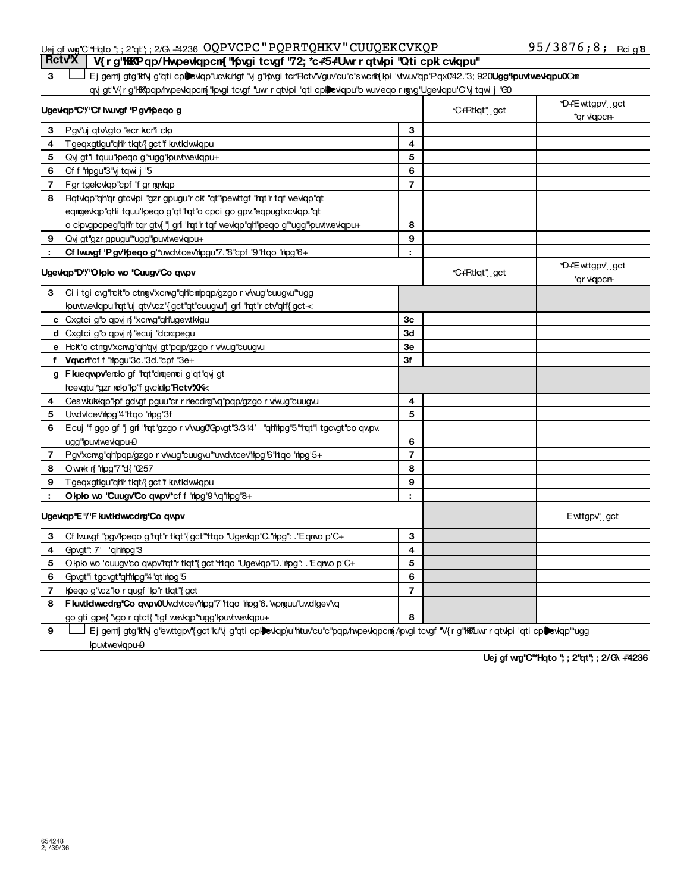| **Rctv"X** | **V{r g"KKK"Pqp/Hwpevkqpcm{ "Kpvgi tcvgf "72; \*c+\*5+"Uwr r qtvkpi "Qti cpk cvkqpu"** | | | |
|---|---|---|---|---|
| 3 | ☐ Ej gem'j gtg"kh'vj g"qti cpk cvkqp"ucvkuhkgf "vj g"Kpvgi tcn"Rctv"Vguv"cu"c"s wcnkh{ kpi "vtwuv"qp"Pqx0'42."3; 920**Ugg"kpuvtwevkqpu0'Cm** qvj gt"V{r g"KKK"pqp/hwpevkqpcm{ "kpvgi tcvgf "uwr r qtvkpi "qti cpk cvkqpu"o wuv"eqo r ngvg"Ugevkqpu"C"vj tqwi j "G0 | | | |
| **Ugevkqp"C"/"Cf lwuvgf "Pgv"Kpeqo g** | | | \*C+"Rtkqt"{gct | \*D+"Ewttgpv"{gct \*qr vkqpcn+ |
| 3 | Pgv"uj qtv/vgto "ecr kvcn"i ckp | 3 | | |
| 4 | Tgeqxgtkgu"qh"r tkqt/{ gct"f kuvtkdwvkqpu | 4 | | |
| 5 | Qvj gt"i tquu"kpeqo g"\*ugg"kpuvtwevkqpu+ | 5 | | |
| 6 | Cf f "nkpgu"3"vj tqwi j "5 | 6 | | |
| 7 | Fgr tgekcvkqp"cpf "f gr ngvkqp | 7 | | |
| 8 | Rqtvkqp"qh"qr gtcvkpi "gzr gpugu"r ckf "qt"kpewttgf "hqt"r tqf wevkqp"qt eqnngevkqp"qh"i tquu"kpeqo g"qt"hqt"o cpci go gpv."eqpugtxcvkqp."qt o ckpvgpcpeg"qh"r tqr gtv{ "j gnf "hqt"r tqf wevkqp"qh"kpeqo g"\*ugg"kpuvtwevkqpu+ | 8 | | |
| 9 | Qvj gt"gzr gpugu"\*ugg"kpuvtwevkqpu+ | 9 | | |
| : | **Cf lwuvgf "Pgv"Kpeqo g"**\*uwdvtcev"nkpgu"7."8"cpf "9"htqo "nkpg"6+ | : | | |
| **Ugevkqp"D"/"Okpko wo "Cuugv"Co qwpv** | | | \*C+"Rtkqt"{gct | \*D+"Ewttgpv"{gct \*qr vkqpcn+ |
| 3 | Ci i tgi cvg"hckt"o ctmgv"xcnwg"qh"cnn"pqp/gzgo r v/wug"cuugvu"\*ugg kpuvtwevkqpu"hqt"uj qtv"vcz"{ gct"qt"cuugvu"j gnf "hqt"r ctv"qh"{ gct+< | | | |
| c | Cxgtci g"o qpvj n{ "xcnwg"qh"ugewtkvkgu | 3c | | |
| d | Cxgtci g"o qpvj n{ "ecuj "dcncpegu | 3d | | |
| e | Hckt"o ctmgv"xcnwg"qh"qvj gt"pqp/gzgo r v/wug"cuugvu | 3e | | |
| f | **Vqvcn**"\*cf f "nkpgu"3c."3d."cpf "3e+ | 3f | | |
| g | **Fkueqwpv**"enckogf "hqt"dnqemci g"qt"qvj gt hcevqtu"\*gzr nckp"kp"f gvckn"kp"**Rctv"XK**+< | | | |
| 4 | Ces wkukvkqp"kpf gdvgf pguu"cr r nkecdng"vq"pqp/gzgo r v/wug"cuugvu | 4 | | |
| 5 | Uwdvtcev"nkpg"4"htqo "nkpg"3f | 5 | | |
| 6 | Ecuj "f ggo gf "j gnf "hqt"gzgo r v"wug0"Gpvgt"3/314' "qh"nkpg"5"\*hqt"i tgcvgt"co qwpv. ugg"kpuvtwevkqpu+0 | 6 | | |
| 7 | Pgv"xcnwg"qh"pqp/gzgo r v/wug"cuugvu"\*uwdvtcev"nkpg"6"htqo "nkpg"5+ | 7 | | |
| 8 | Ownvkr n{ "nkpg"7"d{ "0257 | 8 | | |
| 9 | Tgeqxgtkgu"qh"r tkqt/{ gct"f kuvtkdwvkqpu | 9 | | |
| : | **Okpko wo "Cuugv"Co qwpv**"\*cf f "nkpg"9"vq"nkpg"8+ | : | | |
| **Ugevkqp"E"/"F kuvtkdwvcdng"Co qwpv** | | | | Ewttgpv"{gct |
| 3 | Cf lwuvgf "pgv"kpeqo g"hqt"r tkqt"{ gct"\*htqo "Ugevkqp"C."nkpg": ."Eqnwo p"C+ | 3 | | |
| 4 | Gpvgt": 7' "qh"nkpg"3 | 4 | | |
| 5 | Okpko wo "cuugv"co qwpv"hqt"r tkqt"{ gct"\*htqo "Ugevkqp"D."nkpg": ."Eqnwo p"C+ | 5 | | |
| 6 | Gpvgt"i tgcvgt"qh"nkpg"4"qt"nkpg"5 | 6 | | |
| 7 | Kpeqo g"vcz"ko r qugf "kp"r tkqt"{ gct | 7 | | |
| 8 | **F kuvtkdwvcdng"Co qwpv0'**Uwdvtcev"nkpg"7"htqo "nkpg"6."wpnguu"uwdlgev"vq go gti gpe{ "vgo r qtct{ "tgf wevkqp"\*ugg"kpuvtwevkqpu+ | 8 | | |
| 9 | ☐ Ej gem'j gtg"kh"vj g"ewttgpv"{ gct"ku"vj g"qti cpk cvkqp)u"hktuv"cu"c"pqp/hwpevkqpcm{ /kpvgi tcvgf "V{r g"KKK"uwr r qtvkpi "qti cpk cvkqp"\*ugg kpuvtwevkqpu+0 | | | |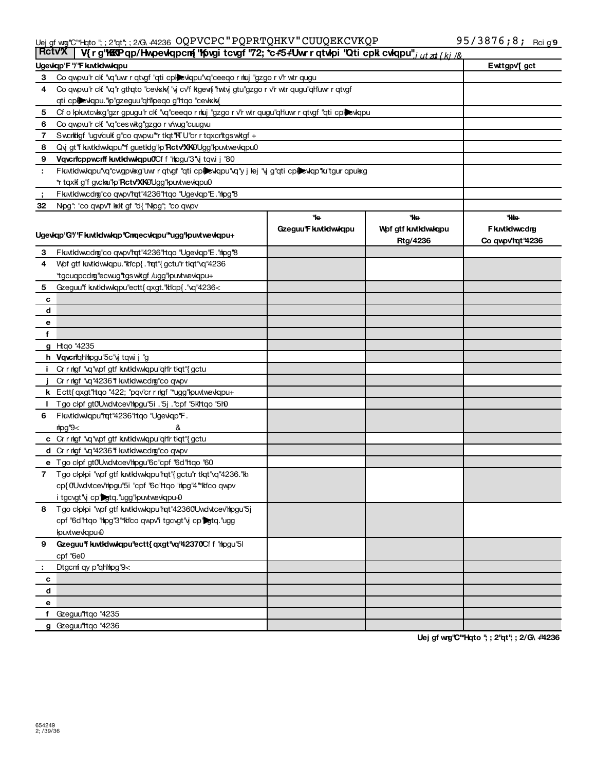**Rctv"X** | **V{ r g"KKK"Pqp/Hwpevkqpcm{ "Kpvgi tcvgf "72; *c+*5+"Uwr r qtvkpi "Qti cpk cvkqpu"** *j utzd { kj /&*

| Ugevkqp"F "/"F kuvtkdwvkqpu | Ewttgpv"[ gct |
|---|---|
| **3** Co qwpu"r ckf "vq"uwr r qtvgf "qti cpk▶evkqpu"vq"ceeqo r nkuj "gzgo r v"r wtr qugu | |
| **4** Co qwpv"r ckf "vq"r gthqto "cevkxkv{ "vj cv"f ktgevn{ "hwtvj gtu"gzgo r v"r wtr qugu"qh"uwr r qtvgf qti cpk▶evkqpu."kp"gzeguu"qh"kpeqo g"htqo "cevkxkv{ | |
| **5** Cf o kpkuvtcvkxg"gzr gpugu"r ckf "vq"ceeqo r nkuj "gzgo r v"r wtr qugu"qh"uwr r qtvgf "qti cpk▶evkqpu | |
| **6** Co qwpu"r ckf "vq"ceswktg"gzgo r v/wug"cuugvu | |
| **7** Swcnkhkgf "ugv/cukf g"co qwpvu"*r tkqt"KTU"cr r tqxcn"tgswktgf + | |
| **8** Qvj gt"f kuvtkdwvkqpu"*f guetkdg"kp"**Rctv"XKK**+0"Ugg"kpuvtwevkqpu0 | |
| **9** **Vqvcn"cppwcn"f kuvtkdwvkqpu0"**Cf f "nkpgu"3"vj tqwi j "80 | |
| **:** Fkuvtkdwvkqpu"vq"cwgpvkxg"uwr r qtvgf "qti cpk▶evkqpu"vq"y j kej "vj g"qti cpk▶evkqp"ku"tgur qpukxg *r tqxkf g"f gvckn"kp"**Rctv"XKK**+0"Ugg"kpuvtwevkqpu0 | |
| **;** Fkuvtkdwvcdng"co qwpv"hqt"4236"htqo "Ugevkqp"E."nkpg"8 | |
| **32** Nkpg": "co qwpv"f kxkf gf "d{ "Nkpg"; "co qwpv | |

| Ugevkqp"G"/"F kuvtkdwvkqp"Cmqecvkqpu"*ugg"kpuvtwevkqpu+ | *k+ Gzeguu"F kuvtkdwvkqpu | *kk+ Wpf gt f kuvtkdwvkqpu Rtg/4236 | *kkk+ F kuvtkdwvcdng Co qwpv"hqt"4236 |
|---|---|---|---|
| **3** Fkuvtkdwvcdng"co qwpv"hqt"4236"htqo "Ugevkqp"E."nkpg"8 | | | |
| **4** Wpf gt f kuvtkdwvkqpu."kh"cp{ ."hqt"{ gctu"r tkqt"vq"4236 *tgcuqpcdng"ecwug"tgswktgf /"ugg"kpuvtwevkqpu+ | | | |
| **5** Gzeguu"f kuvtkdwvkqpu"ectt{ qxgt."kh"cp{ ."vq"4236< | | | |
| **c** | | | |
| **d** | | | |
| **e** | | | |
| **f** | | | |
| **g** Htqo "4235 | | | |
| **h** **Vqvcn"**qh"nkpgu"5c"vj tqwi j "g | | | |
| **i** Cr r nkgf "vq"wpf gt f kuvtkdwvkqpu"qh"r tkqt"{ gctu | | | |
| **j** Cr r nkgf "vq"4236"f kuvtkdwvcdng"co qwpv | | | |
| **k** Ectt{ qxgt"htqo "422; "pqv"cr r nkgf "*ugg"kpuvtwevkqpu+ | | | |
| **l** Tgo ckpf gt0"Uwdvtcev"nkpgu"5i ."5j ."cpf "5k"htqo "5h0 | | | |
| **6** Fkuvtkdwvkqpu"hqt"4236"htqo "Ugevkqp"F. nkpg"9< & | | | |
| **c** Cr r nkgf "vq"wpf gt f kuvtkdwvkqpu"qh"r tkqt"{ gctu | | | |
| **d** Cr r nkgf "vq"4236"f kuvtkdwvcdng"co qwpv | | | |
| **e** Tgo ckpf gt0"Uwdvtcev"nkpgu"6c"cpf "6d"htqo "60 | | | |
| **7** Tgo ckpkpi "wpf gt f kuvtkdwvkqpu"hqt"{ gctu"r tkqt"vq"4236."kh cp{ 0"Uwdvtcev"nkpgu"5i "cpf "6c"htqo "nkpg"4"*kh"co qwpv i tgcvgt"vj cp"\▶gtq."ugg"kpuvtwevkqpu+0 | | | |
| **8** Tgo ckpkpi "wpf gt f kuvtkdwvkqpu"hqt"42360"Uwdvtcev"nkpgu"5j cpf "6d"htqo "nkpg"3"*kh"co qwpv"i tgcvgt"vj cp"\▶gtq."ugg kpuvtwevkqpu+0 | | | |
| **9** **Gzeguu"f kuvtkdwvkqpu"ectt{ qxgt"vq"42370**"Cf f "nkpgu"5l cpf "6e0 | | | |
| **:** Dtgcmf qy p"qh"nkpg"9< | | | |
| **c** | | | |
| **d** | | | |
| **e** | | | |
| **f** Gzeguu"htqo "4235 | | | |
| **g** Gzeguu"htqo "4236 | | | |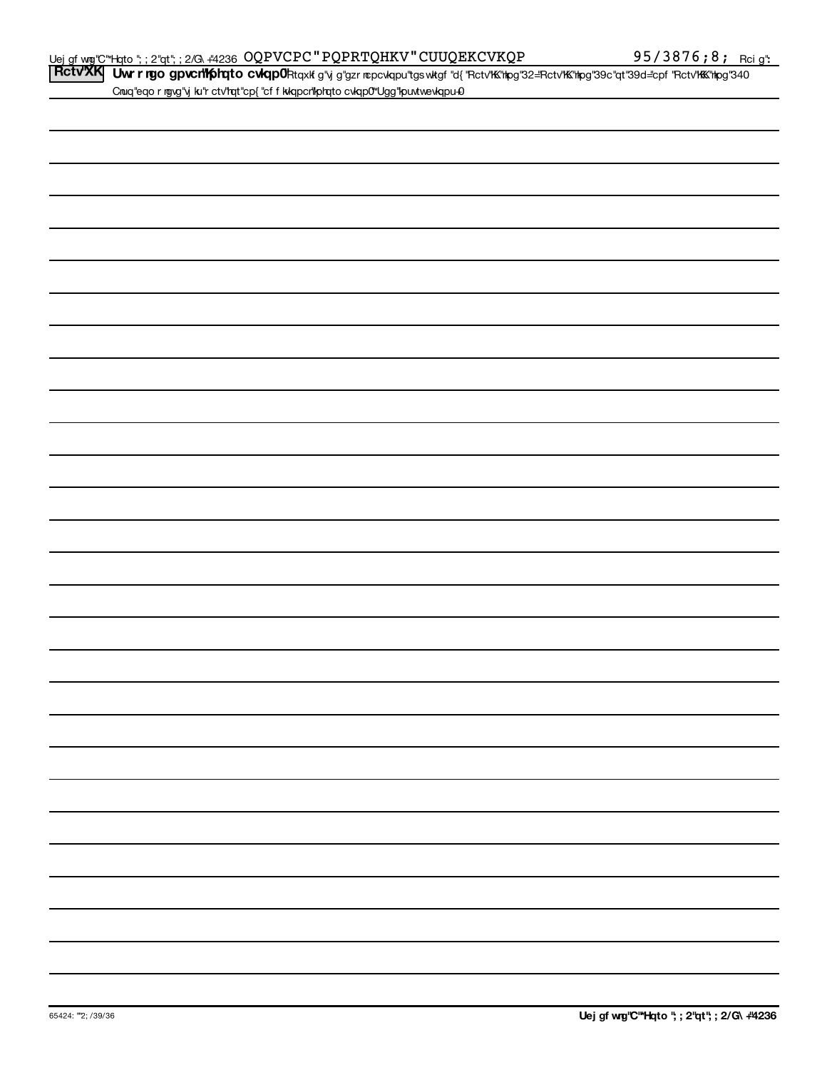**Part VI** **Supplemental Information.** Provide the explanations required by Part II, line 10; Part II, line 17a or 17b; and Part III, line 12. Also complete this part for any additional information. (See instructions.)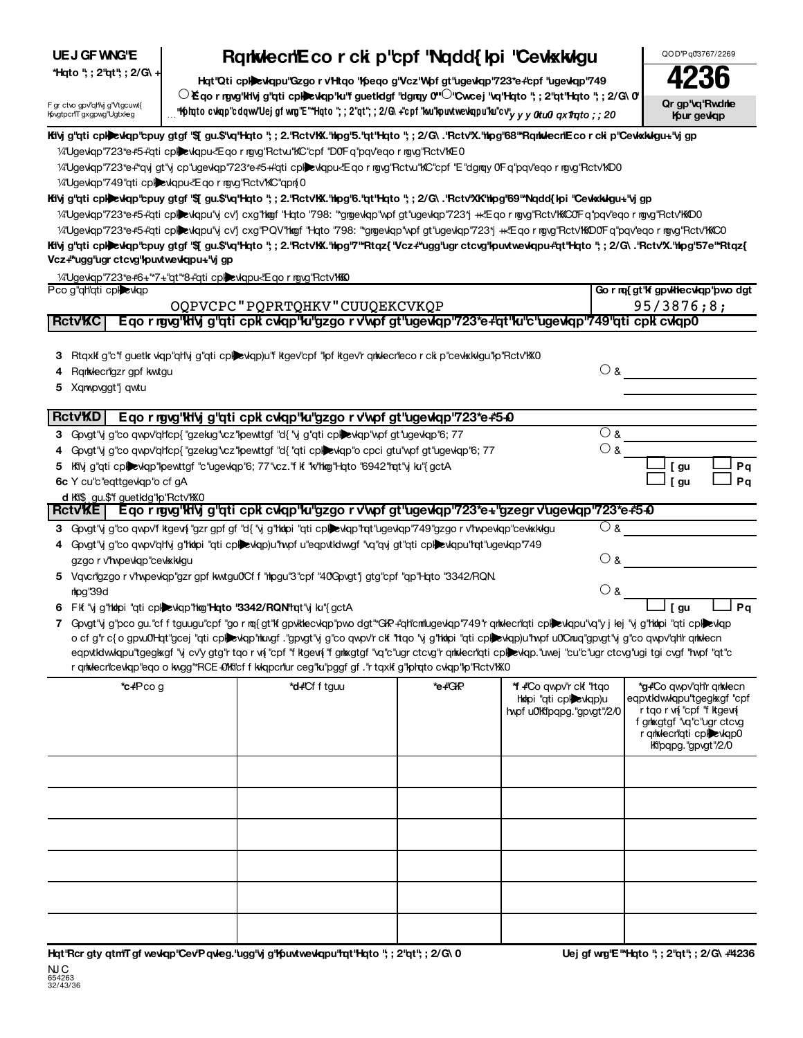**UEJ GF WNG'E**
**\*Hqto "; ; 2"qt"; ; 2/G\ +**

Fgrctvo gpv"qh"vj g"Vtgcuwt{ Kpvgtpcn"Tgxgpwg"Ugtxkeg

# Rqnkvkecn"Eco r ckip"cpf "Nqdd{kpi "Cevkxkvkgu

**Hqt"Qti cpk▶cvkqpu"Gzgo r v"Htqo "Kpeqo g"Vcz"Wpf gt"ugevkqp"723\*e+"cpf "ugevkqp"749**

○"Eqo rngvg"kh"vj g"qti cpk▶cvkqp"ku"f guetkdgf "dgnqy 0" ○"Cwcej "vq"Hqto "; ; 2"qt"Hqto "; ; 2/G\ 0"

"Kphqto cvkqp"cdqwv"Uej gf wng"E"\*Hqto "; ; 2"qt"; ; 2/G\ +"cpf "kw"kpuvtwevkqpu"ku"cv"yyy0ktu0 qx1hqto ; ; 20

QOD"Pq0"3767/2269

**4236**

**Qr gp"vq"Rwdnke Kpur gevkqp**

**Kh"vj g"qti cpk▶cvkqp"cpuy gtgf "\$[gu.\$"qp"Hqto "; ; 2."Rctv"KX."nkpg"5."qt"Hqto "; ; 2/G\ ."Rctv"X."nkpg"68"\*Rqnkvkecn"Eco r ckip"Cevkxkvkgu+."vj gp**

¼"Ugevkqp"723\*e+\*5+"qti cpk▶cvkqpu<"Eqo rngvg"Rctvu"K/C"cpf "D0"Fq"pqv"eqo rngvg"Rctv"K/E0

¼"Ugevkqp"723\*e+"\*qvj gt"vj cp"ugevkqp"723\*e+\*5++"qti cpk▶cvkqpu<"Eqo rngvg"Rctvu"K/C"cpf "E"dgnqy 0"Fq"pqv"eqo rngvg"Rctv"K/D0

¼"Ugevkqp"749"qti cpk▶cvkqpu<"Eqo rngvg"Rctv"K/C"qpn{0

**Kh"vj g"qti cpk▶cvkqp"cpuy gtgf "\$[gu.\$"qp"Hqto "; ; 2."Rctv"KX."nkpg"6."qt"Hqto "; ; 2/G\ ."Rctv"XK."nkpg"69"\*Nqdd{kpi "Cevkxkvkgu+."vj gp**

¼"Ugevkqp"723\*e+\*5+"qti cpk▶cvkqpu"vj cv"j cxg"hkngf "Hqto "798: "\*gngevkqp"wpf gt"ugevkqp"723\*j ++<"Eqo rngvg"Rctv"KK/C0"Fq"pqv"eqo rngvg"Rctv"KK/D0

¼"Ugevkqp"723\*e+\*5+"qti cpk▶cvkqpu"vj cv"j cxg"PQV"hkngf "Hqto "798: "\*gngevkqp"wpf gt"ugevkqp"723\*j ++<"Eqo rngvg"Rctv"KK/D0"Fq"pqv"eqo rngvg"Rctv"KK/C0

**Kh"vj g"qti cpk▶cvkqp"cpuy gtgf "\$[gu.\$"qp"Hqto "; ; 2."Rctv"KX."nkpg"7"\*Rtqz{"Vcz+"\*ugg"kpuvtwevkqpu+"qt"Hqto "; ; 2/G\ ."Rctv"X."nkpg"57e"\*Rtqz{ Vcz+"\*ugg"kpuvtwevkqpu+."vj gp**

¼"Ugevkqp"723\*e+\*6+."\*7+."qt"\*8+"qti cpk▶cvkqpu<"Eqo rngvg"Rctv"KKK0

| Pco g"qh"qti cpk▶cvkqp | Go r nq{gt"kf gpvkhkecvkqp"pwo dgt |
|---|---|
| OQPVCPC"PQPRTQHKV"CUUQEKCVKQP | 95/3876;8; |

**Rctv"K/C** **Eqo rngvg"kh"vj g"qti cpk▶cvkqp"ku"gzgo r v"wpf gt"ugevkqp"723\*e+"qt"ku"c"ugevkqp"749"qti cpk▶cvkqp0**

3 Rtqxkf g"c"f guetkr vkqp"qh"vj g"qti cpk▶cvkqp)u"f ktgev"cpf "kpf ktgev"rqnkvkecn"eco r ckip"cevkxkvkgu"kp"Rctv"KX0

4 Rqnkvkecn"gzr gpf kvwtgu ○"&

5 Xqnwpvggt"j qwtu

**Rctv"K/D** **Eqo rngvg"kh"vj g"qti cpk▶cvkqp"ku"gzgo r v"wpf gt"ugevkqp"723\*e+\*5+0**

3 Gpvgt"vj g"co qwpv"qh"cp{"gzekug"vcz"kpewttgf "d{"vj g"qti cpk▶cvkqp"wpf gt"ugevkqp"6; 77 ○"&

4 Gpvgt"vj g"co qwpv"qh"cp{"gzekug"vcz"kpewttgf "d{"qti cpk▶cvkqp"o cpci gtu"wpf gt"ugevkqp"6; 77 ○"&

5 Kh"vj g"qti cpk▶cvkqp"kpewttgf "c"ugevkqp"6; 77"vcz."f kf "kv"hkng"Hqto "6942"hqt"vj ku"{gctA ☐ [gu ☐ Pq

6c Y cu"c"eqttgevkqp"o cf gA ☐ [gu ☐ Pq

d Kh"\$[gu.\$"f guetkdg"kp"Rctv"KX0

**Rctv"K/E** **Eqo rngvg"kh"vj g"qti cpk▶cvkqp"ku"gzgo r v"wpf gt"ugevkqp"723\*e+."gzegr v"ugevkqp"723\*e+\*5+0**

3 Gpvgt"vj g"co qwpv"f ktgevn{"gzr gpf gf "d{"vj g"hkkpi "qti cpk▶cvkqp"hqt"ugevkqp"749"gzgo r v"hwpevkqp"cevkxkvkgu ○"&

4 Gpvgt"vj g"co qwpv"qh"vj g"hkkpi "qti cpk▶cvkqp)u"hwpf u"eqpvtkdwvgf "vq"qvj gt"qti cpk▶cvkqpu"hqt"ugevkqp"749 gzgo r v"hwpevkqp"cevkxkvkgu ○"&

5 Vqvcn"gzgo r v"hwpevkqp"gzr gpf kvwtgu0"Cf f "nkpgu"3"cpf "40"Gpvgt"j gtg"cpf "qp"Hqto "3342/RQN. nkpg"39d ○"&

6 Fkf "vj g"hkkpi "qti cpk▶cvkqp"hkng"**Hqto "3342/RQN"**hqt"vj ku"{gctA ☐ [gu ☐ Pq

7 Gpvgt"vj g"pco gu."cf f tguugu"cpf "go r nq{gt"kf gpvkhkecvkqp"pwo dgt"\*GKP+"qh"cnn"ugevkqp"749"r qnkvkecn"qti cpk▶cvkqpu"vq"y j kej "vj g"hkkpi "qti cpk▶cvkqp o cf g"r c{o gpvu0"Hqt"gcej "qti cpk▶cvkqp"nkuvgf ."gpvgt"vj g"co qwpv"r ckf "htqo "vj g"hkkpi "qti cpk▶cvkqp)u"hwpf u0"Cnuq"gpvgt"vj g"co qwpv"qh"r qnkvkecn eqpvtkdwvkqpu"tgegkxgf "vj cv"y gtg"r tqo r vn{"cpf "f ktgevn{"f gnkxgtgf "vq"c"ugr ctcvg"r qnkvkecn"qti cpk▶cvkqp."uwej "cu"c"ugr ctcvg"ugi tgi cvgf "hwpf "qt"c r qnkvkecn"cevkqp"eqo o kvvgg"\*RCE+0"Kh"cf f kvkqpcn"ur ceg"ku"pggf gf ."r tqxkf g"kphqto cvkqp"kp"Rctv"KX0

| \*c+"Pco g | \*d+"Cf f tguu | \*e+"GKP | \*f +"Co qwpv"r ckf "htqo hkkpi "qti cpk▶cvkqp)u hwpf u0"Kh"pqpg."gpvgt"/20 | \*g+"Co qwpv"qh"r qnkvkecn eqpvtkdwvkqpu"tgegkxgf "cpf r tqo r vn{"cpf "f ktgevn{ f gnkxgtgf "vq"c"ugr ctcvg r qnkvkecn"qti cpk▶cvkqp0 Kh"pqpg."gpvgt"/20 |
|---|---|---|---|---|
| | | | | |
| | | | | |
| | | | | |
| | | | | |
| | | | | |
| | | | | |

**Hqt"Rcr gty qtm"Tgf wevkqp"Cev"Pqvkeg."ugg"vj g"Kpuvtwevkqpu"hqt"Hqto "; ; 2"qt"; ; 2/G\ 0**

**Uej gf wng"E"\*Hqto "; ; 2"qt"; ; 2/G\ +"4236**

NJ C
654263
32/43/36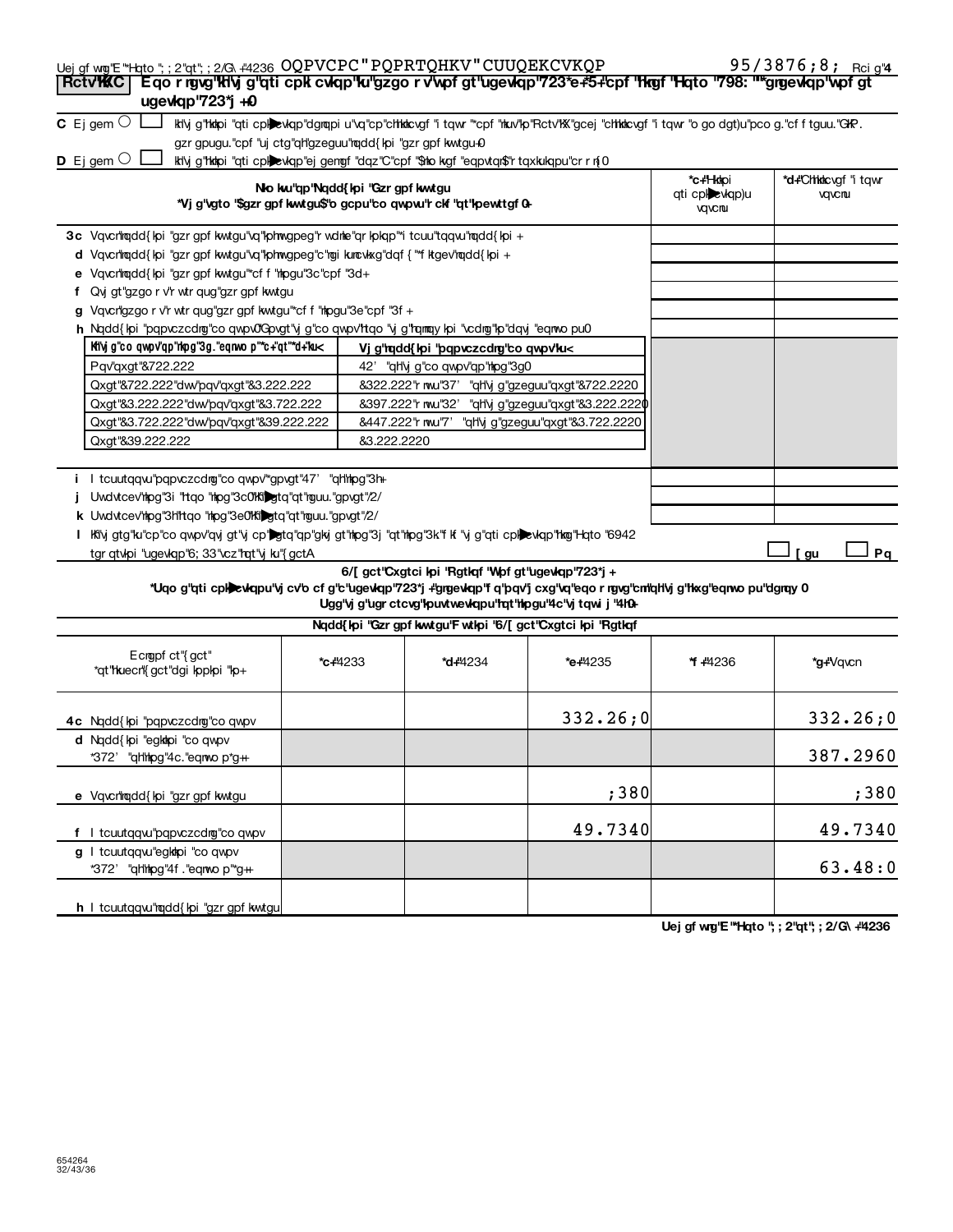Uej gf wng"E"*Hqto "; ; 2"qt"; ; 2/G\ +"4236 OQPVCPC"PQPRTQHKV"CUUQEKCVKQP 95/3876;8; Rci g"4

**RctvKKC** **Eqo rngvg"kh"vj g"qti cpk cvkqp"ku"gzgo r v"wpf gt"ugevkqp"723\*e+\*5+"cpf "hkngf "Hqto "798: ""\*gngevkqp"wpf gt ugevkqp"723\*j +0**

**C** Ej gem ○ ☐ kh"vj g"hkpi "qti cpk cvkqp"dgnqpi u"vq"cp"chhkkcvgf "i tqwr "\*cpf "nkuv"kp"Rctv"KX"gcej "chhkkcvgf "i tqwr "o go dgt)u"pco g."cf f tguu."GKP. gzr gpugu."cpf "uj ctg"qh"gzeguu"nqdd{kpi "gzr gpf kwtgu+0

**D** Ej gem ○ ☐ kh"vj g"hkpi "qti cpk cvkqp"ej gemgf "dqz"C"cpf "\$nko kvgf "eqpvtqn\$"r tqxkukqpu"cr r n{0

| Nko kvu"qp"Nqdd{kpi "Gzr gpf kwtgu *Vj g"vgto "\$gzr gpf kwtgu\$"o gcpu"co qwpvu"r ckf "qt"kpewttgf 0+ | *c+"Hkpi qti cpk cvkqp)u vqvcnu | *d+"Chhkkcvgf "i tqwr vqvcnu |
|---|---|---|
| **3c** Vqvcn"nqdd{kpi "gzr gpf kwtgu"vq"kphnwgpeg"r wdnke"qr kpkqp"\*i tcuu"tqqvu"nqdd{kpi + | | |
| **d** Vqvcn"nqdd{kpi "gzr gpf kwtgu"vq"kphnwgpeg"c"ngi kunckxg"dqf { "\*f ktgev"nqdd{kpi + | | |
| **e** Vqvcn"nqdd{kpi "gzr gpf kwtgu"\*cf f "nkpgu"3c"cpf "3d+ | | |
| **f** Qvj gt"gzgo r v"r wtr qug"gzr gpf kwtgu | | |
| **g** Vqvcn"gzgo r v"r wtr qug"gzr gpf kwtgu"\*cf f "nkpgu"3e"cpf "3f + | | |
| **h** Nqddf{kpi "pqpvczcdng"co qwpv0"Gpvgt"vj g"co qwpv"htqo "vj g"hqnnqy kpi "vcdng"kp"dqvj "eqnwo pu0 | | |

| Kh"vj g"co qwpv"qp"nkpg"3g."eqnwo p"\*c+"qt"\*d+"ku< | Vj g"nqdd{kpi "pqpvczcdng"co qwpv"ku< |
|---|---|
| Pqv"qxgt"&722.222 | 42' "qh"vj g"co qwpv"qp"nkpg"3g0 |
| Qxgt"&722.222"dwv"pqv"qxgt"&3.222.222 | &322.222"r nwu"37' "qh"vj g"gzeguu"qxgt"&722.2220 |
| Qxgt"&3.222.222"dwv"pqv"qxgt"&3.722.222 | &397.222"r nwu"32' "qh"vj g"gzeguu"qxgt"&3.222.2220 |
| Qxgt"&3.722.222"dwv"pqv"qxgt"&39.222.222 | &447.222"r nwu"7' "qh"vj g"gzeguu"qxgt"&3.722.2220 |
| Qxgt"&39.222.222 | &3.222.2220 |

| | *c+"Hkpi qti cpk cvkqp)u vqvcnu | *d+"Chhkkcvgf "i tqwr vqvcnu |
|---|---|---|
| **i** I tcuutqqvu"pqpvczcdng"co qwpv"\*gpvgt"47' "qh"nkpg"3h+ | | |
| **j** Uwdvtcev"nkpg"3i "htqo "nkpg"3c0"Kh"\|gtq"qt"nguu."gpvgt"/2/ | | |
| **k** Uwdvtcev"nkpg"3h"htqo "nkpg"3e0"Kh"\|gtq"qt"nguu."gpvgt"/2/ | | |

**l** Kh"vj gtg"ku"cp"co qwpv"qvj gt"vj cp"\|gtq"qp"gkvj gt"nkpg"3j "qt"nkpg"3k."f kf "vj g"qti cpk cvkqp"hkng"Hqto "6942 tgr qtvkpi "ugevkqp"6; 33"vcz"hqt"vj ku"{gctA ☐ **[gu** ☐ **Pq**

**6/[gct"Cxgtci kpi "Rgtkqf "Wpf gt"ugevkqp"723\*j +**
**\*Uqo g"qti cpk cvkqpu"vj cv"o cf g"c"ugevkqp"723\*j +"gngevkqp"f q"pqv"j cxg"vq"eqo rngvg"cnn"qh"vj g"hkxg"eqnwo pu"dgnqy 0**
**Ugg"vj g"ugr ctcvg"kpuvtwevkqpu"hqt"nkpgu"4c"vj tqwi j "4h0+**

| Nqdd{kpi "Gzr gpf kwtgu"F wtkpi "6/[gct"Cxgtci kpi "Rgtkqf | | | | | |
|---|---|---|---|---|---|
| Ecngpf ct"{gct" \*qt"hkuecn"{gct"dgi kppkpi "kp+ | *c+"4233 | *d+"4234 | *e+"4235 | *f +"4236 | *g+"Vqvcn |
| **4c** Nqdd{kpi "pqpvczcdng"co qwpv | | | 332.26;0 | | 332.26;0 |
| **d** Nqdd{kpi "egknkpi "co qwpv \*372' "qh"nkpg"4c."eqnwo p"\*g++ | | | | | 387.2960 |
| **e** Vqvcn"nqdd{kpi "gzr gpf kwtgu | | | ;380 | | ;380 |
| **f** I tcuutqqvu"pqpvczcdng"co qwpv | | | 49.7340 | | 49.7340 |
| **g** I tcuutqqvu"egknkpi "co qwpv \*372' "qh"nkpg"4f ."eqnwo p"\*g++ | | | | | 63.48:0 |
| **h** I tcuutqqvu"nqdd{kpi "gzr gpf kwtgu | | | | | |

**Uej gf wng"E"\*Hqto "; ; 2"qt"; ; 2/G\ +"4236**

654264
32/43/36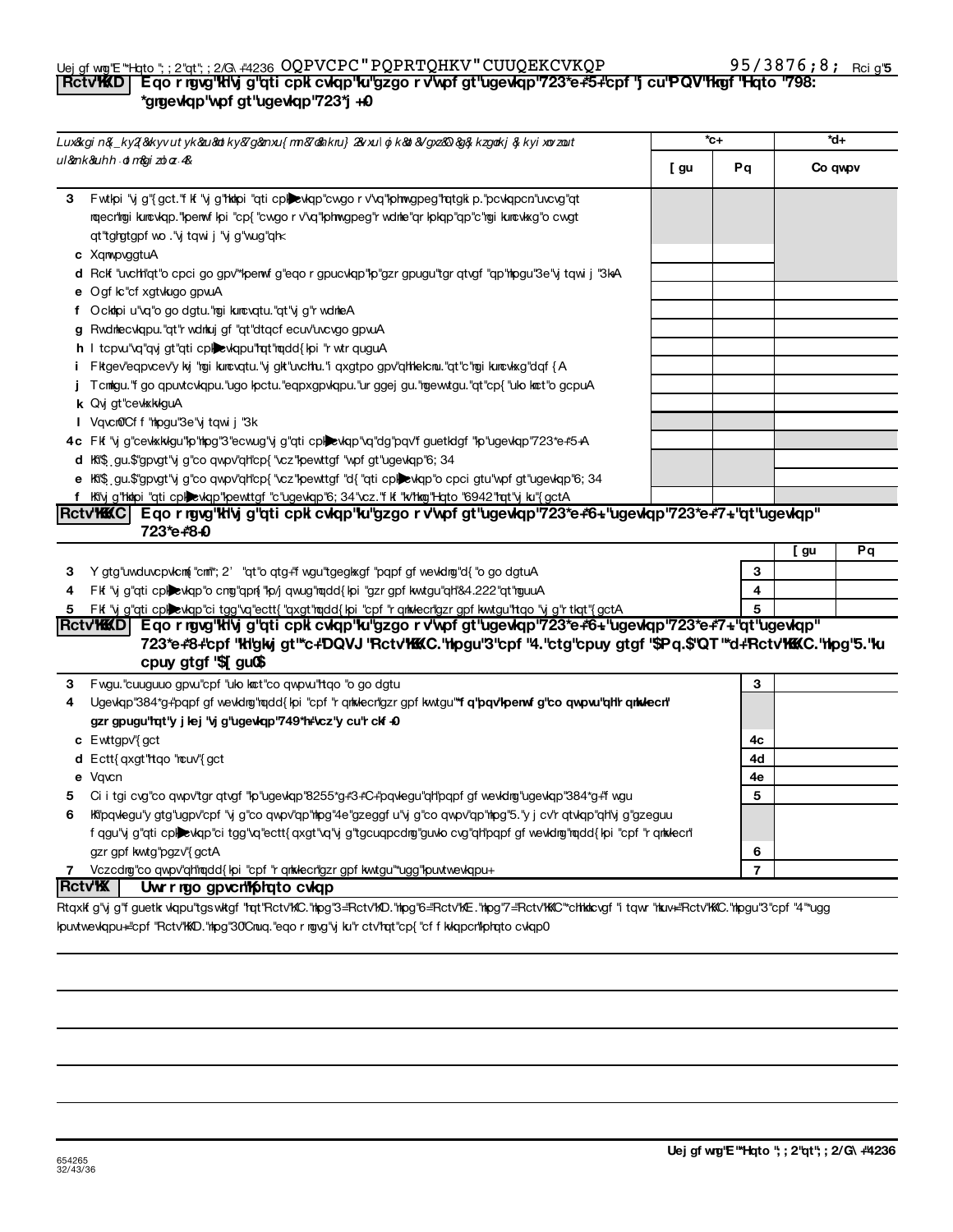| RctvKKD | Eqo rngvg"kh"vj g"qti cpk cvkqp"ku"gzgo rv"wpfgt"ugevkqp"723*e+*5+"cpf "j cu"PQV"hkngf "Hqto "798: *gngevkqp"wpfgt"ugevkqp"723*j +0 |
|---|---|

*Lux&kgi n&_ky2&kyvut yk&u&o kyrf&g&nxu{ mn&7&nkru} 2&vxu l o k&o &Vgxz&O &g& kzgmkj & kyi xovzout ul&nk&uhh o n&gi zo z 4&*

| | | *c+ | | *d+ |
|---|---|---|---|---|
| | | [ gu | Pq | Co qwpv |
| 3 | Fwtkpi "vj g"{ gct."fkf "vj g"hkdpi "qti cpk cvkqp"cvgo r v"vq"kphnwgpeg"hqtgki p."pcvkqpcn"uvcvg"qt nqecn"ngi kuncvkqp."kpenwf kpi "cp{ "cwgo r v"vq"kphnwgpeg"r wdnke"qr kpkqp"qp"c"ngi kuncvkxg"o cwgt qt"tghgtgpf wo ."vj tqwi j "vj g"wug"qh< | | | |
| c | Xqnwpvggtu A | | | |
| d | Rckf "uvchh"qt"o cpci go gpv"*kpenwf g"eqo r gpucvkqp"kp"gzr gpugu"tgr qtvgf "qp"nkpgu"3e"vj tqwi j "3kA | | | |
| e | Ogf kc"cf xgtvkugo gpvuA | | | |
| f | Ockdpi u"vq"o go dgtu."ngi kuncvqtu."qt"vj g"r wdnkeA | | | |
| g | Rwdnkecvkqpu."qt"r wdnkuj gf "qt"dtqcf ecuv"uvcvgo gpvuA | | | |
| h | I tcpvu"vq"qvj gt"qti cpk cvkqpu"hqt"nqdd{ kpi "r wtr qugu A | | | |
| i | Fktgev"eqpvcev"y kvj "ngi kuncvqtu."vj gkt"uvchhu."i qxgtpo gpv"qhhkekcnu."qt"c"ngi kuncvkxg"dqf { A | | | |
| j | Tcmkgu."f go qpuvtcvkqpu."ugo kpctu."eqpxgpvkqpu."ur ggej gu."ngewtgu."qt"cp{ "uko knct"o gcpuA | | | |
| k | Qvj gt"cevkxkvkguA | | | |
| l | Vqvcn0"Cf f "nkpgu"3e"vj tqwi j "3k | | | |
| 4c | Fkf "vj g"cevkxkvkgu"kp"nkpg"3"ecwug"vj g"qti cpk cvkqp"vq"dg"pqv"f guetkdgf "kp"ugevkqp"723*e+*5+A | | | |
| d | Kh"\$[ gu.\$"gpvgt"vj g"co qwpv"qh"cp{ "vcz"kpewttgf "wpfgt"ugevkqp"6; 34 | | | |
| e | Kh"\$[ gu.\$"gpvgt"vj g"co qwpv"qh"cp{ "vcz"kpewttgf "d{ "qti cpk cvkqp"o cpci gtu"wpfgt"ugevkqp"6; 34 | | | |
| f | Kh"vj g"hkdpi "qti cpk cvkqp"kpewttgf "c"ugevkqp"6; 34"vcz."f kf "kv"hkng"Hqto "6942"hqt"vj ku"{ gctA | | | |

| RctvKKKC | Eqo rngvg"kh"vj g"qti cpk cvkqp"ku"gzgo rv"wpfgt"ugevkqp"723*e+*6+."ugevkqp"723*e+*7+."qt"ugevkqp" 723*e+*8+0 |
|---|---|

| | | | [ gu | Pq |
|---|---|---|---|---|
| 3 | Y gtg"uwduvcpvkcm{ "cm"*; 2' "qt"oqtg+"f wgu"tgegkxgf "pqpf gf wevkdng"d{ "o go dgtuA | 3 | | |
| 4 | Fkf "vj g"qti cpk cvkqp"o cmg"qpn{ "kp/j qwug"nqdd{ kpi "gzr gpf kwtgu"qh"&4.222"qt"nguuA | 4 | | |
| 5 | Fkf "vj g"qti cpk cvkqp"ci tgg"vq"ectt{ "qxgt"nqdd{ kpi "cpf "r qnkvkecn"gzr gpf kwtgu"htqo "vj g"r tkqt"{ gctA | 5 | | |

| RctvKKKD | Eqo rngvg"kh"vj g"qti cpk cvkqp"ku"gzgo rv"wpfgt"ugevkqp"723*e+*6+."ugevkqp"723*e+*7+."qt"ugevkqp" 723*e+*8+"cpf "kh"gkvj gt"*c+"DQVJ "RctvKKKC."nkpgu"3"cpf "4."ctg"cpuy gtgf "\$Pq.\$"QT" *d+"RctvKKKC."nkpg"5."ku cpuy gtgf "\$[ gu0\$ |
|---|---|

| | | | |
|---|---|---|---|
| 3 | Fwgu."cuuguuo gpvu"cpf "uko knct"co qwpvu"htqo "o go dgtu | 3 | |
| 4 | Ugevkqp"384*g+"pqpf gf wevkdng"nqdd{ kpi "cpf "r qnkvkecn"gzr gpf kwtgu"**f q"pqv"kpenwf g"co qwpvu"qh"r qnkvkecn" gzr gpugu"hqt"y j kej "vj g"ugevkqp"749*h+"vcz"y cu"r ckf +0** | | |
| c | Ewttgpv"{ gct | 4c | |
| d | Ectt{ qxgt"htqo "ncuv"{ gct | 4d | |
| e | Vqvcn | 4e | |
| 5 | Ci i tgi cvg"co qwpv"tgr qtvgf "kp"ugevkqp"8255*g+*3+*C+"pqvkegu"qh"pqpf gf wevkdng"ugevkqp"384*g+"f wgu | 5 | |
| 6 | Kh"pqvkegu"y gtg"ugpv"cpf "vj g"co qwpv"qp"nkpg"4e"gzeggf u"vj g"co qwpv"qp"nkpg"5."y j cv"r qtvkqp"qh"vj g"gzeguu f qgu"vj g"qti cpk cvkqp"ci tgg"vq"ectt{ "qxgt"vq"vj g"tgcuqpcdng"guvko cvg"qh"pqpf gf wevkdng"nqdd{ kpi "cpf "r qnkvkecn" gzr gpf kwtg"pgzv"{ gctA | 6 | |
| 7 | Vczcdng"co qwpv"qh"nqdd{ kpi "cpf "r qnkvkecn"gzr gpf kwtgu""ugg"kpuvtwevkqpu+ | 7 | |

| RctvKX | Uwr r ngo gpvcn"Kphqto cvkqp |
|---|---|

Rtqxkf g"vj g"f guetkr vkqpu"tgs wktgf "hqt"RctvKC."nkpg"3="RctvKD."nkpg"6="RctvKE."nkpg"7="RctvKKC""cmkpcvgf "i tqwr "nkuv+="RctvKKC."nkpgu"3"cpf "4""ugg kpuvtwevkqpu+="cpf "RctvKKD."nkpg"30"Cnuq."eqo rngvg"vj ku"r ctv"hqt"cp{ "cf f kvkqpcn"kphqto cvkqp0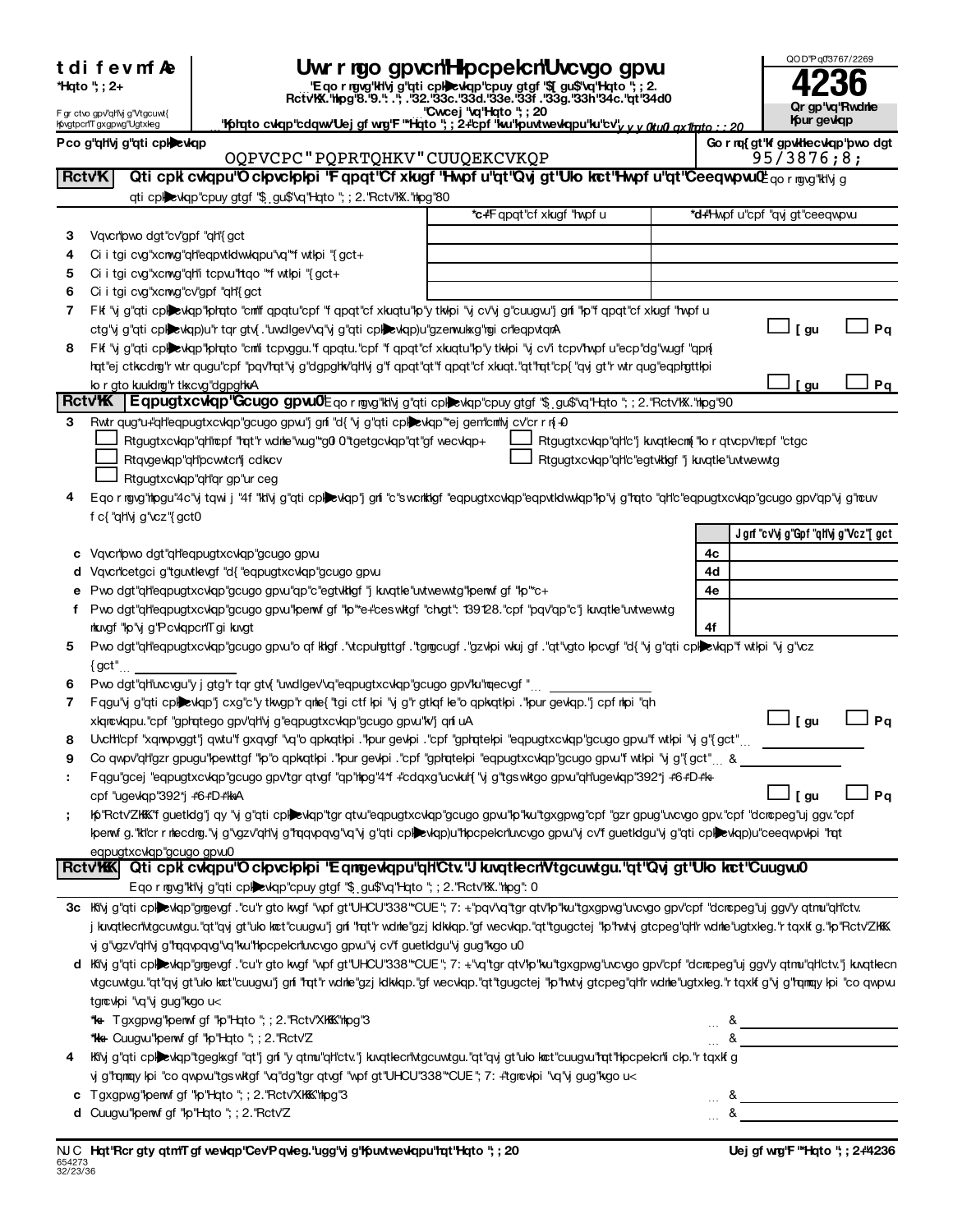**tdi f evmf Ae**
*Hqto "; ; 2+

F gr ctvo gpv"qh"vj g"Vtgcuwt{
Kpvgtpcn"T gxgpwg"Ugtxkeg

# Uwr r ngo gpvcn"Hkpcpekcn"Uvcvgo gpvu

"Eqo r ngvg"kh"vj g"qti cpk▶cvkqp"cpuy gtgf "$[ gu$"vq"Hqto "; ; 2. Rctv"KX."nkpg"8."9."; .".32."33c."33d."33e."33f ."33g."33h"34c."qt"34d0

"Cwcej "vq"Hqto "; ; 20

"Kphqto cvkqp"cdqwv"Uej gf wrg"F "*Hqto "; ; 2+"cpf "kvu"kpuvtwevkqpu"ku"cv"y y y 0ktu0 qx1hqto ; ; 20

QOD"Pq03767/2269

**4236**

Qr gp"vq"Rwdnke Kpur gevkqp

Pco g"qh"vj g"qti cpk▶cvkqp: OQPVCPC"PQPRTQHKV"CUUQEKCVKQP

Go rnq{gt"kf gpvkhkecvkqp"pwo dgt: 95/3876;8;

**Rctv"K** **Qti cpk cvkqpu"O ckpvckpkpi "F qpqt"Cf xkugf "Hwpf u"qt"Qvj gt"Uko kct"Hwpf u"qt"Ceeqwpvu0** Eqo r ngvg"kh"vj g qti cpk▶cvkqp"cpuy gtgf "$[ gu$"vq"Hqto "; ; 2."Rctv"KX."nkpg"80

| | | *c+"F qpqt"cf xkugf "hwpf u | *d+"Hwpf u"cpf "qvj gt"ceeqwpvu |
|---|---|---|---|
| 3 | Vqvcn"pwo dgt"cv"gpf "qh"{ gct | | |
| 4 | Ci i tgi cvg"xcnwg"qh"eqpvtkdwvkqpu"vq"*f wtkpi "{ gct+ | | |
| 5 | Ci i tgi cvg"xcnwg"qh"i tcpvu"htqo "*f wtkpi "{ gct+ | | |
| 6 | Ci i tgi cvg"xcnwg"cv"gpf "qh"{ gct | | |

7 Fkf "vj g"qti cpk▶cvkqp"kphqto "cnn"f qpqtu"cpf "f qpqt"cf xkuqtu"kp"y tkvkpi "vj cv"vj g"cuugvu"j gnf "kp"f qpqt"cf xkugf "hwpf u ctg"vj g"qti cpk▶cvkqp)u"rtqrgtv{."uwdlgev"vq"vj g"qti cpk▶cvkqp)u"gzenwukxg"ngi cn"eqpvtqnA ☐ [ gu ☐ Pq

8 Fkf "vj g"qti cpk▶cvkqp"kphqto "cnn"i tcpvggu."f qpqtu."cpf "f qpqt"cf xkuqtu"kp"y tkvkpi "vj cv"i tcpv"hwpf u"ecp"dg"wugf "qpn{ hqt"ej ctkvcdng"rwtrqugu"cpf "pqv"hqt"vj g"dgpghkv"qh"vj g"f qpqt"qt"f qpqt"cf xkuqt."qt"hqt"cp{ "qvj gt"rwtrqug"eqphgttkpi lo r gto kuukdng"rtkxcvg"dgpghkvA ☐ [ gu ☐ Pq

**Rctv"KK** **Eqpugtxcvkqp"Gcugo gpvu0** Eqo r ngvg"kh"vj g"qti cpk▶cvkqp"cpuy gtgf "$[ gu$"vq"Hqto "; ; 2."Rctv"KX."nkpg"90

3 Rwtr qug*u+"qh"eqpugtxcvkqp"gcugo gpvu"j gnf "d{ "vj g"qti cpk▶cvkqp"*ej gem"cnn"vj cv"cr r n{ +0

☐ Rtgugtxcvkqp"qh"ncpf "hqt"rwdnke"wug"*g0 0"tgetgcvkqp"qt"gf wecvkqp+ ☐ Rtgugtxcvkqp"qh"c"j kuvqtkecm{ "korqtvcpv"ncpf "ctgc

☐ Rtqvgevkqp"qh"pcvwtcn"j cdkvcv ☐ Rtgugtxcvkqp"qh"c"egtvkhkgf "j kuvqtke"uvtwewtg

☐ Rtgugtxcvkqp"qh"qr gp"ur ceg

4 Eqo r ngvg"nkpgu"4c"vj tqwi j "4f "kh"vj g"qti cpk▶cvkqp"j gnf "c"s wcnkhkgf "eqpugtxcvkqp"eqpvtkdwvkqp"kp"vj g"hqto "qh"c"eqpugtxcvkqp"gcugo gpv"qp"vj g"ncuv f c{ "qh"vj g"vcz "{ gct0

| | | | Jgnf "cv"vj g"Gpf "qh"vj g"Vcz"[ gct |
|---|---|---|---|
| c | Vqvcn"pwo dgt"qh"eqpugtxcvkqp"gcugo gpvu | 4c | |
| d | Vqvcn"cetgci g"tguvtkevgf "d{ "eqpugtxcvkqp"gcugo gpvu | 4d | |
| e | Pwo dgt"qh"eqpugtxcvkqp"gcugo gpvu"qp"c"egtvkhkgf "j kuvqtke"uvtwewtg"kpenwf gf "kp"*c+ | 4e | |
| f | Pwo dgt"qh"eqpugtxcvkqp"gcugo gpvu"kpenwf gf "kp"*e+"ces wktgf "chvgt"; 139128."cpf "pqv"qp"c"j kuvqtke"uvtwewtg nkuvgf "kp"vj g"Pcvkqpcn"Tgi kuvgt | 4f | |

5 Pwo dgt"qh"eqpugtxcvkqp"gcugo gpvu"o qf khkgf ."vtcpuhgttgf ."tgngcugf ."gzvkpi wkuj gf ."qt"vgto kpcvgf "d{ "vj g"qti cpk▶cvkqp"f wtkpi "vj g"vcz {gct"… ______

6 Pwo dgt"qh"uvcvgu"y j gtg"rtqrgtv{ "uwdlgev"vq"eqpugtxcvkqp"gcugo gpv"ku"nqecvgf "… ______

7 Fqgu"vj g"qti cpk▶cvkqp"j cxg"c"y tkvvgp"rqnke{ "tgi ctf kpi "vj g"rgtkqfke"o qpkvqtkpi ."kpur gevkqp."j cpf nkpi "qh xkqncvkqpu."cpf "gphqtego gpv"qh"vj g"eqpugtxcvkqp"gcugo gpvu"kv"j qnf uA ☐ [ gu ☐ Pq

8 Uvchh"cpf "xqnwpvggt"j qwtu"f gxqvgf "vq"o qpkvqtkpi ."kpur gevkpi ."cpf "gphqtekpi "eqpugtxcvkqp"gcugo gpvu"f wtkpi "vj g"{ gct"… ______

9 Co qwpv"qh"gzr gpugu"kpewttgf "kp"o qpkvqtkpi ."kpur gevkpi ."cpf "gphqtekpi "eqpugtxcvkqp"gcugo gpvu"f wtkpi "vj g"{ gct"… & ______

: Fqgu"gcej "eqpugtxcvkqp"gcugo gpv"tgr qtvgf "qp"nkpg"4*f +"cdqxg"ucvkuh{ "vj g"tgswktgo gpvu"qh"ugevkqp"392*j +*6+*D+*k+ cpf "ugevkqp"392*j +*6+*D+*kk+A ☐ [ gu ☐ Pq

; Kp"Rctv"ZKKK."f guetkdg"j qy "vj g"qti cpk▶cvkqp"tgr qtvu"eqpugtxcvkqp"gcugo gpvu"kp"kvu"tgxgpwg"cpf "gzr gpug"uvcvgo gpv."cpf "dcncpeg"uj ggv."cpf kpenwf g."kh"cr r nkecdng."vj g"vgzv"qh"vj g"hqqvpqvg"vq"vj g"qti cpk▶cvkqp)u"hkpcpekcn"uvcvgo gpvu"vj cv"f guetkdgu"vj g"qti cpk▶cvkqp)u"ceeqwpvkpi "hqt eqpugtxcvkqp"gcugo gpvu0

**Rctv"KKK** **Qti cpk cvkqpu"O ckpvckpkpi "Eqnngevkqpu"qh"Ctv."J kuvqtkecn"Vtgcuwtgu."qt"Qvj gt"Uko kct"Cuugvu0**
Eqo r ngvg"kh"vj g"qti cpk▶cvkqp"cpuy gtgf "$[ gu$"vq"Hqto "; ; 2."Rctv"KX."nkpg": 0

3c Kh"vj g"qti cpk▶cvkqp"gngevgf ."cu"r gto kvvgf "wpf gt"UHCU"338"*CUE"; 7: +."pqv"vq"tgr qtv"kp"kvu"tgxgpwg"uvcvgo gpv"cpf "dcncpeg"uj ggv"y qtmu"qh"ctv. j kuvqtkecn"vtgcuwtgu."qt"qvj gt"uko kct"cuugvu"j gnf "hqt"r wdnke"gzj kdkvkqp."gf wecvkqp."qt"tgugctej "kp"hwtj gtcpeg"qh"r wdnke"ugtxkeg."r tqxkf g."kp"Rctv"ZKKK. vj g"vgzv"qh"vj g"hqqvpqvg"vq"kvu"hkpcpekcn"uvcvgo gpvu"vj cv"f guetkdgu"vj gug"kgo u0

d Kh"vj g"qti cpk▶cvkqp"gngevgf ."cu"r gto kvvgf "wpf gt"UHCU"338"*CUE"; 7: +."vq"tgr qtv"kp"kvu"tgxgpwg"uvcvgo gpv"cpf "dcncpeg"uj ggv"y qtmu"qh"ctv."j kuvqtkecn vtgcuwtgu."qt"qvj gt"uko kct"cuugvu"j gnf "hqt"r wdnke"gzj kdkvkqp."gf wecvkqp."qt"tgugctej "kp"hwtj gtcpeg"qh"r wdnke"ugtxkeg."r tqxkf g"vj g"hqnnqy kpi "co qwpvu tgncvkpi "vq"vj gug"kgo u<

*k+ Tgxgpwg"kpenwf gf "kp"Hqto "; ; 2."Rctv"XKKK."nkpg"3 … & ______

*kk+ Cuugvu"kpenwf gf "kp"Hqto "; ; 2."Rctv"Z … & ______

4 Kh"vj g"qti cpk▶cvkqp"tgegkxgf "qt"j gnf "y qtmu"qh"ctv."j kuvqtkecn"vtgcuwtgu."qt"qvj gt"uko kct"cuugvu"hqt"hkpcpekcn"i ckp."r tqxkf g vj g"hqnnqy kpi "co qwpvu"tgs wktgf "vq"dg"tgr qtvgf "wpf gt"UHCU"338"*CUE"; 7: +"tgncvkpi "vq"vj gug"kgo u<

c Tgxgpwg"kpenwf gf "kp"Hqto "; ; 2."Rctv"XKKK."nkpg"3 … & ______

d Cuugvu"kpenwf gf "kp"Hqto "; ; 2."Rctv"Z … & ______

NJC **Hqt"Rcr gty qtm"Tgf wevkqp"Cev"Pqvkeg."ugg"vj g"Kpuvtwevkqpu"hqt"Hqto "; ; 20** **Uej gf wrg"F "*Hqto "; ; 2+"4236**
654273
32/23/36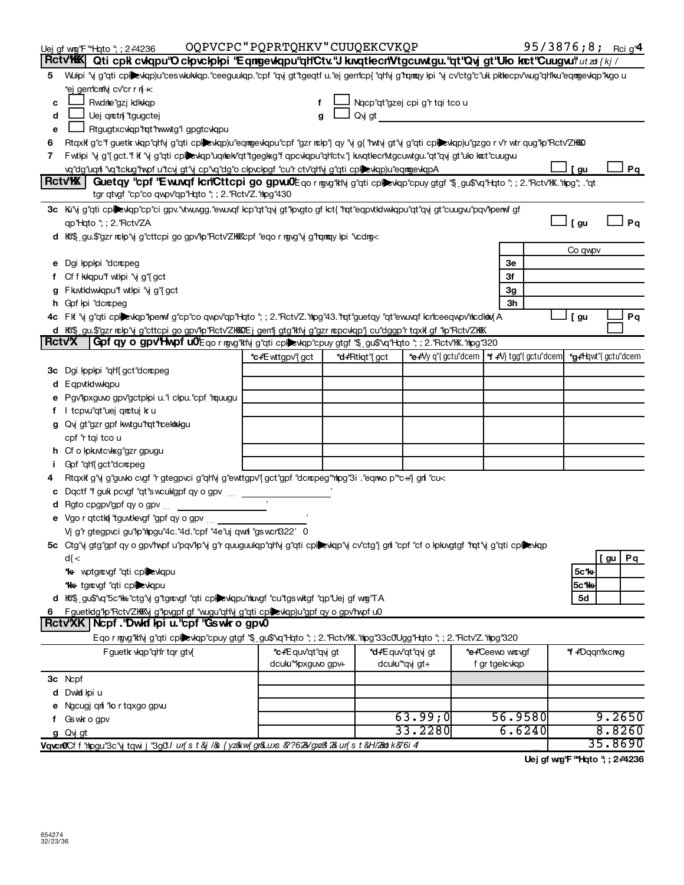Uej gf wrg"F "**Hqto "; ; 2+4236    OQPVCPC "PQPRTQHKV "CUUQEKCVKQP    95/3876;8;    Rci g"4

**Rctv"KKK  Qti cpk cvkqpu"O ckpvckpkpi "Eqmgevkqpu"qh"Ctv."J kuvqtkecn"Vtgcuwtgu."qt"Qvj gt"Uko kmct"Cuugvu"** *(eqpvkpwgf)*

5  Wukpi "vj g"qti cpk cvkqp)u"ces wukukqp."ceeguukqp."cpf "qvj gt"tgeqtfu."ej gem"cp{ "qh"vj g"hqmqy kpi "vj cv"ctg"c"uki pkhkecpv"wug"qh"kvu"eqmgevkqp"kvgo u *(ej gem"cm"vj cv"cr r n{ +<*

c ☐ Rwdrke"gzj kdkkqp  f ☐ Nqcp"qt"gzej cpi g"r tqi tco u

d ☐ Uej qmctn{ "tgugctej  g ☐ Qvj gt ______________

e ☐ Rtgugtxcvkqp"hqt"hwwtg"i gpgtcvkqpu

6  Rtqxkf g"c"f guetkr vkqp"qh"vj g"qti cpk cvkqp)u"eqmgevkqpu"cpf "gzr mckp"j qy "vj g{ "hwtvj gt"vj g"qti cpk cvkqp)u"gzgo r v"r wtr qug"kp"Rctv"ZKKKO

7  F wtkpi "vj g"{ gct."f kf "vj g"qti cpk cvkqp"uqrkekv"qt"tgegkxg"f qpcvkqpu"qh"ctv."j kuvqtkecn"vtgcuwtgu."qt"qvj gt"uko kmct"cuugvu vq"dg"uqrf "vq"tckug"hwpf u"tcvj gt"vj cp"vq"dg"o ckpvckpgf "cu"r ctv"qh"vj g"qti cpk cvkqp)u"eqmgevkqpA  ☐ [gu ☐ Pq

**Rctv"KX  Guetqy "cpf "Ewuvqf kcn"Cttcpi go gpvu0** Eqo r ngvg"kh"vj g"qti cpk cvkqp"cpuy gtgf "\$ gu\$"vq"Hqto "; ; 2."Rctv"KX."nkpg"; ."qt tgr qtvgf "cp"co qwpv"qp"Hqto "; ; 2."Rctv"Z."nkpg"430

3c  Ku"vj g"qti cpk cvkqp"cp"ci gpv."vtwuvgg."ewuvqf kcp"qt"qvj gt"kpvgto gf kct{ "hqt"eqpvtkdwvkqpu"qt"qvj gt"cuugvu"pqv"kpenwf gf qp"Hqto "; ; 2."Rctv"ZA  ☐ [gu ☐ Pq

d  Kh"\$ gu.\$"gzr mckp"vj g"cttcpi go gpv"kp"Rctv"ZKKK"cpf "eqo r ngvg"vj g"hqmqy kpi "vcdng<

| | | Co qwpv |
|---|---|---|
| e  Dgi kppkpi "dcrcpeg | 3e | |
| f  Cf f kvkqpu"f wtkpi "vj g"{ gct | 3f | |
| g  Fkuvtkdwvkqpu"f wtkpi "vj g"{ gct | 3g | |
| h  Gpf kpi "dcrcpeg | 3h | |

4c  Fkf "vj g"qti cpk cvkqp"kpenwf g"cp"co qwpv"qp"Hqto "; ; 2."Rctv"Z."nkpg"43."hqt"guetqy "qt"ewuvqf kcn"ceeqwpv"nkcdkrkv{ A  ☐ [gu ☐ Pq

d  Kh"\$ gu.\$"gzr mckp"vj g"cttcpi go gpv"kp"Rctv"ZKKK0Ej gem"j gtg"kh"vj g"gzr mcpcvkqp"j cu"dggp"r tqxkf gf "kp"Rctv"ZKKK ☐

**Rctv"X  Gpf qy o gpv"Hwpf u0** Eqo r ngvg"kh"vj g"qti cpk cvkqp"cpuy gtgf "\$ gu\$"vq"Hqto "; ; 2."Rctv"KX."nkpg"320

| | *c+"Ewttgpv"{ gct | *d+"Rtkqt"{ gct | *e+"Vy q"{ gctu"dcem | *f +"Vj tgg"{ gctu"dcem | *g+"Hqwt"{ gctu"dcem |
|---|---|---|---|---|---|
| 3c  Dgi kppkpi "qh"{ gct"dcrcpeg | | | | | |
| d  Eqpvtkdwvkqpu | | | | | |
| e  Pgv"kpxguvo gpv"gctpkpi u."i ckpu."cpf "nquugu | | | | | |
| f  I tcpvu"qt"uej qnctuj kr u | | | | | |
| g  Qvj gt"gzr gpf kwtgu"hqt"hceknkkgu cpf "r tqi tco u | | | | | |
| h  Cf o kpkuvtcvkxg"gzr gpugu | | | | | |
| i  Gpf "qh"{ gct"dcrcpeg | | | | | |

4  Rtqxkf g"vj g"guvko cvgf "r gtegpvci g"qh"vj g"ewttgpv"{ gct"gpf "dcrcpeg"*nkpg"3i ."eqnwo p"\*c+\+"j gnf "cu<

c  Dqctf "f guki pcvgf "qt"s wcuk/gpf qy o gpv ... ______ '

d  Rgto cpgpv"gpf qy o gpv ... ______ '

e  Vgo r qtctkn{ "tguvtkevgf "gpf qy o gpv ... ______ '

Vj g"r gtegpvci gu"qp"nkpgu"4c."4d."cpf "4e"uj qwrf "gs wcn"322' 0

5c  Ctg"vj gtg"gpf qy o gpv"hwpf u"pqv"kp"vj g"r quuguukqp"qh"vj g"qti cpk cvkqp"vj cv"ctg"j gnf "cpf "cf o kpkuvgtgf "hqt"vj g"qti cpk cvkqp d{ <

| | | [gu | Pq |
|---|---|---|---|
| \*k+  wptgrcvgf "qti cpk cvkqpu | 5c\*k+ | | |
| \*kk+  tgrcvgf "qti cpk cvkqpu | 5c\*kk+ | | |
| d  Kh"\$ gu\$"vq"5c\*kk+."ctg"vj g"tgrcvgf "qti cpk cvkqpu"rkuvgf "cu"tgs wktgf "qp"Uej gf wrg"TA | 5d | | |

6  F guetkdg"kp"Rctv"ZKKK"vj g"kpvgpf gf "wugu"qh"vj g"qti cpk cvkqp)u"gpf qy o gpv"hwpf u0

**Rctv"XK  Ncpf ."Dwkrf kpi u."cpf "Gs wkr o gpv0**

Eqo r ngvg"kh"vj g"qti cpk cvkqp"cpuy gtgf "\$ gu\$"vq"Hqto "; ; 2."Rctv"KX."nkpg"33c0Ugg"Hqto "; ; 2."Rctv"Z."nkpg"320

| F guetkr vkqp"qh"r tqr gtv{ | \*c+"Equv"qt"qvj gt dcuku"\*kpxguvo gpv+ | \*d+"Equv"qt"qvj gt dcuku"\*qvj gt+ | \*e+"Ceewo wrcvgf f gr tgekcvkqp | \*f +"Dqqm"xcnwg |
|---|---|---|---|---|
| 3c  Ncpf | | | | |
| d  Dwkrf kpi u | | | | |
| e  Ngcugj qnf "ko r tqxgo gpvu | | | | |
| f  Gs wkr o gpv | | 63.99;0 | 56.9580 | 9.2650 |
| g  Qvj gt | | 33.2280 | 6.6240 | 8.8260 |

Vqvcn0Cf f "nkpgu"3c"vj tqwi j "3g0*Ownuv gs wcn"Hqto "; ; 2."Rctv"Z."eqnwo p"\*D+."nkpg"32e0+ ... 35.8690

Uej gf wrg"F "**Hqto "; ; 2+4236

654274
32/23/36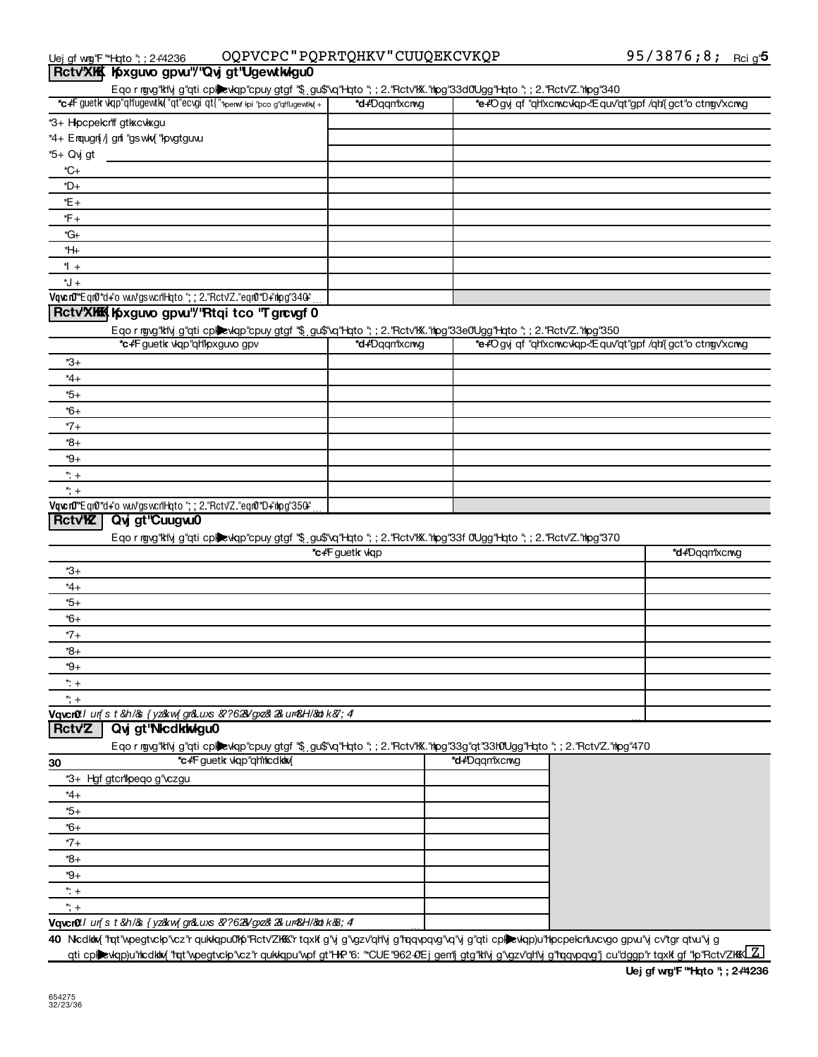## Rctv'XKK Kpxguvo gpwu'/'Qvj gt'Ugewtkvkgu0

Eqo r ngvg'kh'vj g'qti cplbevkqp'cpuy gtgf '$, gu$'vq'Hqto "; ; 2.'Rctv'KX.'hpg'33d0'Ugg'Hqto "; ; 2.'Rctv'Z.'hpg'340

| *c+'F guetkrvkqp'qh'ugewtkv{ 'qt'ecvgi qt{ '*kpenwf kpi 'pco g'qh'ugewtkv{ + | *d+'Dqqm'xcnwg | *e+'O gvj qf 'qh'xcnwcvkqp<'Equv'qt'gpf /qh/{ gct'o ctngv'xcnwg |
|---|---|---|
| *3+ Hkpcpekcn'f gtkxcvkxgu | | |
| *4+ Enqugn{/j gnf 'gswkv{ 'kpvgtguvu | | |
| *5+ Qvj gt | | |
| *C+ | | |
| *D+ | | |
| *E+ | | |
| *F+ | | |
| *G+ | | |
| *H+ | | |
| *I+ | | |
| *J+ | | |
| Vqvcn0'*Eqn0'*d+'o wuv'gswcn'Hqto "; ; 2.'Rctv'Z.'eqn0'*D+'nkpg'340+ | | |

## Rctv'XKKK Kpxguvo gpwu'/'Rtqi tco 'T gncvgf 0

Eqo r ngvg'kh'vj g'qti cplbevkqp'cpuy gtgf '$, gu$'vq'Hqto "; ; 2.'Rctv'KX.'hpg'33e0'Ugg'Hqto "; ; 2.'Rctv'Z.'hpg'350

| *c+'F guetkrvkqp'qh'kpxguvo gpv | *d+'Dqqm'xcnwg | *e+'O gvj qf 'qh'xcnwcvkqp<'Equv'qt'gpf /qh/{ gct'o ctngv'xcnwg |
|---|---|---|
| *3+ | | |
| *4+ | | |
| *5+ | | |
| *6+ | | |
| *7+ | | |
| *8+ | | |
| *9+ | | |
| *: + | | |
| *; + | | |
| Vqvcn0'*Eqn0'*d+'o wuv'gswcn'Hqto "; ; 2.'Rctv'Z.'eqn0'*D+'nkpg'350+ | | |

## Rctv'KZ Qvj gt'Cuugvu0

Eqo r ngvg'kh'vj g'qti cplbevkqp'cpuy gtgf '$, gu$'vq'Hqto "; ; 2.'Rctv'KX.'hpg'33f 0'Ugg'Hqto "; ; 2.'Rctv'Z.'hpg'370

| *c+'F guetkrvkqp | *d+'Dqqm'xcnwg |
|---|---|
| *3+ | |
| *4+ | |
| *5+ | |
| *6+ | |
| *7+ | |
| *8+ | |
| *9+ | |
| *: + | |
| *; + | |
| Vqvcn0'*Eqnwo p'*d+'o wuv'gswcn'Hqto "; ; 2.'Rctv'Z.'eqn0'*D+'nkpg'370+ | |

## Rctv'Z Qvj gt'Nkcdknkvkgu0

Eqo r ngvg'kh'vj g'qti cplbevkqp'cpuy gtgf '$, gu$'vq'Hqto "; ; 2.'Rctv'KX.'hpg'33g'qt'33h0'Ugg'Hqto "; ; 2.'Rctv'Z.'hpg'470

| 30 *c+'F guetkrvkqp'qh'nkcdknkv{ | *d+'Dqqm'xcnwg |
|---|---|
| *3+ Hgf gtcn'kpeqo g'vczgu | |
| *4+ | |
| *5+ | |
| *6+ | |
| *7+ | |
| *8+ | |
| *9+ | |
| *: + | |
| *; + | |
| Vqvcn0'*Eqnwo p'*d+'o wuv'gswcn'Hqto "; ; 2.'Rctv'Z.'eqn0'*D+'nkpg'470+ | |

40 Nkcdknkv{ 'hqt'wpegtvckp'vcz'r qukvkqpu0'Kp'Rctv'ZKKK.'r tqxkf g'vj g'vgzv'qh'vj g'hqqvpqvg'vq'vj g'qti cplbevkqp)u'hkpcpekcn'uvcvgo gpvu'vj cv'tgr qtvu'vj g qti cplbevkqp)u'nkcdknkv{ 'hqt'wpegtvckp'vcz'r qukvkqpu'wpf gt'HKP'6: "*CUE'962+0'Ej gem'j gtg'kh'vj g'vgzv'qh'vj g'hqqvpqvg'j cu'dggp'r tqxkf gf 'kp'Rctv'ZKKK Z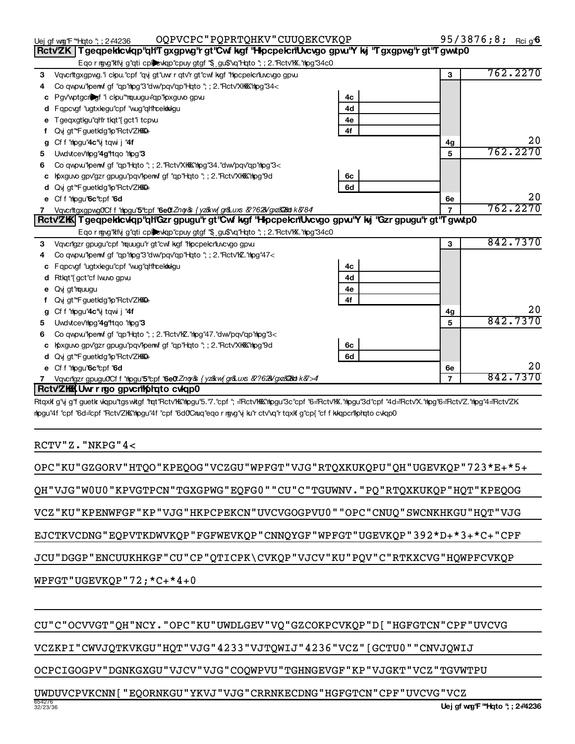| | | | | |
|---|---|---|---|---|
| **RctvZK** | **Tgeqpekkcvkqp"qh"Tgxgpwg"r gt"Cwf kvgf "Hkpcpekcn"Uvcvgo gpvu"Y kj "Tgxgpwg"r gt"Tgwtp0** | | | |
| | Eqo r ngvg"kh"vj g"qti cpkbcvkqp"cpuy gtgf "\$ gu\$"vq"Hqto "; ; 2."Rctv"KX."nkpg"34c0 | | | |
| **3** | Vqvcn"tgxgpwg."i ckpu."cpf "qvj gt"uwr r qtv"r gt"cwf kvgf "hkpcpekcn"uvcvgo gpvu | | **3** | 762.2270 |
| **4** | Co qwpvu"kpenwf gf "qp"nkpg"3"dwv"pqv"qp"Hqto "; ; 2."Rctv"XKKK."nkpg"34< | | | |
| **c** | Pgv"wptgcnkbgf "i ckpu"\*mquugu+"qp"kpxguvo gpvu | **4c** | | |
| **d** | Fqpcvgf "ugtxkegu"cpf "wug"qh"hcekrkvkgu | **4d** | | |
| **e** | Tgeqxgtkgu"qh"r tkqt"{ gct"i tcpvu | **4e** | | |
| **f** | Qvj gt"\*F guetkdg"kp"Rctv"ZKKK0+ | **4f** | | |
| **g** | Cf f "nkpgu"**4c**"vj tqwi j "**4f** | | **4g** | 20 |
| **5** | Uwdvtcev"nkpg"**4g**"htqo "nkpg"**3** | | **5** | 762.2270 |
| **6** | Co qwpvu"kpenwf gf "qp"Hqto "; ; 2."Rctv"XKKK."nkpg"34."dwv"pqv"qp"nkpg"3< | | | |
| **c** | Kpxguvo gpv"gzr gpugu"pqv"kpenwf gf "qp"Hqto "; ; 2."Rctv"XKKK."nkpg"9d | **6c** | | |
| **d** | Qvj gt"\*F guetkdg"kp"Rctv"ZKKK0+ | **6d** | | |
| **e** | Cf f "nkpgu"**6c**"cpf "**6d** | | **6e** | 20 |
| **7** | Vqvcn"tgxgpwg0"Cf f "nkpgu"**5**"cpf "**6e0** *\*Vjku"owuv"gswcn"Hqto "; ; 2."Rctv"K."nkpg"340+* | | **7** | 762.2270 |

| | | | | |
|---|---|---|---|---|
| **RctvZKK** | **Tgeqpekkcvkqp"qh"Gzr gpugu"r gt"Cwf kvgf "Hkpcpekcn"Uvcvgo gpvu"Y kj "Gzr gpugu"r gt"Tgwtp0** | | | |
| | Eqo r ngvg"kh"vj g"qti cpkbcvkqp"cpuy gtgf "\$ gu\$"vq"Hqto "; ; 2."Rctv"KX."nkpg"34c0 | | | |
| **3** | Vqvcn"gzr gpugu"cpf "mquugu"r gt"cwf kvgf "hkpcpekcn"uvcvgo gpvu | | **3** | 842.7370 |
| **4** | Co qwpvu"kpenwf gf "qp"nkpg"3"dwv"pqv"qp"Hqto "; ; 2."Rctv"KZ."nkpg"47< | | | |
| **c** | Fqpcvgf "ugtxkegu"cpf "wug"qh"hcekrkvkgu | **4c** | | |
| **d** | Rtkqt"{ gct"cf lwuvo gpvu | **4d** | | |
| **e** | Qvj gt"mquugu | **4e** | | |
| **f** | Qvj gt"\*F guetkdg"kp"Rctv"ZKKK0+ | **4f** | | |
| **g** | Cf f "nkpgu"**4c**"vj tqwi j "**4f** | | **4g** | 20 |
| **5** | Uwdvtcev"nkpg"**4g**"htqo "nkpg"**3** | | **5** | 842.7370 |
| **6** | Co qwpvu"kpenwf gf "qp"Hqto "; ; 2."Rctv"KZ."nkpg"47."dwv"pqv"qp"nkpg"3< | | | |
| **c** | Kpxguvo gpv"gzr gpugu"pqv"kpenwf gf "qp"Hqto "; ; 2."Rctv"XKKK."nkpg"9d | **6c** | | |
| **d** | Qvj gt"\*F guetkdg"kp"Rctv"ZKKK0+ | **6d** | | |
| **e** | Cf f "nkpgu"**6c**"cpf "**6d** | | **6e** | 20 |
| **7** | Vqvcn"gzr gpugu0"Cf f "nkpgu"**5**"cpf "**6e0** *\*Vjku"owuv"gswcn"Hqto "; ; 2."Rctv"K."nkpg"3: 0+* | | **7** | 842.7370 |

**RctvZKKK Uwr r ngo gpvcn"Kphqto cvkqp0**

Rtqxkf g"vj g"f guetkr vkqpu"tgswktgf "hqt"Rctv"KK."nkpgu"5."7."cpf "; =Rctv"KKK."nkpgu"3c"cpf "6=Rctv"KX."nkpgu"3d"cpf "4d=Rctv"X."nkpg"6=Rctv"Z."nkpg"4=Rctv"ZK. nkpgu"4f "cpf "6d=cpf "Rctv"ZKK."nkpgu"4f "cpf "6d0"Cnuq"eqo r ngvg"vj ku"r ctv"vq"r tqxkf g"cp{ "cf f kvkqpcn"kphqto cvkqp0

RCTV"Z."NKPG"4<

OPC"KU"GZGORV"HTQO"KPEQOG"VCZGU"WPFGT"VJG"RTQXKUKQPU"QH"UGEVKQP"723\*E+\*5+

QH"VJG"W0U0"KPVGTPCN"TGXGPWG"EQFG0""CU"C"TGUWNV."PQ"RTQXKUKQP"HQT"KPEQOG

VCZ"KU"KPENWFGF"KP"VJG"HKPCPEKCN"UVCVGOGPVU0""OPC"CNUQ"SWCNKHKGU"HQT"VJG

EJCTKVCDNG"EQPVTKDWVKQP"FGFWEVKQP"CNNQYGF"WPFGT"UGEVKQP"392\*D+\*3+\*C+"CPF

JCU"DGGP"ENCUUKHKGF"CU"CP"QTICPK\CVKQP"VJCV"KU"PQV"C"RTKXCVG"HQWPFCVKQP

WPFGT"UGEVKQP"72;\*C+\*4+0

CU"C"OCVVGT"QH"NCY."OPC"KU"UWDLGEV"VQ"GZCOKPCVKQP"D["HGFGTCN"CPF"UVCVG

VCZKPI"CWVJQTKVKGU"HQT"VJG"4233"VJTQWIJ"4236"VCZ"[GCTU0""CNVJQWIJ

OCPCIGOGPV"DGNKGXGU"VJCV"VJG"COQWPVU"TGHNGEVGF"KP"VJGKT"VCZ"TGVWTPU

UWDUVCPVKCNN["EQORNKGU"YKVJ"VJG"CRRNKECDNG"HGFGTCN"CPF"UVCVG"VCZ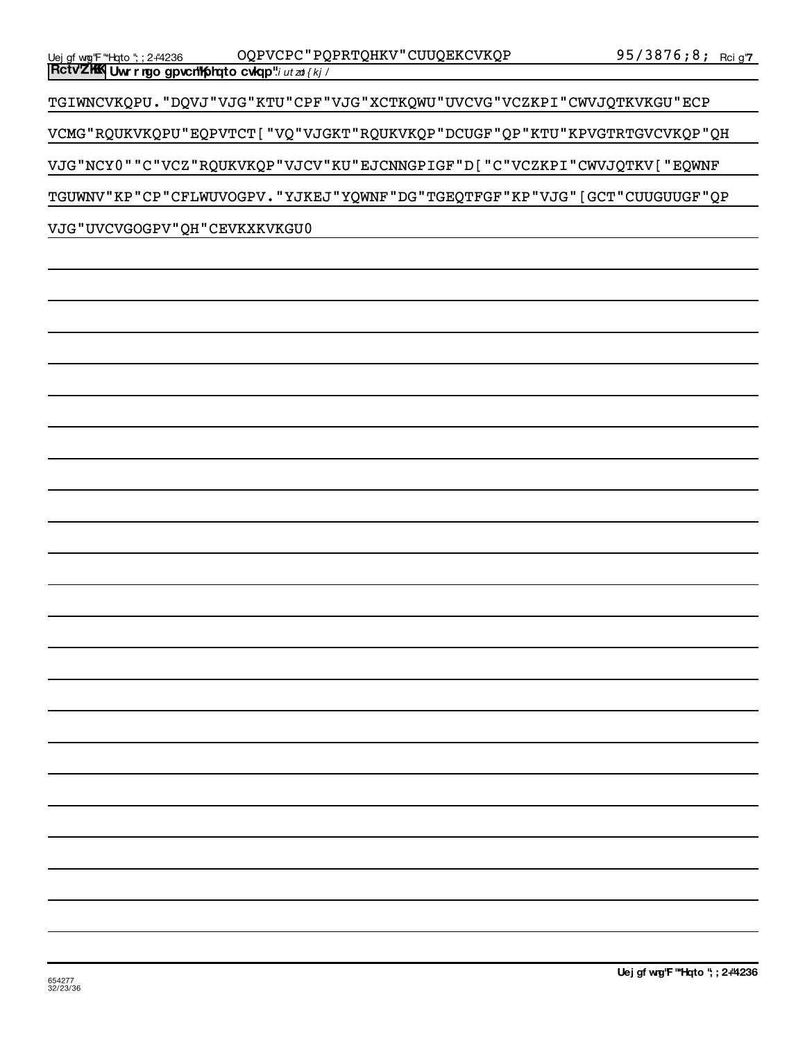**Rctv"ZKK** **Uwr rngo gpvcn"Kphqto cvkqp"***iutzd{kj/*

TGIWNCVKQPU."DQVJ"VJG"KTU"CPF"VJG"XCTKQWU"UVCVG"VCZKPI"CWVJQTKVKGU"ECP
VCMG"RQUKVKQPU"EQPVTCT["VQ"VJGKT"RQUKVKQP"DCUGF"QP"KTU"KPVGTRTGVCVKQP"QH
VJG"NCY0""C"VCZ"RQUKVKQP"VJCV"KU"EJCNNGPIGF"D["C"VCZKPI"CWVJQTKV["EQWNF
TGUWNV"KP"CP"CFLWUVOGPV."YJKEJ"YQWNF"DG"TGEQTFGF"KP"VJG"[GCT"CUUGUUGF"QP
VJG"UVCVGOGPV"QH"CEVKXKVKGU0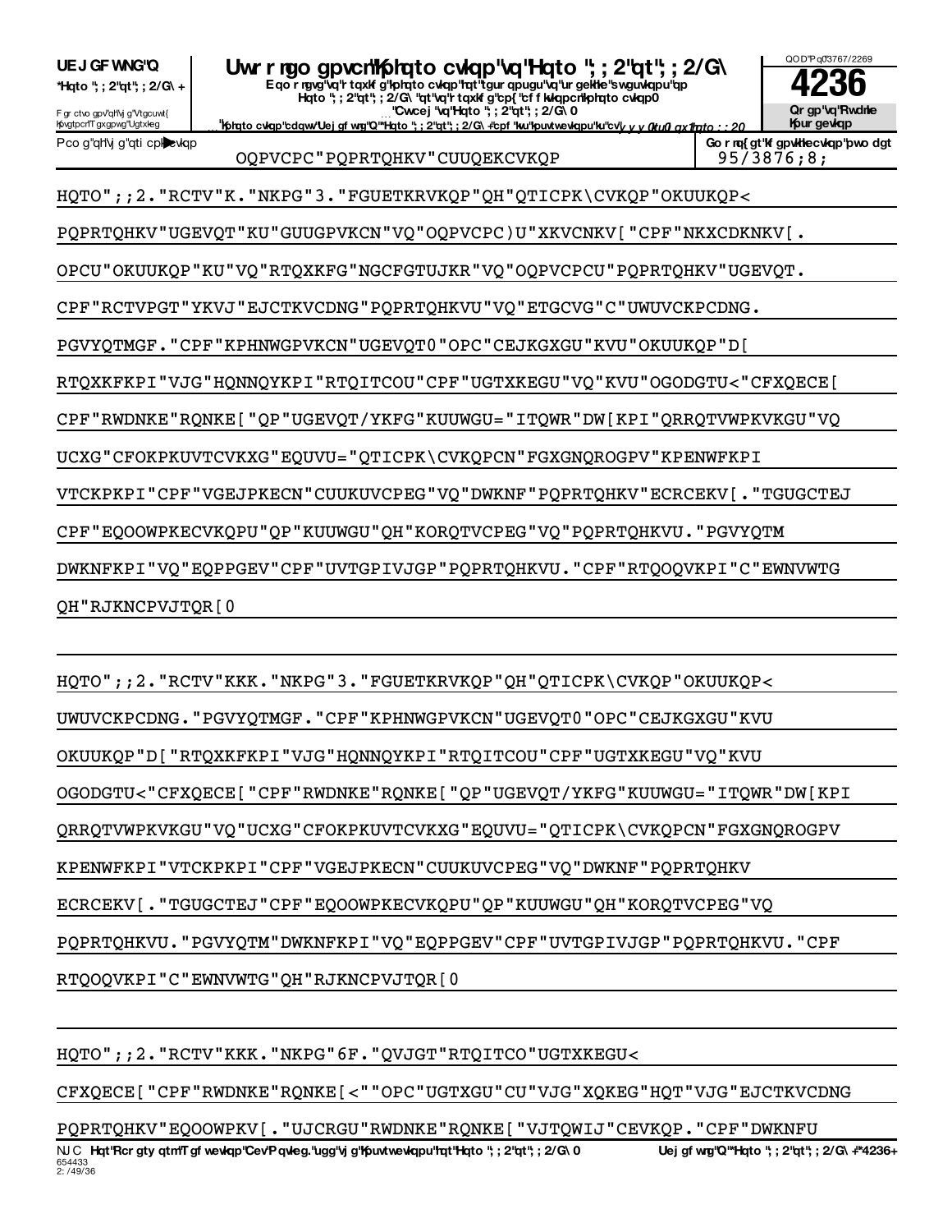**UEJGFWNG"Q**
**\*Hqto ";;2"qt";;2/G\+**

Fgrctvogpv"qh"vjg"Vtgcuwt{
Kpvgtpcn"Tgxgpwg"Ugtxkeg

# Uwrrngogpvcn"Kphqtocvkqp"vq"Hqto";;2"qt";;2/G\

**Eqorngvg"vq"rtqxkfg"kphqtocvkqp"hqt"tgurqpugu"vq"urgekhke"swguvkqpu"qp Hqto";;2"qt";;2/G\"qt"vq"rtqxkfg"cp{"cffkvkqpcn"kphqtocvkqp0**
**"Cvvcej"vq"Hqto";;2"qt";;2/G\0**
**"Kphqtocvkqp"cdqwv"Uejgfwng"Q"\*Hqto";;2"qt";;2/G\+"cpf"kvu"kpuvtwevkqpu"ku"cv"yyy0ktu0iqx1hqto;;20**

QODPq03767/2269

**4236**

**Qrgp"vq"Rwdnke Kpurgevkqp**

Pcog"qh"vjg"qticpk|cvkqp: OQPVCPC"PQPRTQHKV"CUUQEKCVKQP

**Gornq{gt"kfgpvkhkecvkqp"pwodgt** 95/3876;8;

HQTO";;2."RCTV"K."NKPG"3."FGUETKRVKQP"QH"QTICPK\CVKQP"OKUUKQP<

PQPRTQHKV"UGEVQT"KU"GUUGPVKCN"VQ"OQPVCPC)U"XKVCNKV["CPF"NKXCDKNKV[.

OPCU"OKUUKQP"KU"VQ"RTQXKFG"NGCFGTUJKR"VQ"OQPVCPCU"PQPRTQHKV"UGEVQT.

CPF"RCTVPGT"YKVJ"EJCTKVCDNG"PQPRTQHKVU"VQ"ETGCVG"C"UVUVCKPCDNG.

PGVYQTMGF."CPF"KPHNWGPVKCN"UGEVQT0"OPC"CEJKGXGU"KVU"OKUUKQP"D[

RTQXKFKPI"VJG"HQNNQYKPI"RTQITCOU"CPF"UGTXKEGU"VQ"KVU"OGODGTU<"CFXQECE[

CPF"RWDNKE"RQNKE["QP"UGEVQT/YKFG"KUUWGU="ITQWR"DW[KPI"QRRQTVWPKVKGU"VQ

UCXG"CFOKPKUVTCVKXG"EQUVU="QTICPK\CVKQPCN"FGXGNQROGPV"KPENWFKPI

VTCKPKPI"CPF"VGEJPKECN"CUUKUVCPEG"VQ"DWKNF"PQPRTQHKV"ECRCEKV[."TGUGCTEJ

CPF"EQOOWPKECVKQPU"QP"KUUWGU"QH"KORQTVCPEG"VQ"PQPRTQHKVU."PGVYQTM

DWKNFKPI"VQ"EQPPGEV"CPF"UVTGPIVJGP"PQPRTQHKVU."CPF"RTQOQVKPI"C"EWNVWTG

QH"RJKNCPVJTQR[0

HQTO";;2."RCTV"KKK."NKPG"3."FGUETKRVKQP"QH"QTICPK\CVKQP"OKUUKQP<

UWUVCKPCDNG."PGVYQTMGF."CPF"KPHNWGPVKCN"UGEVQT0"OPC"CEJKGXGU"KVU

OKUUKQP"D["RTQXKFKPI"VJG"HQNNQYKPI"RTQITCOU"CPF"UGTXKEGU"VQ"KVU

OGODGTU<"CFXQECE["CPF"RWDNKE"RQNKE["QP"UGEVQT/YKFG"KUUWGU="ITQWR"DW[KPI

QRRQTVWPKVKGU"VQ"UCXG"CFOKPKUVTCVKXG"EQUVU="QTICPK\CVKQPCN"FGXGNQROGPV

KPENWFKPI"VTCKPKPI"CPF"VGEJPKECN"CUUKUVCPEG"VQ"DWKNF"PQPRTQHKV

ECRCEKV[."TGUGCTEJ"CPF"EQOOWPKECVKQPU"QP"KUUWGU"QH"KORQTVCPEG"VQ

PQPRTQHKVU."PGVYQTM"DWKNFKPI"VQ"EQPPGEV"CPF"UVTGPIVJGP"PQPRTQHKVU."CPF

RTQOQVKPI"C"EWNVWTG"QH"RJKNCPVJTQR[0

HQTO";;2."RCTV"KKK."NKPG"6F."QVJGT"RTQITCO"UGTXKEGU<

CFXQECE["CPF"RWDNKE"RQNKE[<""OPC"UGTXGU"CU"VJG"XQKEG"HQT"VJG"EJCTKVCDNG

PQPRTQHKV"EQOOWPKV[."UJCRGU"RWDNKE"RQNKE["VJTQWIJ"CEVKQP."CPF"DWKNFU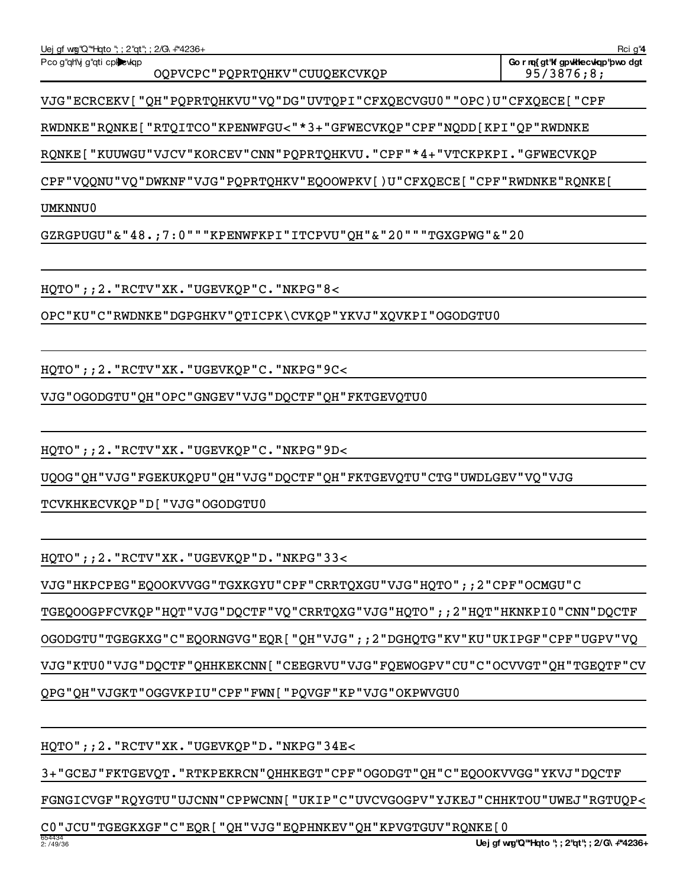Pco g"qh"j g"qti cpk cvkqp

OQPVCPC"PQPRTQHKV"CUUQEKCVKQP

Go rnq{gt"kf gpvkhkecvkqp"pwo dgt

95/3876;8;

VJG"ECRCEKV[ "QH"PQPRTQHKVU"VQ"DG"UVTQPI"CFXQECVGU0""OPC)U"CFXQECE[ "CPF

RWDNKE"RQNKE[ "RTQITCO"KPENWFGU<"*3+"GFWECVKQP"CPF"NQDD[KPI"QP"RWDNKE

RQNKE[ "KUUWGU"VJCV"KORCEV"CNN"PQPRTQHKVU."CPF"*4+"VTCKPKPI."GFWECVKQP

CPF"VQQNU"VQ"DWKNF"VJG"PQPRTQHKV"EQOOWPKV[)U"CFXQECE[ "CPF"RWDNKE"RQNKE[

UMKNNU0

GZRGPUGU"&"48.;7:0"""KPENWFKPI"ITCPVU"QH"&"20"""TGXGPWG"&"20

HQTO";;2."RCTV"XK."UGEVKQP"C."NKPG"8<

OPC"KU"C"RWDNKE"DGPGHKV"QTICPK\CVKQP"YKVJ"XQVKPI"OGODGTU0

HQTO";;2."RCTV"XK."UGEVKQP"C."NKPG"9C<

VJG"OGODGTU"QH"OPC"GNGEV"VJG"DQCTF"QH"FKTGEVQTU0

HQTO";;2."RCTV"XK."UGEVKQP"C."NKPG"9D<

UQOG"QH"VJG"FGEKUKQPU"QH"VJG"DQCTF"QH"FKTGEVQTU"CTG"UWDLGEV"VQ"VJG

TCVKHKECVKQP"D[ "VJG"OGODGTU0

HQTO";;2."RCTV"XK."UGEVKQP"D."NKPG"33<

VJG"HKPCPEG"EQOOKVVGG"TGXKGYU"CPF"CRRTQXGU"VJG"HQTO";;2"CPF"OCMGU"C

TGEQOOGPFCVKQP"HQT"VJG"DQCTF"VQ"CRRTQXG"VJG"HQTO";;2"HQT"HKNKPI0"CNN"DQCTF

OGODGTU"TGEGKXG"C"EQORNGVG"EQR[ "QH"VJG";;2"DGHQTG"KV"KU"UKIPGF"CPF"UGPV"VQ

VJG"KTU0"VJG"DQCTF"QHHKEKCNN[ "CEEGRVU"VJG"FQEWOGPV"CU"C"OCVVGT"QH"TGEQTF"CV

QPG"QH"VJGKT"OGGVKPIU"CPF"FWN[ "PQVGF"KP"VJG"OKPWVGU0

HQTO";;2."RCTV"XK."UGEVKQP"D."NKPG"34E<

3+"GCEJ"FKTGEVQT."RTKPEKRCN"QHHKEGT"CPF"OGODGT"QH"C"EQOOKVVGG"YKVJ"DQCTF

FGNGICVGF"RQYGTU"UJCNN"CPPWCNN[ "UKIP"C"UVCVGOGPV"YJKEJ"CHHKTOU"UWEJ"RGTUQP<

C0"JCU"TGEGKXGF"C"EQR[ "QH"VJG"EQPHNKEV"QH"KPVGTGUV"RQNKE[0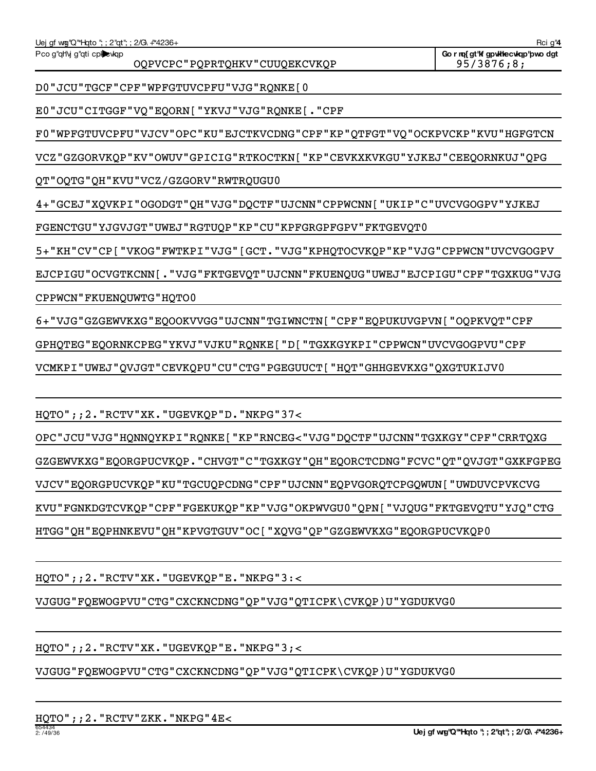Pco g"qh"vj g"qti cpk cvkqp

OQPVCPC"PQPRTQHKV"CUUQEKCVKQP

Go r nq{ gt"kf gpvkhecvkqp"pwo dgt

95/3876;8;

D0"JCU"TGCF"CPF"WPFGTUVCPFU"VJG"RQNKE[0

E0"JCU"CITGGF"VQ"EQORN["YKVJ"VJG"RQNKE[."CPF

F0"WPFGTUVCPFU"VJCV"OPC"KU"EJCTKVCDNG"CPF"KP"QTFGT"VQ"OCKPVCKP"KVU"HGFGTCN

VCZ"GZGORVKQP"KV"OWUV"GPICIG"RTKOCTKN["KP"CEVKXKVKGU"YJKEJ"CEEQORNKUJ"QPG

QT"OQTG"QH"KVU"VCZ/GZGORV"RWTRQUGU0

4+"GCEJ"XQVKPI"OGODGT"QH"VJG"DQCTF"UJCNN"CPPWCNN["UKIP"C"UVCVGOGPV"YJKEJ

FGENCTGU"YJGVJGT"UWEJ"RGTUQP"KP"CU"KPFGRGPFGPV"FKTGEVQT0

5+"KH"CV"CP["VKOG"FWTKPI"VJG"[GCT."VJG"KPHQTOCVKQP"KP"VJG"CPPWCN"UVCVGOGPV

EJCPIGU"OCVGTKCNN[."VJG"FKTGEVQT"UJCNN"FKUENQUG"UWEJ"EJCPIGU"CPF"TGXKUG"VJG

CPPWCN"FKUENQUWTG"HQTO0

6+"VJG"GZGEWVKXG"EQOOKVVGG"UJCNN"TGIWNCTN["CPF"EQPUKUVGPVN["OQPKVQT"CPF

GPHQTEG"EQORNKCPEG"YKVJ"VJKU"RQNKE["D["TGXKGYKPI"CPPWCN"UVCVGOGPVU"CPF

VCMKPI"UWEJ"QVJGT"CEVKQPU"CU"CTG"PGEGUUCT["HQT"GHHGEVKXG"QXGTUKIJV0

HQTO";;2."RCTV"XK."UGEVKQP"D."NKPG"37<

OPC"JCU"VJG"HQNNQYKPI"RQNKE["KP"RNCEG<"VJG"DQCTF"UJCNN"TGXKGY"CPF"CRRTQXG

GZGEWVKXG"EQORGPUCVKQP."CHVGT"C"TGXKGY"QH"EQORCTCDNG"FCVC"QT"QVJGT"GXKFGPEG

VJCV"EQORGPUCVKQP"KU"TGCUQPCDNG"CPF"UJCNN"EQPVGORQTCPGQWUN["UWDUVCPVKCVG

KVU"FGNKDGTCVKQP"CPF"FGEKUKQP"KP"VJG"OKPWVGU0"QPN["VJQUG"FKTGEVQTU"YJQ"CTG

HTGG"QH"EQPHNKEVU"QH"KPVGTGUV"OC["XQVG"QP"GZGEWVKXG"EQORGPUCVKQP0

HQTO";;2."RCTV"XK."UGEVKQP"E."NKPG"3:<

VJGUG"FQEWOGPVU"CTG"CXCKNCDNG"QP"VJG"QTICPK\CVKQP)U"YGDUKVG0

HQTO";;2."RCTV"XK."UGEVKQP"E."NKPG"3;<

VJGUG"FQEWOGPVU"CTG"CXCKNCDNG"QP"VJG"QTICPK\CVKQP)U"YGDUKVG0

HQTO";;2."RCTV"ZKK."NKPG"4E<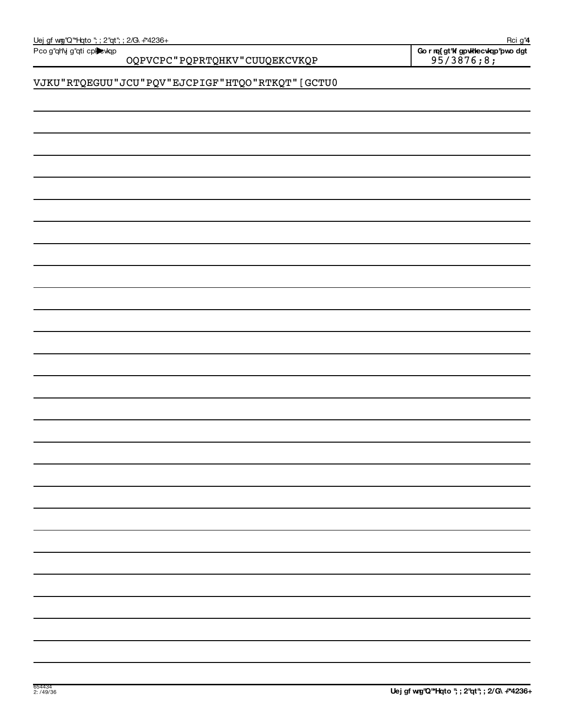Pco g"qh"vj g"qti cpk cvkqp

OQPVCPC"PQPRTQHKV"CUUQEKCVKQP

Go r nq{ gt"kf gpvkhecvkqp"pwo dgt

95/3876;8;

VJKU"RTQEGUU"JCU"PQV"EJCPIGF"HTQO"RTKQT"[GCTU0